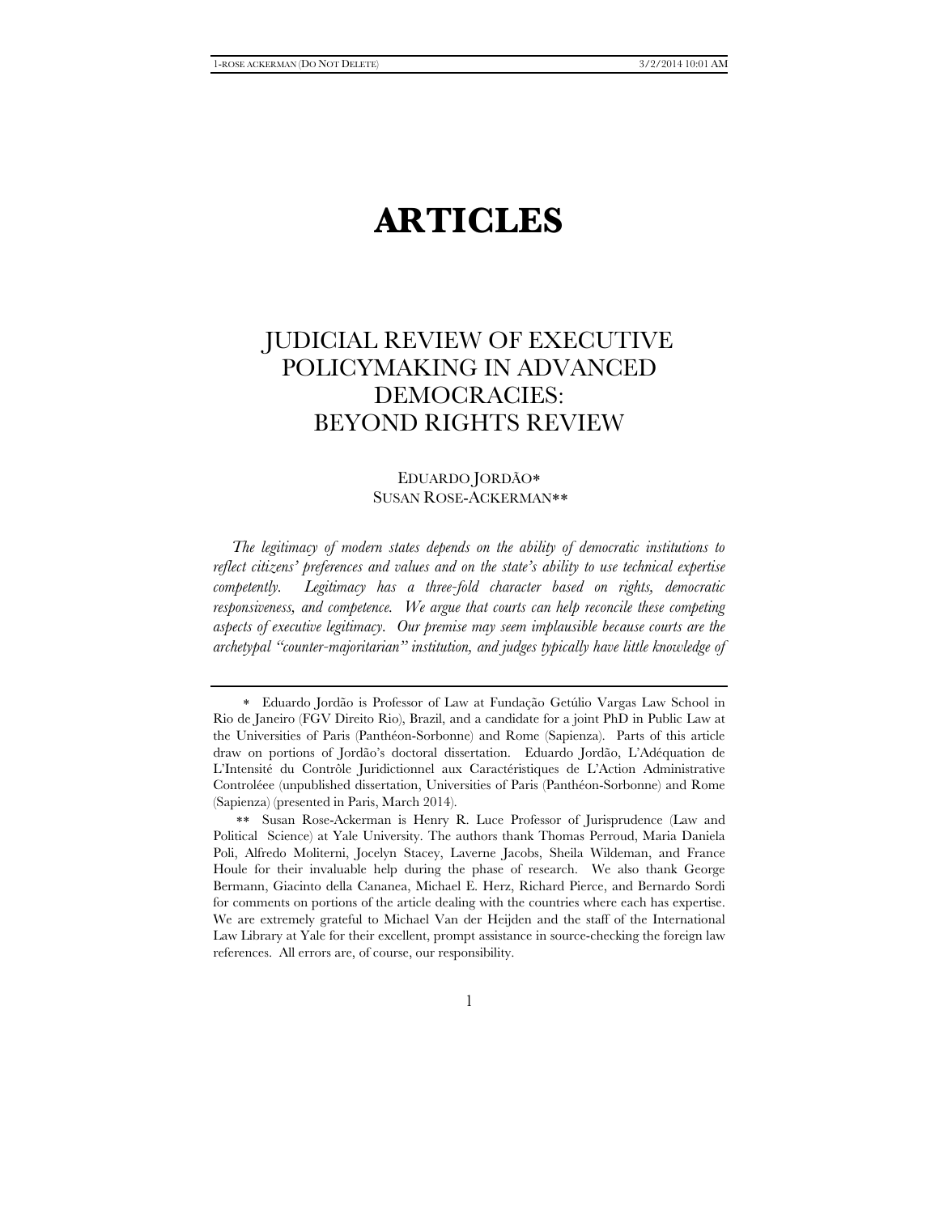# ARTICLES

## JUDICIAL REVIEW OF EXECUTIVE POLICYMAKING IN ADVANCED DEMOCRACIES: BEYOND RIGHTS REVIEW

EDUARDO JORDÃO*
SUSAN ROSE-ACKERMAN**

*The legitimacy of modern states depends on the ability of democratic institutions to reflect citizens' preferences and values and on the state's ability to use technical expertise competently. Legitimacy has a three-fold character based on rights, democratic responsiveness, and competence. We argue that courts can help reconcile these competing aspects of executive legitimacy. Our premise may seem implausible because courts are the archetypal "counter-majoritarian" institution, and judges typically have little knowledge of*

---

\* Eduardo Jordão is Professor of Law at Fundação Getúlio Vargas Law School in Rio de Janeiro (FGV Direito Rio), Brazil, and a candidate for a joint PhD in Public Law at the Universities of Paris (Panthéon-Sorbonne) and Rome (Sapienza). Parts of this article draw on portions of Jordão's doctoral dissertation. Eduardo Jordão, L'Adéquation de L'Intensité du Contrôle Juridictionnel aux Caractéristiques de L'Action Administrative Controlée (unpublished dissertation, Universities of Paris (Panthéon-Sorbonne) and Rome (Sapienza) (presented in Paris, March 2014).

\*\* Susan Rose-Ackerman is Henry R. Luce Professor of Jurisprudence (Law and Political Science) at Yale University. The authors thank Thomas Perroud, Maria Daniela Poli, Alfredo Moliterni, Jocelyn Stacey, Laverne Jacobs, Sheila Wildeman, and France Houle for their invaluable help during the phase of research. We also thank George Bermann, Giacinto della Cananea, Michael E. Herz, Richard Pierce, and Bernardo Sordi for comments on portions of the article dealing with the countries where each has expertise. We are extremely grateful to Michael Van der Heijden and the staff of the International Law Library at Yale for their excellent, prompt assistance in source-checking the foreign law references. All errors are, of course, our responsibility.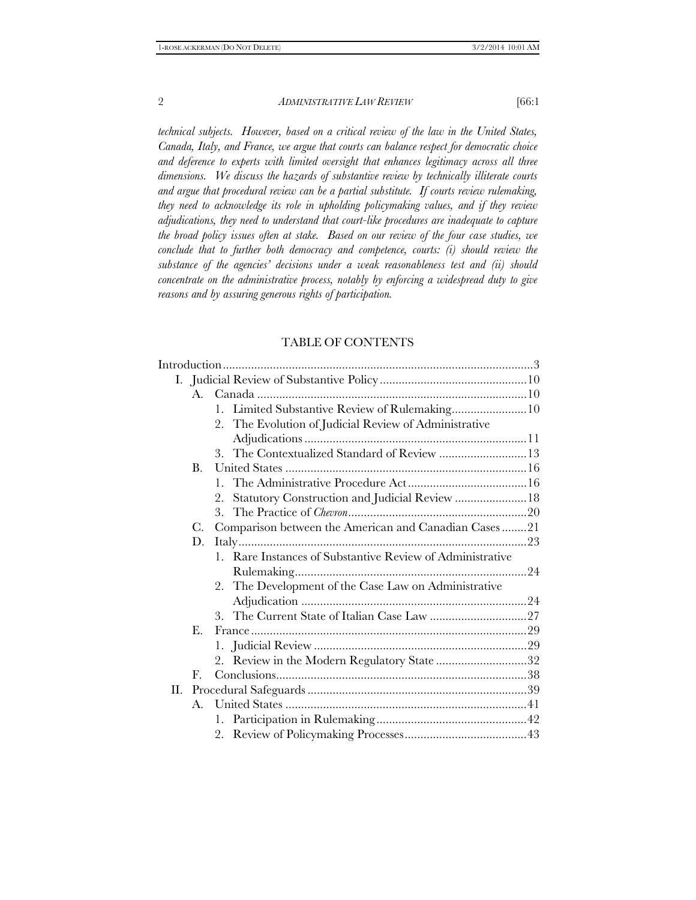*technical subjects. However, based on a critical review of the law in the United States, Canada, Italy, and France, we argue that courts can balance respect for democratic choice and deference to experts with limited oversight that enhances legitimacy across all three dimensions. We discuss the hazards of substantive review by technically illiterate courts and argue that procedural review can be a partial substitute. If courts review rulemaking, they need to acknowledge its role in upholding policymaking values, and if they review adjudications, they need to understand that court-like procedures are inadequate to capture the broad policy issues often at stake. Based on our review of the four case studies, we conclude that to further both democracy and competence, courts: (i) should review the substance of the agencies' decisions under a weak reasonableness test and (ii) should concentrate on the administrative process, notably by enforcing a widespread duty to give reasons and by assuring generous rights of participation.*

## TABLE OF CONTENTS

Introduction ....... 3

I. Judicial Review of Substantive Policy ....... 10
- A. Canada ....... 10
  - 1. Limited Substantive Review of Rulemaking ....... 10
  - 2. The Evolution of Judicial Review of Administrative Adjudications ....... 11
  - 3. The Contextualized Standard of Review ....... 13
- B. United States ....... 16
  - 1. The Administrative Procedure Act ....... 16
  - 2. Statutory Construction and Judicial Review ....... 18
  - 3. The Practice of *Chevron* ....... 20
- C. Comparison between the American and Canadian Cases ....... 21
- D. Italy ....... 23
  - 1. Rare Instances of Substantive Review of Administrative Rulemaking ....... 24
  - 2. The Development of the Case Law on Administrative Adjudication ....... 24
  - 3. The Current State of Italian Case Law ....... 27
- E. France ....... 29
  - 1. Judicial Review ....... 29
  - 2. Review in the Modern Regulatory State ....... 32
- F. Conclusions ....... 38

II. Procedural Safeguards ....... 39
- A. United States ....... 41
  - 1. Participation in Rulemaking ....... 42
  - 2. Review of Policymaking Processes ....... 43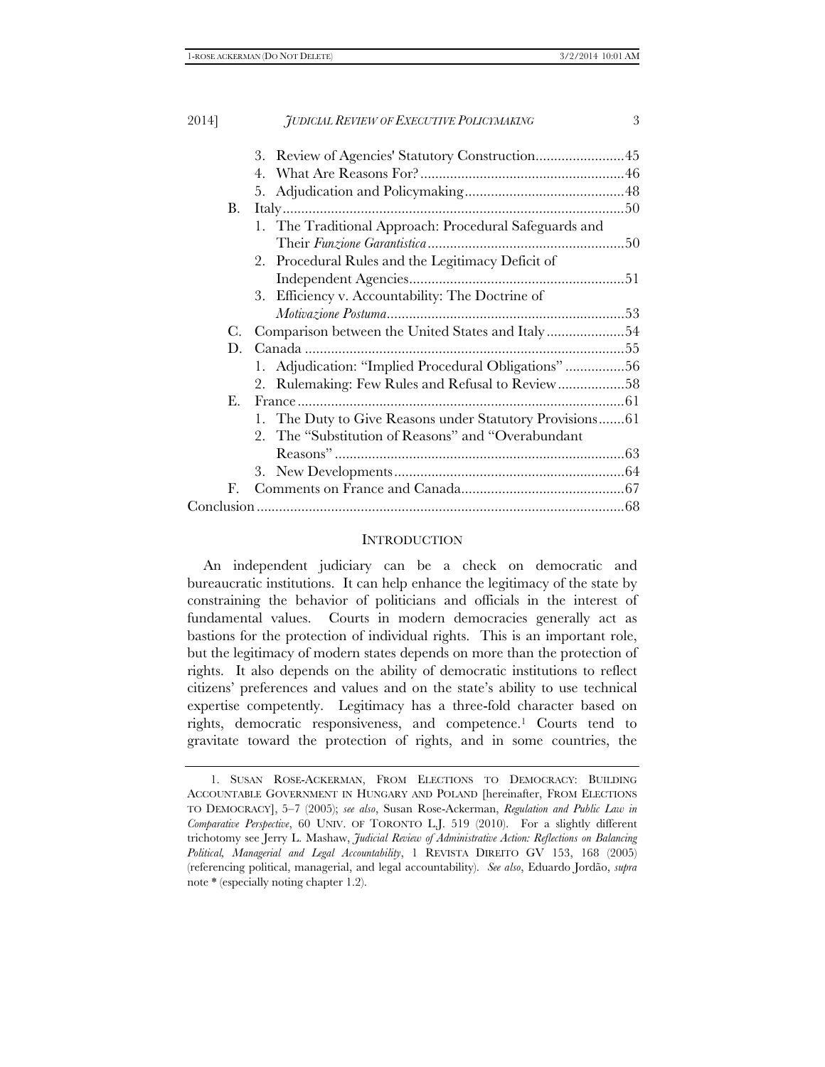3. Review of Agencies' Statutory Construction........................45
4. What Are Reasons For?.......................................................46
5. Adjudication and Policymaking...........................................48

B. Italy...........................................................................................50
1. The Traditional Approach: Procedural Safeguards and Their *Funzione Garantistica*......................................................50
2. Procedural Rules and the Legitimacy Deficit of Independent Agencies..........................................................51
3. Efficiency v. Accountability: The Doctrine of *Motivazione Postuma*................................................................53

C. Comparison between the United States and Italy.....................54

D. Canada .....................................................................................55
1. Adjudication: "Implied Procedural Obligations" ................56
2. Rulemaking: Few Rules and Refusal to Review..................58

E. France........................................................................................61
1. The Duty to Give Reasons under Statutory Provisions.......61
2. The "Substitution of Reasons" and "Overabundant Reasons" ..............................................................................63
3. New Developments.............................................................64

F. Comments on France and Canada............................................67

Conclusion..................................................................................................68

## INTRODUCTION

An independent judiciary can be a check on democratic and bureaucratic institutions. It can help enhance the legitimacy of the state by constraining the behavior of politicians and officials in the interest of fundamental values. Courts in modern democracies generally act as bastions for the protection of individual rights. This is an important role, but the legitimacy of modern states depends on more than the protection of rights. It also depends on the ability of democratic institutions to reflect citizens' preferences and values and on the state's ability to use technical expertise competently. Legitimacy has a three-fold character based on rights, democratic responsiveness, and competence.[1] Courts tend to gravitate toward the protection of rights, and in some countries, the

---

1. SUSAN ROSE-ACKERMAN, FROM ELECTIONS TO DEMOCRACY: BUILDING ACCOUNTABLE GOVERNMENT IN HUNGARY AND POLAND [hereinafter, FROM ELECTIONS TO DEMOCRACY], 5–7 (2005); *see also*, Susan Rose-Ackerman, *Regulation and Public Law in Comparative Perspective*, 60 UNIV. OF TORONTO L.J. 519 (2010). For a slightly different trichotomy see Jerry L. Mashaw, *Judicial Review of Administrative Action: Reflections on Balancing Political, Managerial and Legal Accountability*, 1 REVISTA DIREITO GV 153, 168 (2005) (referencing political, managerial, and legal accountability). *See also*, Eduardo Jordão, *supra* note * (especially noting chapter 1.2).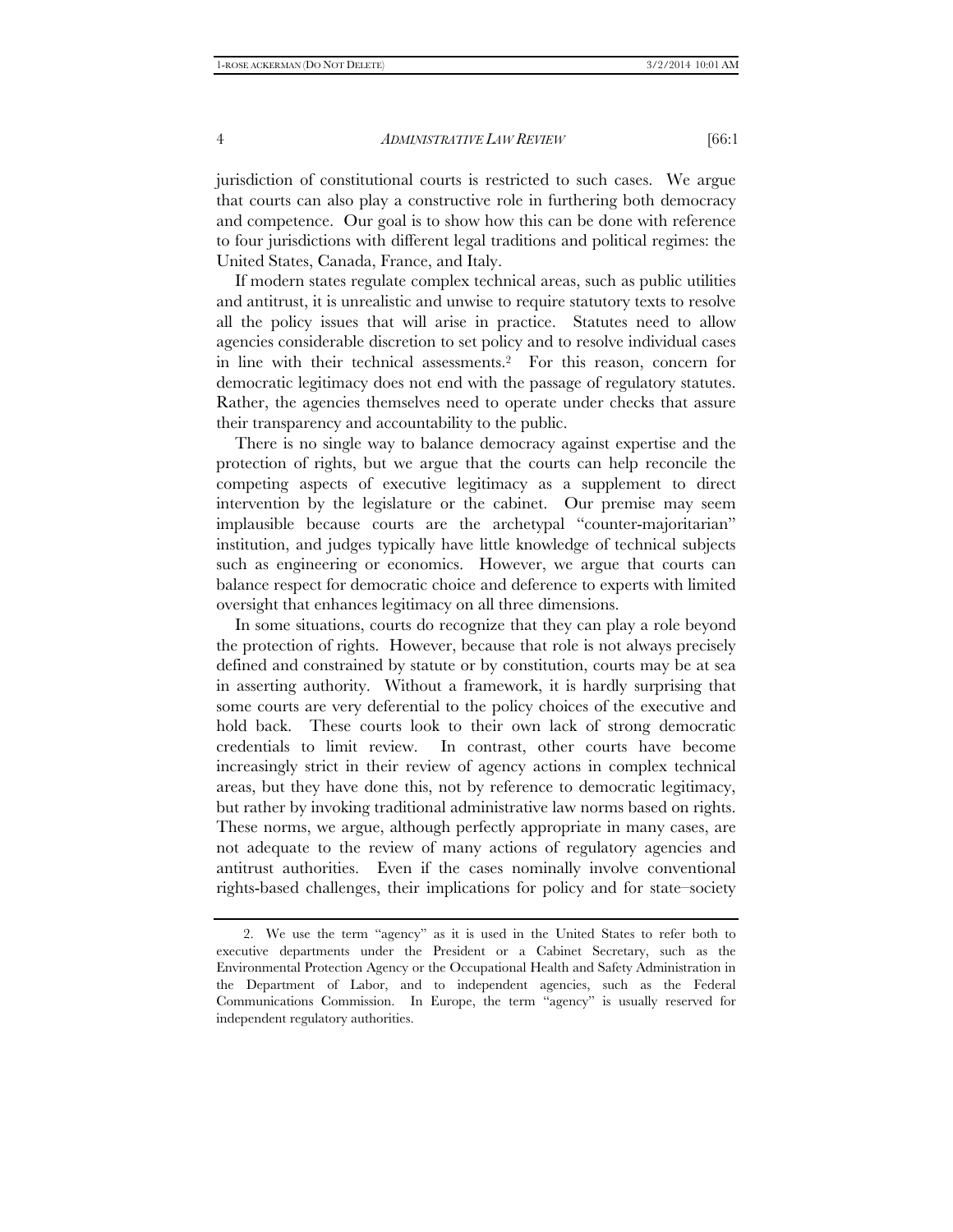jurisdiction of constitutional courts is restricted to such cases. We argue that courts can also play a constructive role in furthering both democracy and competence. Our goal is to show how this can be done with reference to four jurisdictions with different legal traditions and political regimes: the United States, Canada, France, and Italy.

If modern states regulate complex technical areas, such as public utilities and antitrust, it is unrealistic and unwise to require statutory texts to resolve all the policy issues that will arise in practice. Statutes need to allow agencies considerable discretion to set policy and to resolve individual cases in line with their technical assessments.[2] For this reason, concern for democratic legitimacy does not end with the passage of regulatory statutes. Rather, the agencies themselves need to operate under checks that assure their transparency and accountability to the public.

There is no single way to balance democracy against expertise and the protection of rights, but we argue that the courts can help reconcile the competing aspects of executive legitimacy as a supplement to direct intervention by the legislature or the cabinet. Our premise may seem implausible because courts are the archetypal "counter-majoritarian" institution, and judges typically have little knowledge of technical subjects such as engineering or economics. However, we argue that courts can balance respect for democratic choice and deference to experts with limited oversight that enhances legitimacy on all three dimensions.

In some situations, courts do recognize that they can play a role beyond the protection of rights. However, because that role is not always precisely defined and constrained by statute or by constitution, courts may be at sea in asserting authority. Without a framework, it is hardly surprising that some courts are very deferential to the policy choices of the executive and hold back. These courts look to their own lack of strong democratic credentials to limit review. In contrast, other courts have become increasingly strict in their review of agency actions in complex technical areas, but they have done this, not by reference to democratic legitimacy, but rather by invoking traditional administrative law norms based on rights. These norms, we argue, although perfectly appropriate in many cases, are not adequate to the review of many actions of regulatory agencies and antitrust authorities. Even if the cases nominally involve conventional rights-based challenges, their implications for policy and for state–society

2. We use the term "agency" as it is used in the United States to refer both to executive departments under the President or a Cabinet Secretary, such as the Environmental Protection Agency or the Occupational Health and Safety Administration in the Department of Labor, and to independent agencies, such as the Federal Communications Commission. In Europe, the term "agency" is usually reserved for independent regulatory authorities.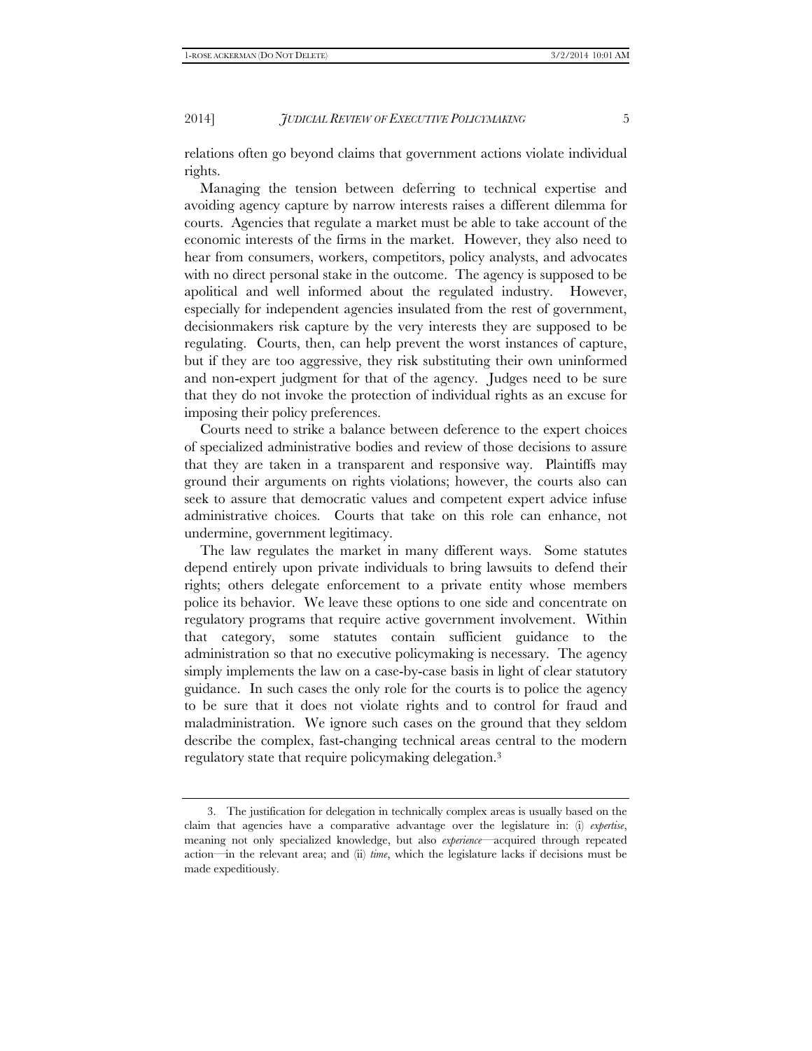relations often go beyond claims that government actions violate individual rights.

Managing the tension between deferring to technical expertise and avoiding agency capture by narrow interests raises a different dilemma for courts. Agencies that regulate a market must be able to take account of the economic interests of the firms in the market. However, they also need to hear from consumers, workers, competitors, policy analysts, and advocates with no direct personal stake in the outcome. The agency is supposed to be apolitical and well informed about the regulated industry. However, especially for independent agencies insulated from the rest of government, decisionmakers risk capture by the very interests they are supposed to be regulating. Courts, then, can help prevent the worst instances of capture, but if they are too aggressive, they risk substituting their own uninformed and non-expert judgment for that of the agency. Judges need to be sure that they do not invoke the protection of individual rights as an excuse for imposing their policy preferences.

Courts need to strike a balance between deference to the expert choices of specialized administrative bodies and review of those decisions to assure that they are taken in a transparent and responsive way. Plaintiffs may ground their arguments on rights violations; however, the courts also can seek to assure that democratic values and competent expert advice infuse administrative choices. Courts that take on this role can enhance, not undermine, government legitimacy.

The law regulates the market in many different ways. Some statutes depend entirely upon private individuals to bring lawsuits to defend their rights; others delegate enforcement to a private entity whose members police its behavior. We leave these options to one side and concentrate on regulatory programs that require active government involvement. Within that category, some statutes contain sufficient guidance to the administration so that no executive policymaking is necessary. The agency simply implements the law on a case-by-case basis in light of clear statutory guidance. In such cases the only role for the courts is to police the agency to be sure that it does not violate rights and to control for fraud and maladministration. We ignore such cases on the ground that they seldom describe the complex, fast-changing technical areas central to the modern regulatory state that require policymaking delegation.[3]

---

3. The justification for delegation in technically complex areas is usually based on the claim that agencies have a comparative advantage over the legislature in: (i) *expertise*, meaning not only specialized knowledge, but also *experience*—acquired through repeated action—in the relevant area; and (ii) *time*, which the legislature lacks if decisions must be made expeditiously.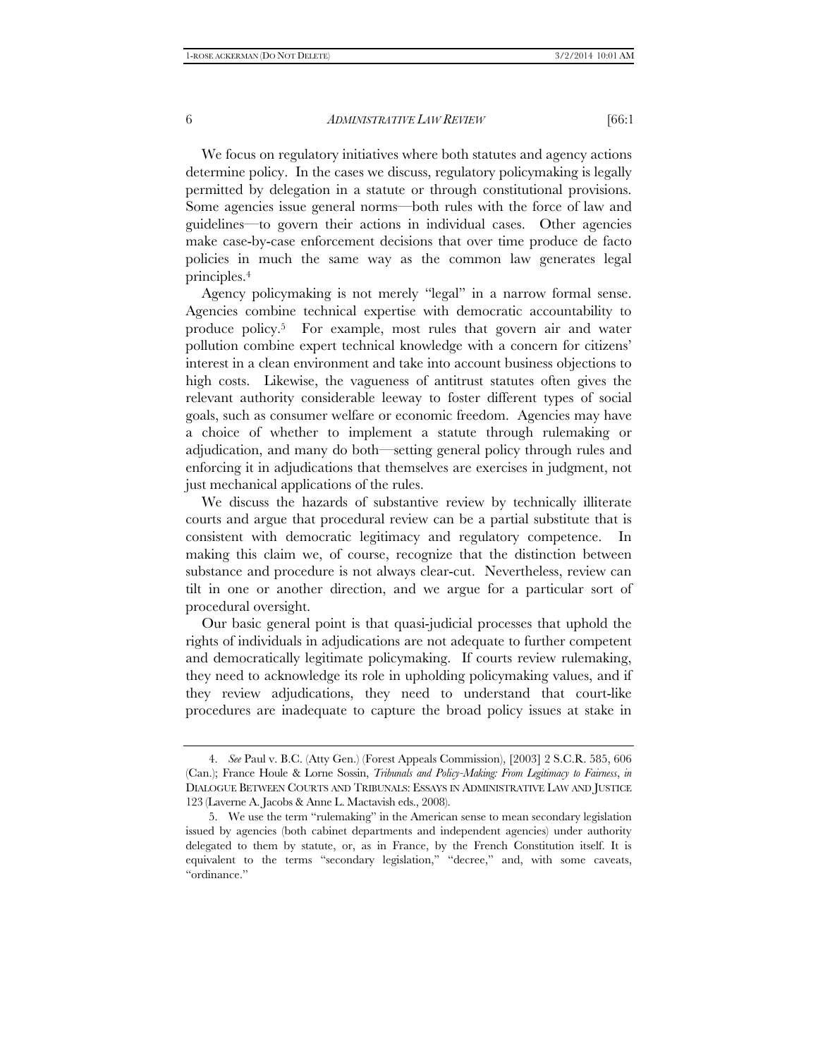We focus on regulatory initiatives where both statutes and agency actions determine policy. In the cases we discuss, regulatory policymaking is legally permitted by delegation in a statute or through constitutional provisions. Some agencies issue general norms—both rules with the force of law and guidelines—to govern their actions in individual cases. Other agencies make case-by-case enforcement decisions that over time produce de facto policies in much the same way as the common law generates legal principles.[4]

Agency policymaking is not merely "legal" in a narrow formal sense. Agencies combine technical expertise with democratic accountability to produce policy.[5] For example, most rules that govern air and water pollution combine expert technical knowledge with a concern for citizens' interest in a clean environment and take into account business objections to high costs. Likewise, the vagueness of antitrust statutes often gives the relevant authority considerable leeway to foster different types of social goals, such as consumer welfare or economic freedom. Agencies may have a choice of whether to implement a statute through rulemaking or adjudication, and many do both—setting general policy through rules and enforcing it in adjudications that themselves are exercises in judgment, not just mechanical applications of the rules.

We discuss the hazards of substantive review by technically illiterate courts and argue that procedural review can be a partial substitute that is consistent with democratic legitimacy and regulatory competence. In making this claim we, of course, recognize that the distinction between substance and procedure is not always clear-cut. Nevertheless, review can tilt in one or another direction, and we argue for a particular sort of procedural oversight.

Our basic general point is that quasi-judicial processes that uphold the rights of individuals in adjudications are not adequate to further competent and democratically legitimate policymaking. If courts review rulemaking, they need to acknowledge its role in upholding policymaking values, and if they review adjudications, they need to understand that court-like procedures are inadequate to capture the broad policy issues at stake in

---

4. *See* Paul v. B.C. (Atty Gen.) (Forest Appeals Commission), [2003] 2 S.C.R. 585, 606 (Can.); France Houle & Lorne Sossin, *Tribunals and Policy-Making: From Legitimacy to Fairness*, *in* DIALOGUE BETWEEN COURTS AND TRIBUNALS: ESSAYS IN ADMINISTRATIVE LAW AND JUSTICE 123 (Laverne A. Jacobs & Anne L. Mactavish eds., 2008).

5. We use the term "rulemaking" in the American sense to mean secondary legislation issued by agencies (both cabinet departments and independent agencies) under authority delegated to them by statute, or, as in France, by the French Constitution itself. It is equivalent to the terms "secondary legislation," "decree," and, with some caveats, "ordinance."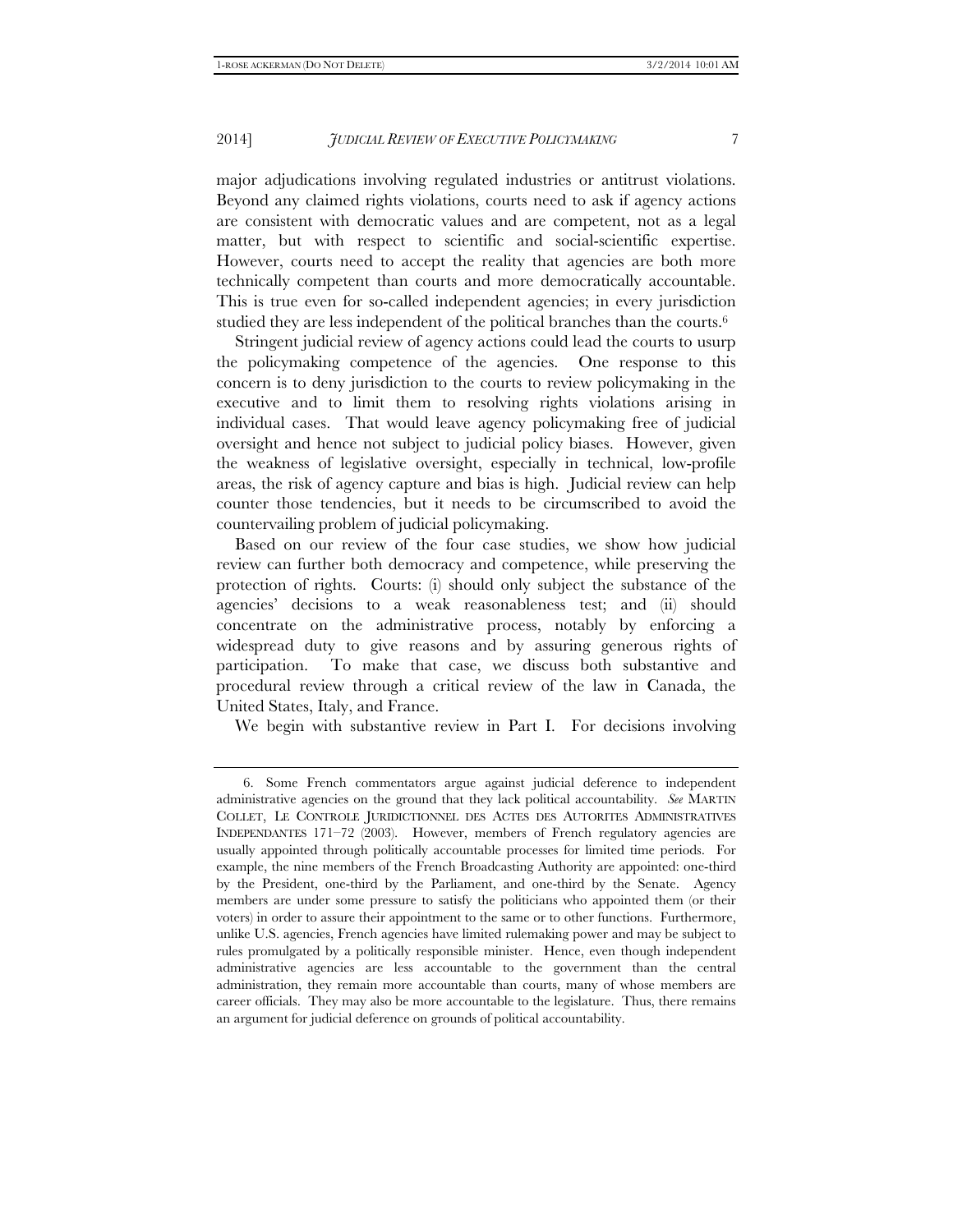major adjudications involving regulated industries or antitrust violations. Beyond any claimed rights violations, courts need to ask if agency actions are consistent with democratic values and are competent, not as a legal matter, but with respect to scientific and social-scientific expertise. However, courts need to accept the reality that agencies are both more technically competent than courts and more democratically accountable. This is true even for so-called independent agencies; in every jurisdiction studied they are less independent of the political branches than the courts.[6]

Stringent judicial review of agency actions could lead the courts to usurp the policymaking competence of the agencies. One response to this concern is to deny jurisdiction to the courts to review policymaking in the executive and to limit them to resolving rights violations arising in individual cases. That would leave agency policymaking free of judicial oversight and hence not subject to judicial policy biases. However, given the weakness of legislative oversight, especially in technical, low-profile areas, the risk of agency capture and bias is high. Judicial review can help counter those tendencies, but it needs to be circumscribed to avoid the countervailing problem of judicial policymaking.

Based on our review of the four case studies, we show how judicial review can further both democracy and competence, while preserving the protection of rights. Courts: (i) should only subject the substance of the agencies' decisions to a weak reasonableness test; and (ii) should concentrate on the administrative process, notably by enforcing a widespread duty to give reasons and by assuring generous rights of participation. To make that case, we discuss both substantive and procedural review through a critical review of the law in Canada, the United States, Italy, and France.

We begin with substantive review in Part I. For decisions involving

6. Some French commentators argue against judicial deference to independent administrative agencies on the ground that they lack political accountability. *See* MARTIN COLLET, LE CONTROLE JURIDICTIONNEL DES ACTES DES AUTORITES ADMINISTRATIVES INDEPENDANTES 171–72 (2003). However, members of French regulatory agencies are usually appointed through politically accountable processes for limited time periods. For example, the nine members of the French Broadcasting Authority are appointed: one-third by the President, one-third by the Parliament, and one-third by the Senate. Agency members are under some pressure to satisfy the politicians who appointed them (or their voters) in order to assure their appointment to the same or to other functions. Furthermore, unlike U.S. agencies, French agencies have limited rulemaking power and may be subject to rules promulgated by a politically responsible minister. Hence, even though independent administrative agencies are less accountable to the government than the central administration, they remain more accountable than courts, many of whose members are career officials. They may also be more accountable to the legislature. Thus, there remains an argument for judicial deference on grounds of political accountability.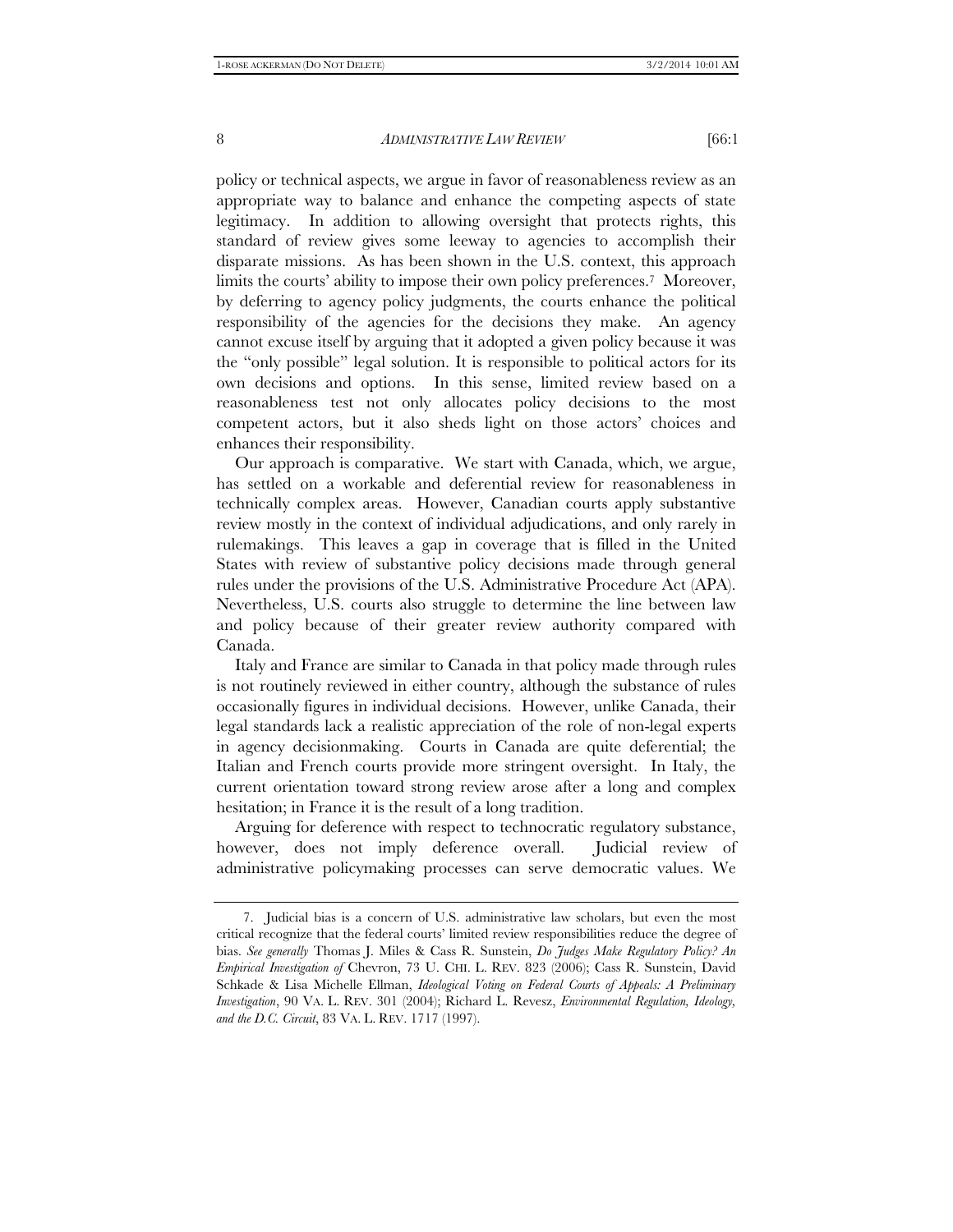policy or technical aspects, we argue in favor of reasonableness review as an appropriate way to balance and enhance the competing aspects of state legitimacy. In addition to allowing oversight that protects rights, this standard of review gives some leeway to agencies to accomplish their disparate missions. As has been shown in the U.S. context, this approach limits the courts' ability to impose their own policy preferences.[7] Moreover, by deferring to agency policy judgments, the courts enhance the political responsibility of the agencies for the decisions they make. An agency cannot excuse itself by arguing that it adopted a given policy because it was the "only possible" legal solution. It is responsible to political actors for its own decisions and options. In this sense, limited review based on a reasonableness test not only allocates policy decisions to the most competent actors, but it also sheds light on those actors' choices and enhances their responsibility.

Our approach is comparative. We start with Canada, which, we argue, has settled on a workable and deferential review for reasonableness in technically complex areas. However, Canadian courts apply substantive review mostly in the context of individual adjudications, and only rarely in rulemakings. This leaves a gap in coverage that is filled in the United States with review of substantive policy decisions made through general rules under the provisions of the U.S. Administrative Procedure Act (APA). Nevertheless, U.S. courts also struggle to determine the line between law and policy because of their greater review authority compared with Canada.

Italy and France are similar to Canada in that policy made through rules is not routinely reviewed in either country, although the substance of rules occasionally figures in individual decisions. However, unlike Canada, their legal standards lack a realistic appreciation of the role of non-legal experts in agency decisionmaking. Courts in Canada are quite deferential; the Italian and French courts provide more stringent oversight. In Italy, the current orientation toward strong review arose after a long and complex hesitation; in France it is the result of a long tradition.

Arguing for deference with respect to technocratic regulatory substance, however, does not imply deference overall. Judicial review of administrative policymaking processes can serve democratic values. We

---

7. Judicial bias is a concern of U.S. administrative law scholars, but even the most critical recognize that the federal courts' limited review responsibilities reduce the degree of bias. *See generally* Thomas J. Miles & Cass R. Sunstein, *Do Judges Make Regulatory Policy? An Empirical Investigation of* Chevron, 73 U. CHI. L. REV. 823 (2006); Cass R. Sunstein, David Schkade & Lisa Michelle Ellman, *Ideological Voting on Federal Courts of Appeals: A Preliminary Investigation*, 90 VA. L. REV. 301 (2004); Richard L. Revesz, *Environmental Regulation, Ideology, and the D.C. Circuit*, 83 VA. L. REV. 1717 (1997).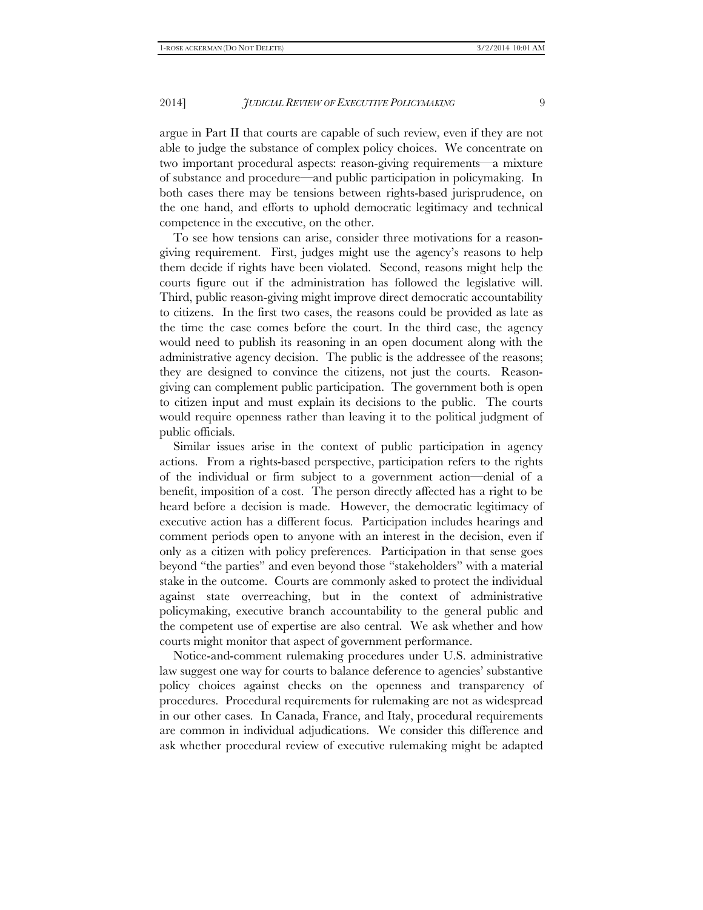argue in Part II that courts are capable of such review, even if they are not able to judge the substance of complex policy choices. We concentrate on two important procedural aspects: reason-giving requirements—a mixture of substance and procedure—and public participation in policymaking. In both cases there may be tensions between rights-based jurisprudence, on the one hand, and efforts to uphold democratic legitimacy and technical competence in the executive, on the other.

To see how tensions can arise, consider three motivations for a reason-giving requirement. First, judges might use the agency's reasons to help them decide if rights have been violated. Second, reasons might help the courts figure out if the administration has followed the legislative will. Third, public reason-giving might improve direct democratic accountability to citizens. In the first two cases, the reasons could be provided as late as the time the case comes before the court. In the third case, the agency would need to publish its reasoning in an open document along with the administrative agency decision. The public is the addressee of the reasons; they are designed to convince the citizens, not just the courts. Reason-giving can complement public participation. The government both is open to citizen input and must explain its decisions to the public. The courts would require openness rather than leaving it to the political judgment of public officials.

Similar issues arise in the context of public participation in agency actions. From a rights-based perspective, participation refers to the rights of the individual or firm subject to a government action—denial of a benefit, imposition of a cost. The person directly affected has a right to be heard before a decision is made. However, the democratic legitimacy of executive action has a different focus. Participation includes hearings and comment periods open to anyone with an interest in the decision, even if only as a citizen with policy preferences. Participation in that sense goes beyond "the parties" and even beyond those "stakeholders" with a material stake in the outcome. Courts are commonly asked to protect the individual against state overreaching, but in the context of administrative policymaking, executive branch accountability to the general public and the competent use of expertise are also central. We ask whether and how courts might monitor that aspect of government performance.

Notice-and-comment rulemaking procedures under U.S. administrative law suggest one way for courts to balance deference to agencies' substantive policy choices against checks on the openness and transparency of procedures. Procedural requirements for rulemaking are not as widespread in our other cases. In Canada, France, and Italy, procedural requirements are common in individual adjudications. We consider this difference and ask whether procedural review of executive rulemaking might be adapted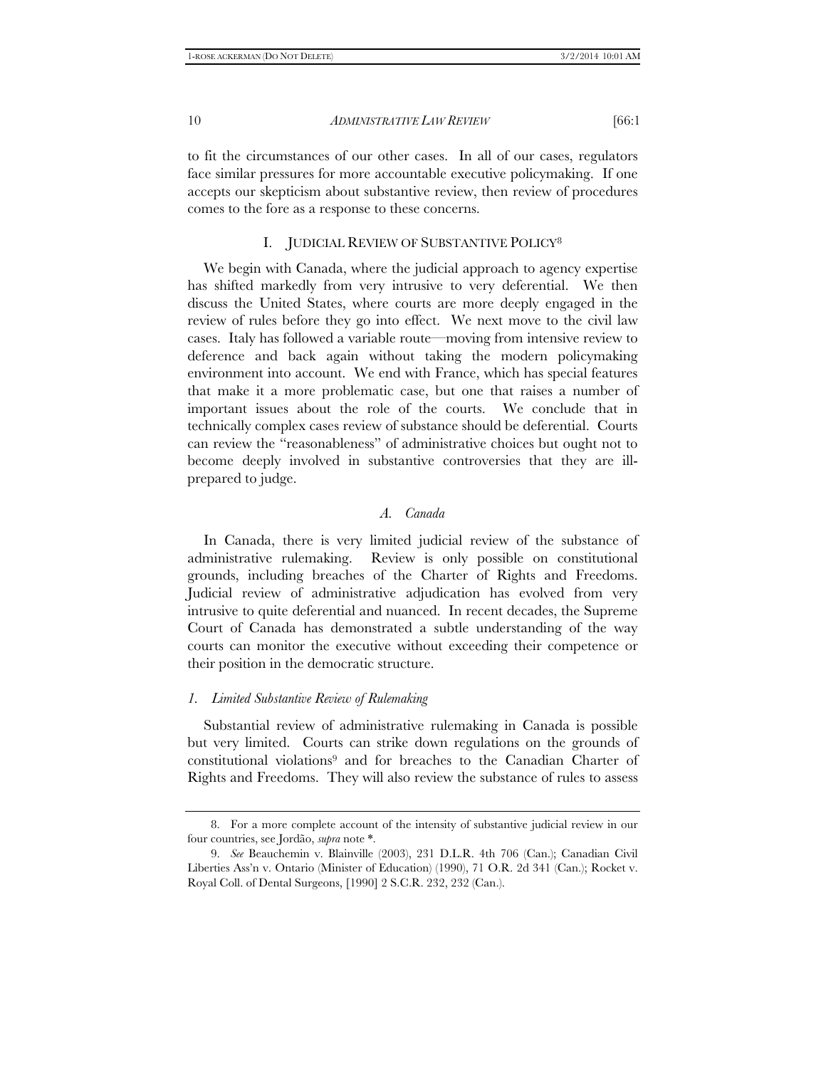to fit the circumstances of our other cases. In all of our cases, regulators face similar pressures for more accountable executive policymaking. If one accepts our skepticism about substantive review, then review of procedures comes to the fore as a response to these concerns.

## I. JUDICIAL REVIEW OF SUBSTANTIVE POLICY[8]

We begin with Canada, where the judicial approach to agency expertise has shifted markedly from very intrusive to very deferential. We then discuss the United States, where courts are more deeply engaged in the review of rules before they go into effect. We next move to the civil law cases. Italy has followed a variable route—moving from intensive review to deference and back again without taking the modern policymaking environment into account. We end with France, which has special features that make it a more problematic case, but one that raises a number of important issues about the role of the courts. We conclude that in technically complex cases review of substance should be deferential. Courts can review the "reasonableness" of administrative choices but ought not to become deeply involved in substantive controversies that they are ill-prepared to judge.

### *A. Canada*

In Canada, there is very limited judicial review of the substance of administrative rulemaking. Review is only possible on constitutional grounds, including breaches of the Charter of Rights and Freedoms. Judicial review of administrative adjudication has evolved from very intrusive to quite deferential and nuanced. In recent decades, the Supreme Court of Canada has demonstrated a subtle understanding of the way courts can monitor the executive without exceeding their competence or their position in the democratic structure.

#### *1. Limited Substantive Review of Rulemaking*

Substantial review of administrative rulemaking in Canada is possible but very limited. Courts can strike down regulations on the grounds of constitutional violations[9] and for breaches to the Canadian Charter of Rights and Freedoms. They will also review the substance of rules to assess

---

8. For a more complete account of the intensity of substantive judicial review in our four countries, see Jordão, *supra* note *.

9. *See* Beauchemin v. Blainville (2003), 231 D.L.R. 4th 706 (Can.); Canadian Civil Liberties Ass'n v. Ontario (Minister of Education) (1990), 71 O.R. 2d 341 (Can.); Rocket v. Royal Coll. of Dental Surgeons, [1990] 2 S.C.R. 232, 232 (Can.).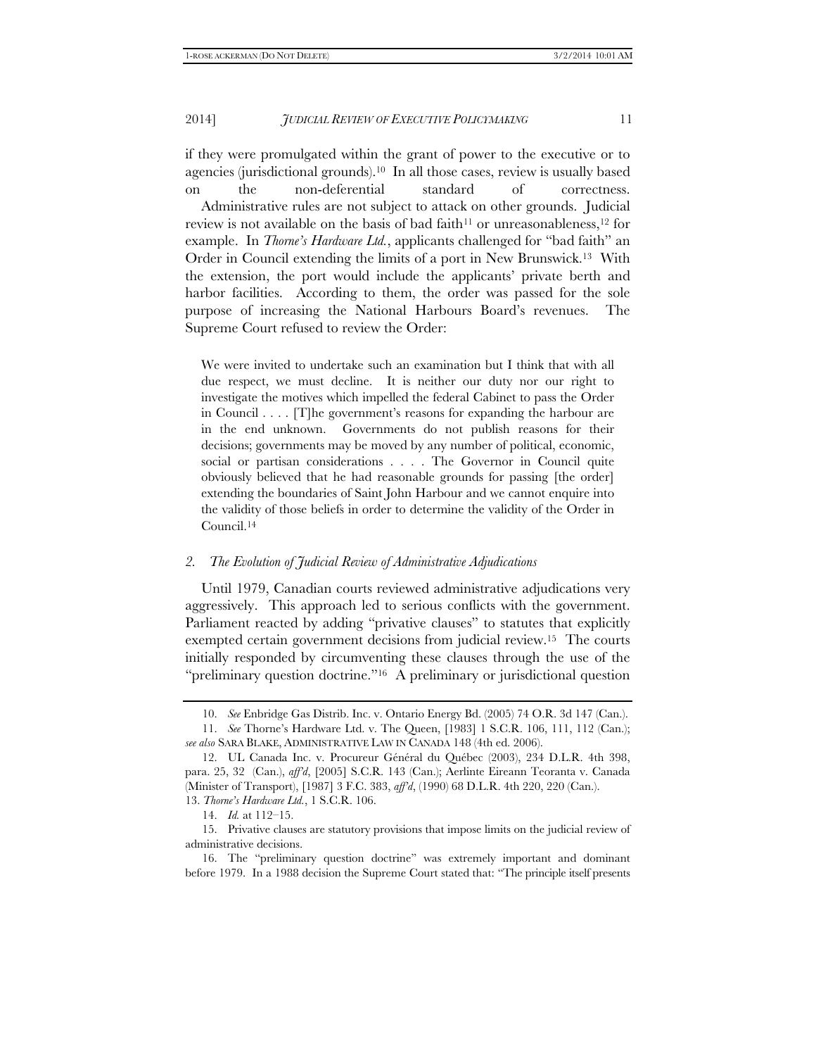if they were promulgated within the grant of power to the executive or to agencies (jurisdictional grounds).[10] In all those cases, review is usually based on the non-deferential standard of correctness.

Administrative rules are not subject to attack on other grounds. Judicial review is not available on the basis of bad faith[11] or unreasonableness,[12] for example. In *Thorne's Hardware Ltd.*, applicants challenged for "bad faith" an Order in Council extending the limits of a port in New Brunswick.[13] With the extension, the port would include the applicants' private berth and harbor facilities. According to them, the order was passed for the sole purpose of increasing the National Harbours Board's revenues. The Supreme Court refused to review the Order:

> We were invited to undertake such an examination but I think that with all due respect, we must decline. It is neither our duty nor our right to investigate the motives which impelled the federal Cabinet to pass the Order in Council . . . . [T]he government's reasons for expanding the harbour are in the end unknown. Governments do not publish reasons for their decisions; governments may be moved by any number of political, economic, social or partisan considerations . . . . The Governor in Council quite obviously believed that he had reasonable grounds for passing [the order] extending the boundaries of Saint John Harbour and we cannot enquire into the validity of those beliefs in order to determine the validity of the Order in Council.[14]

### *2. The Evolution of Judicial Review of Administrative Adjudications*

Until 1979, Canadian courts reviewed administrative adjudications very aggressively. This approach led to serious conflicts with the government. Parliament reacted by adding "privative clauses" to statutes that explicitly exempted certain government decisions from judicial review.[15] The courts initially responded by circumventing these clauses through the use of the "preliminary question doctrine."[16] A preliminary or jurisdictional question

---

10. *See* Enbridge Gas Distrib. Inc. v. Ontario Energy Bd. (2005) 74 O.R. 3d 147 (Can.).

11. *See* Thorne's Hardware Ltd. v. The Queen, [1983] 1 S.C.R. 106, 111, 112 (Can.); *see also* SARA BLAKE, ADMINISTRATIVE LAW IN CANADA 148 (4th ed. 2006).

12. UL Canada Inc. v. Procureur Général du Québec (2003), 234 D.L.R. 4th 398, para. 25, 32 (Can.), *aff'd*, [2005] S.C.R. 143 (Can.); Aerlinte Eireann Teoranta v. Canada (Minister of Transport), [1987] 3 F.C. 383, *aff'd*, (1990) 68 D.L.R. 4th 220, 220 (Can.).

13. *Thorne's Hardware Ltd.*, 1 S.C.R. 106.

14. *Id.* at 112–15.

15. Privative clauses are statutory provisions that impose limits on the judicial review of administrative decisions.

16. The "preliminary question doctrine" was extremely important and dominant before 1979. In a 1988 decision the Supreme Court stated that: "The principle itself presents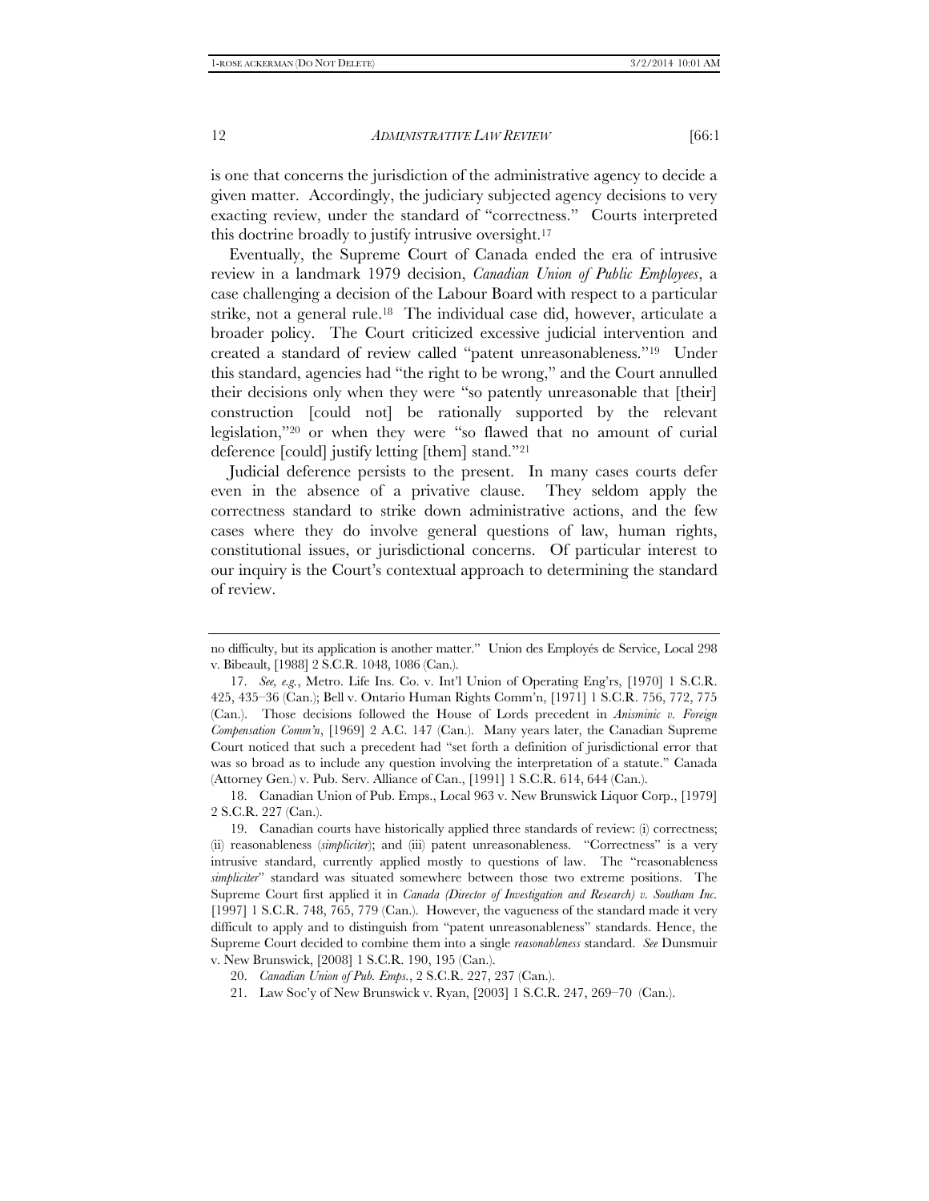is one that concerns the jurisdiction of the administrative agency to decide a given matter. Accordingly, the judiciary subjected agency decisions to very exacting review, under the standard of "correctness." Courts interpreted this doctrine broadly to justify intrusive oversight.[17]

Eventually, the Supreme Court of Canada ended the era of intrusive review in a landmark 1979 decision, *Canadian Union of Public Employees*, a case challenging a decision of the Labour Board with respect to a particular strike, not a general rule.[18] The individual case did, however, articulate a broader policy. The Court criticized excessive judicial intervention and created a standard of review called "patent unreasonableness."[19] Under this standard, agencies had "the right to be wrong," and the Court annulled their decisions only when they were "so patently unreasonable that [their] construction [could not] be rationally supported by the relevant legislation,"[20] or when they were "so flawed that no amount of curial deference [could] justify letting [them] stand."[21]

Judicial deference persists to the present. In many cases courts defer even in the absence of a privative clause. They seldom apply the correctness standard to strike down administrative actions, and the few cases where they do involve general questions of law, human rights, constitutional issues, or jurisdictional concerns. Of particular interest to our inquiry is the Court's contextual approach to determining the standard of review.

---

no difficulty, but its application is another matter." Union des Employés de Service, Local 298 v. Bibeault, [1988] 2 S.C.R. 1048, 1086 (Can.).

17. *See, e.g.*, Metro. Life Ins. Co. v. Int'l Union of Operating Eng'rs, [1970] 1 S.C.R. 425, 435–36 (Can.); Bell v. Ontario Human Rights Comm'n, [1971] 1 S.C.R. 756, 772, 775 (Can.). Those decisions followed the House of Lords precedent in *Anisminic v. Foreign Compensation Comm'n*, [1969] 2 A.C. 147 (Can.). Many years later, the Canadian Supreme Court noticed that such a precedent had "set forth a definition of jurisdictional error that was so broad as to include any question involving the interpretation of a statute." Canada (Attorney Gen.) v. Pub. Serv. Alliance of Can., [1991] 1 S.C.R. 614, 644 (Can.).

18. Canadian Union of Pub. Emps., Local 963 v. New Brunswick Liquor Corp., [1979] 2 S.C.R. 227 (Can.).

19. Canadian courts have historically applied three standards of review: (i) correctness; (ii) reasonableness (*simpliciter*); and (iii) patent unreasonableness. "Correctness" is a very intrusive standard, currently applied mostly to questions of law. The "reasonableness *simpliciter*" standard was situated somewhere between those two extreme positions. The Supreme Court first applied it in *Canada (Director of Investigation and Research) v. Southam Inc.* [1997] 1 S.C.R. 748, 765, 779 (Can.). However, the vagueness of the standard made it very difficult to apply and to distinguish from "patent unreasonableness" standards. Hence, the Supreme Court decided to combine them into a single *reasonableness* standard. *See* Dunsmuir v. New Brunswick, [2008] 1 S.C.R. 190, 195 (Can.).

20. *Canadian Union of Pub. Emps.*, 2 S.C.R. 227, 237 (Can.).

21. Law Soc'y of New Brunswick v. Ryan, [2003] 1 S.C.R. 247, 269–70 (Can.).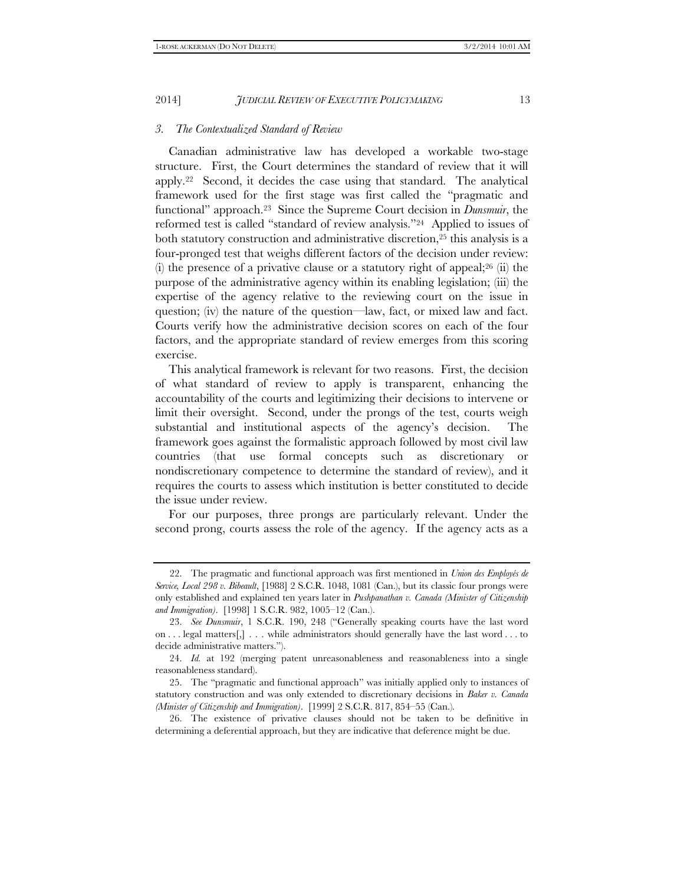### *3. The Contextualized Standard of Review*

Canadian administrative law has developed a workable two-stage structure. First, the Court determines the standard of review that it will apply.[22] Second, it decides the case using that standard. The analytical framework used for the first stage was first called the "pragmatic and functional" approach.[23] Since the Supreme Court decision in *Dunsmuir*, the reformed test is called "standard of review analysis."[24] Applied to issues of both statutory construction and administrative discretion,[25] this analysis is a four-pronged test that weighs different factors of the decision under review: (i) the presence of a privative clause or a statutory right of appeal;[26] (ii) the purpose of the administrative agency within its enabling legislation; (iii) the expertise of the agency relative to the reviewing court on the issue in question; (iv) the nature of the question—law, fact, or mixed law and fact. Courts verify how the administrative decision scores on each of the four factors, and the appropriate standard of review emerges from this scoring exercise.

This analytical framework is relevant for two reasons. First, the decision of what standard of review to apply is transparent, enhancing the accountability of the courts and legitimizing their decisions to intervene or limit their oversight. Second, under the prongs of the test, courts weigh substantial and institutional aspects of the agency's decision. The framework goes against the formalistic approach followed by most civil law countries (that use formal concepts such as discretionary or nondiscretionary competence to determine the standard of review), and it requires the courts to assess which institution is better constituted to decide the issue under review.

For our purposes, three prongs are particularly relevant. Under the second prong, courts assess the role of the agency. If the agency acts as a

---

22. The pragmatic and functional approach was first mentioned in *Union des Employés de Service, Local 298 v. Bibeault*, [1988] 2 S.C.R. 1048, 1081 (Can.), but its classic four prongs were only established and explained ten years later in *Pushpanathan v. Canada (Minister of Citizenship and Immigration)*. [1998] 1 S.C.R. 982, 1005–12 (Can.).

23. *See Dunsmuir*, 1 S.C.R. 190, 248 ("Generally speaking courts have the last word on . . . legal matters[,] . . . while administrators should generally have the last word . . . to decide administrative matters.").

24. *Id.* at 192 (merging patent unreasonableness and reasonableness into a single reasonableness standard).

25. The "pragmatic and functional approach" was initially applied only to instances of statutory construction and was only extended to discretionary decisions in *Baker v. Canada (Minister of Citizenship and Immigration)*. [1999] 2 S.C.R. 817, 854–55 (Can.).

26. The existence of privative clauses should not be taken to be definitive in determining a deferential approach, but they are indicative that deference might be due.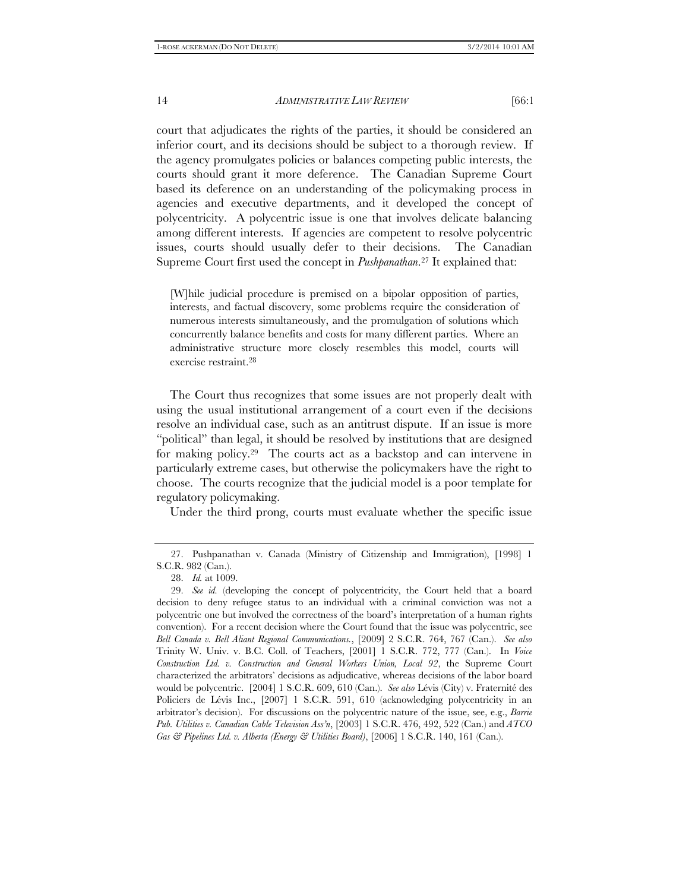court that adjudicates the rights of the parties, it should be considered an inferior court, and its decisions should be subject to a thorough review. If the agency promulgates policies or balances competing public interests, the courts should grant it more deference. The Canadian Supreme Court based its deference on an understanding of the policymaking process in agencies and executive departments, and it developed the concept of polycentricity. A polycentric issue is one that involves delicate balancing among different interests. If agencies are competent to resolve polycentric issues, courts should usually defer to their decisions. The Canadian Supreme Court first used the concept in *Pushpanathan*.[27] It explained that:

> [W]hile judicial procedure is premised on a bipolar opposition of parties, interests, and factual discovery, some problems require the consideration of numerous interests simultaneously, and the promulgation of solutions which concurrently balance benefits and costs for many different parties. Where an administrative structure more closely resembles this model, courts will exercise restraint.[28]

The Court thus recognizes that some issues are not properly dealt with using the usual institutional arrangement of a court even if the decisions resolve an individual case, such as an antitrust dispute. If an issue is more "political" than legal, it should be resolved by institutions that are designed for making policy.[29] The courts act as a backstop and can intervene in particularly extreme cases, but otherwise the policymakers have the right to choose. The courts recognize that the judicial model is a poor template for regulatory policymaking.

Under the third prong, courts must evaluate whether the specific issue

---

27. Pushpanathan v. Canada (Ministry of Citizenship and Immigration), [1998] 1 S.C.R. 982 (Can.).

28. *Id.* at 1009.

29. *See id.* (developing the concept of polycentricity, the Court held that a board decision to deny refugee status to an individual with a criminal conviction was not a polycentric one but involved the correctness of the board's interpretation of a human rights convention). For a recent decision where the Court found that the issue was polycentric, see *Bell Canada v. Bell Aliant Regional Communications.*, [2009] 2 S.C.R. 764, 767 (Can.). *See also* Trinity W. Univ. v. B.C. Coll. of Teachers, [2001] 1 S.C.R. 772, 777 (Can.). In *Voice Construction Ltd. v. Construction and General Workers Union, Local 92*, the Supreme Court characterized the arbitrators' decisions as adjudicative, whereas decisions of the labor board would be polycentric. [2004] 1 S.C.R. 609, 610 (Can.). *See also* Lévis (City) v. Fraternité des Policiers de Lévis Inc., [2007] 1 S.C.R. 591, 610 (acknowledging polycentricity in an arbitrator's decision). For discussions on the polycentric nature of the issue, see, e.g., *Barrie Pub. Utilities v. Canadian Cable Television Ass'n*, [2003] 1 S.C.R. 476, 492, 522 (Can.) and *ATCO Gas & Pipelines Ltd. v. Alberta (Energy & Utilities Board)*, [2006] 1 S.C.R. 140, 161 (Can.).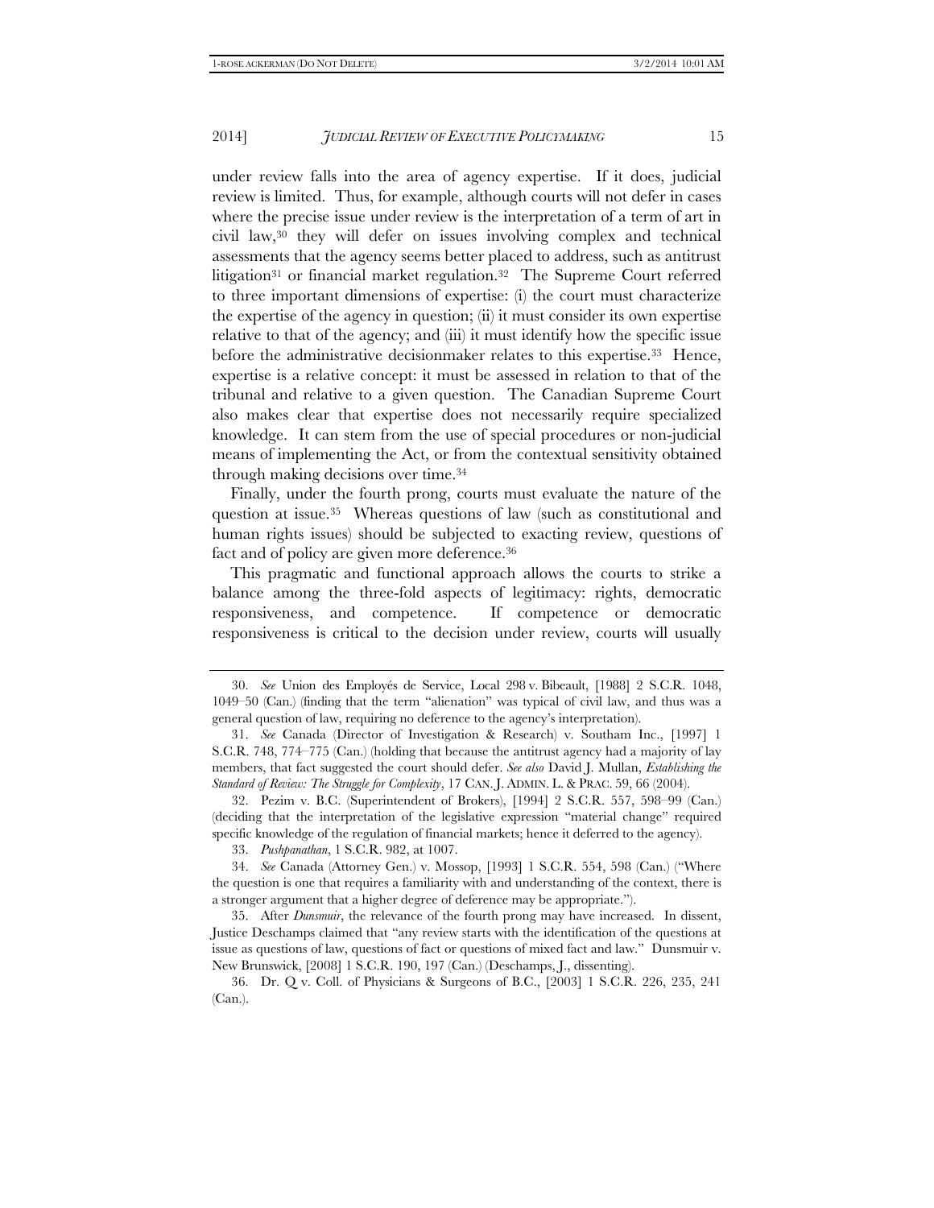under review falls into the area of agency expertise. If it does, judicial review is limited. Thus, for example, although courts will not defer in cases where the precise issue under review is the interpretation of a term of art in civil law,[30] they will defer on issues involving complex and technical assessments that the agency seems better placed to address, such as antitrust litigation[31] or financial market regulation.[32] The Supreme Court referred to three important dimensions of expertise: (i) the court must characterize the expertise of the agency in question; (ii) it must consider its own expertise relative to that of the agency; and (iii) it must identify how the specific issue before the administrative decisionmaker relates to this expertise.[33] Hence, expertise is a relative concept: it must be assessed in relation to that of the tribunal and relative to a given question. The Canadian Supreme Court also makes clear that expertise does not necessarily require specialized knowledge. It can stem from the use of special procedures or non-judicial means of implementing the Act, or from the contextual sensitivity obtained through making decisions over time.[34]

Finally, under the fourth prong, courts must evaluate the nature of the question at issue.[35] Whereas questions of law (such as constitutional and human rights issues) should be subjected to exacting review, questions of fact and of policy are given more deference.[36]

This pragmatic and functional approach allows the courts to strike a balance among the three-fold aspects of legitimacy: rights, democratic responsiveness, and competence. If competence or democratic responsiveness is critical to the decision under review, courts will usually

---

30. *See* Union des Employés de Service, Local 298 v. Bibeault, [1988] 2 S.C.R. 1048, 1049–50 (Can.) (finding that the term "alienation" was typical of civil law, and thus was a general question of law, requiring no deference to the agency's interpretation).

31. *See* Canada (Director of Investigation & Research) v. Southam Inc., [1997] 1 S.C.R. 748, 774–775 (Can.) (holding that because the antitrust agency had a majority of lay members, that fact suggested the court should defer. *See also* David J. Mullan, *Establishing the Standard of Review: The Struggle for Complexity*, 17 CAN. J. ADMIN. L. & PRAC. 59, 66 (2004).

32. Pezim v. B.C. (Superintendent of Brokers), [1994] 2 S.C.R. 557, 598–99 (Can.) (deciding that the interpretation of the legislative expression "material change" required specific knowledge of the regulation of financial markets; hence it deferred to the agency).

33. *Pushpanathan*, 1 S.C.R. 982, at 1007.

34. *See* Canada (Attorney Gen.) v. Mossop, [1993] 1 S.C.R. 554, 598 (Can.) ("Where the question is one that requires a familiarity with and understanding of the context, there is a stronger argument that a higher degree of deference may be appropriate.").

35. After *Dunsmuir*, the relevance of the fourth prong may have increased. In dissent, Justice Deschamps claimed that "any review starts with the identification of the questions at issue as questions of law, questions of fact or questions of mixed fact and law." Dunsmuir v. New Brunswick, [2008] 1 S.C.R. 190, 197 (Can.) (Deschamps, J., dissenting).

36. Dr. Q v. Coll. of Physicians & Surgeons of B.C., [2003] 1 S.C.R. 226, 235, 241 (Can.).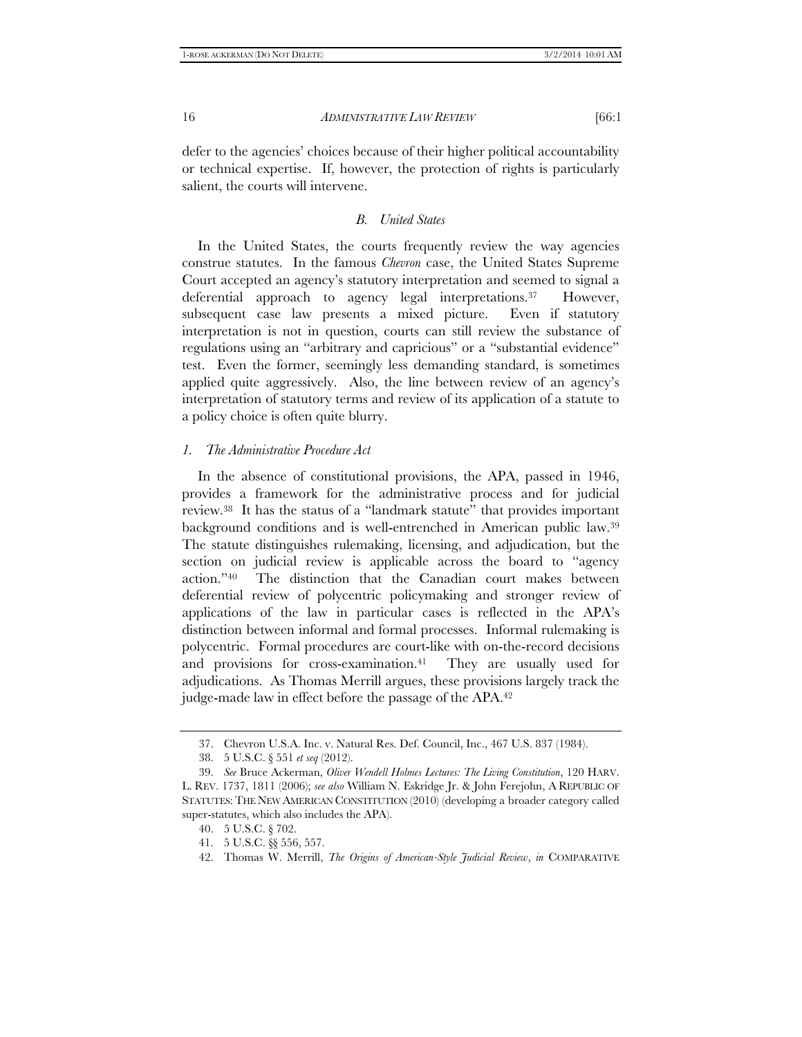defer to the agencies' choices because of their higher political accountability or technical expertise. If, however, the protection of rights is particularly salient, the courts will intervene.

### *B. United States*

In the United States, the courts frequently review the way agencies construe statutes. In the famous *Chevron* case, the United States Supreme Court accepted an agency's statutory interpretation and seemed to signal a deferential approach to agency legal interpretations.[37] However, subsequent case law presents a mixed picture. Even if statutory interpretation is not in question, courts can still review the substance of regulations using an "arbitrary and capricious" or a "substantial evidence" test. Even the former, seemingly less demanding standard, is sometimes applied quite aggressively. Also, the line between review of an agency's interpretation of statutory terms and review of its application of a statute to a policy choice is often quite blurry.

#### *1. The Administrative Procedure Act*

In the absence of constitutional provisions, the APA, passed in 1946, provides a framework for the administrative process and for judicial review.[38] It has the status of a "landmark statute" that provides important background conditions and is well-entrenched in American public law.[39] The statute distinguishes rulemaking, licensing, and adjudication, but the section on judicial review is applicable across the board to "agency action."[40] The distinction that the Canadian court makes between deferential review of polycentric policymaking and stronger review of applications of the law in particular cases is reflected in the APA's distinction between informal and formal processes. Informal rulemaking is polycentric. Formal procedures are court-like with on-the-record decisions and provisions for cross-examination.[41] They are usually used for adjudications. As Thomas Merrill argues, these provisions largely track the judge-made law in effect before the passage of the APA.[42]

---

37. Chevron U.S.A. Inc. v. Natural Res. Def. Council, Inc., 467 U.S. 837 (1984).

38. 5 U.S.C. § 551 *et seq* (2012).

39. *See* Bruce Ackerman, *Oliver Wendell Holmes Lectures: The Living Constitution*, 120 HARV. L. REV. 1737, 1811 (2006); *see also* William N. Eskridge Jr. & John Ferejohn, A REPUBLIC OF STATUTES: THE NEW AMERICAN CONSTITUTION (2010) (developing a broader category called super-statutes, which also includes the APA).

40. 5 U.S.C. § 702.

41. 5 U.S.C. §§ 556, 557.

42. Thomas W. Merrill, *The Origins of American-Style Judicial Review*, *in* COMPARATIVE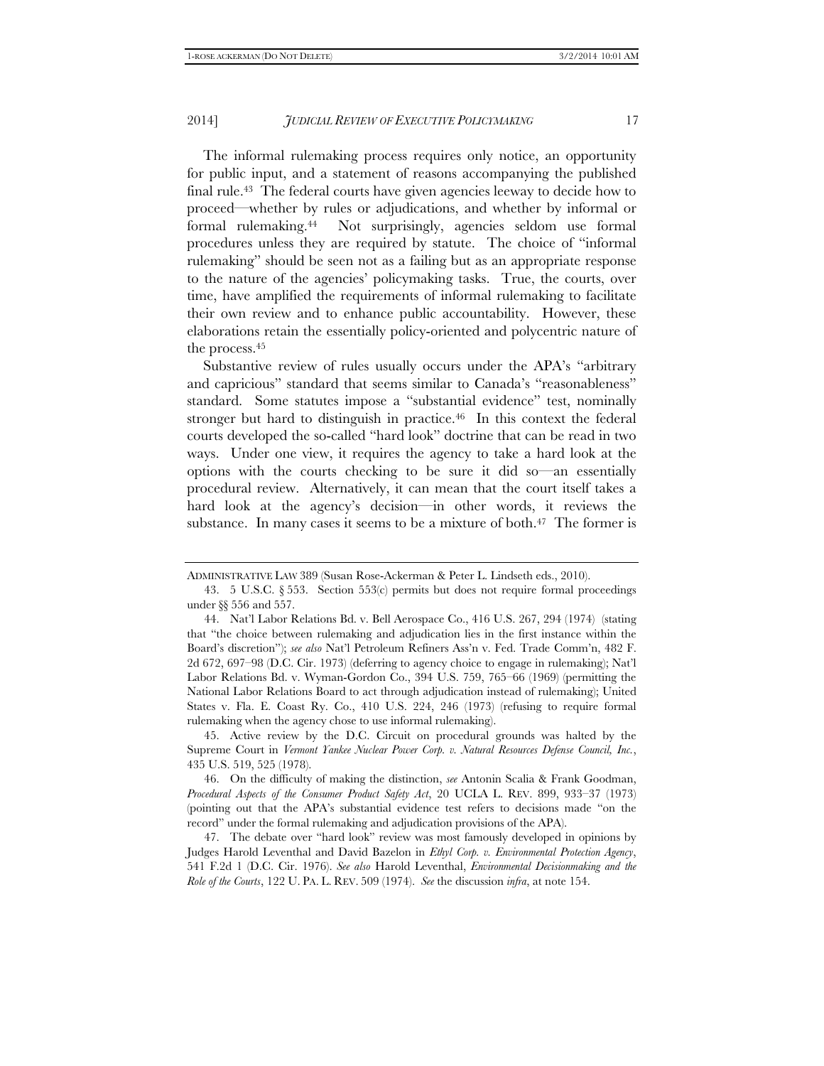The informal rulemaking process requires only notice, an opportunity for public input, and a statement of reasons accompanying the published final rule.[43] The federal courts have given agencies leeway to decide how to proceed—whether by rules or adjudications, and whether by informal or formal rulemaking.[44] Not surprisingly, agencies seldom use formal procedures unless they are required by statute. The choice of "informal rulemaking" should be seen not as a failing but as an appropriate response to the nature of the agencies' policymaking tasks. True, the courts, over time, have amplified the requirements of informal rulemaking to facilitate their own review and to enhance public accountability. However, these elaborations retain the essentially policy-oriented and polycentric nature of the process.[45]

Substantive review of rules usually occurs under the APA's "arbitrary and capricious" standard that seems similar to Canada's "reasonableness" standard. Some statutes impose a "substantial evidence" test, nominally stronger but hard to distinguish in practice.[46] In this context the federal courts developed the so-called "hard look" doctrine that can be read in two ways. Under one view, it requires the agency to take a hard look at the options with the courts checking to be sure it did so—an essentially procedural review. Alternatively, it can mean that the court itself takes a hard look at the agency's decision—in other words, it reviews the substance. In many cases it seems to be a mixture of both.[47] The former is

---

ADMINISTRATIVE LAW 389 (Susan Rose-Ackerman & Peter L. Lindseth eds., 2010).

43. 5 U.S.C. § 553. Section 553(c) permits but does not require formal proceedings under §§ 556 and 557.

44. Nat'l Labor Relations Bd. v. Bell Aerospace Co., 416 U.S. 267, 294 (1974) (stating that "the choice between rulemaking and adjudication lies in the first instance within the Board's discretion"); *see also* Nat'l Petroleum Refiners Ass'n v. Fed. Trade Comm'n, 482 F. 2d 672, 697–98 (D.C. Cir. 1973) (deferring to agency choice to engage in rulemaking); Nat'l Labor Relations Bd. v. Wyman-Gordon Co., 394 U.S. 759, 765–66 (1969) (permitting the National Labor Relations Board to act through adjudication instead of rulemaking); United States v. Fla. E. Coast Ry. Co., 410 U.S. 224, 246 (1973) (refusing to require formal rulemaking when the agency chose to use informal rulemaking).

45. Active review by the D.C. Circuit on procedural grounds was halted by the Supreme Court in *Vermont Yankee Nuclear Power Corp. v. Natural Resources Defense Council, Inc.*, 435 U.S. 519, 525 (1978).

46. On the difficulty of making the distinction, *see* Antonin Scalia & Frank Goodman, *Procedural Aspects of the Consumer Product Safety Act*, 20 UCLA L. REV. 899, 933–37 (1973) (pointing out that the APA's substantial evidence test refers to decisions made "on the record" under the formal rulemaking and adjudication provisions of the APA).

47. The debate over "hard look" review was most famously developed in opinions by Judges Harold Leventhal and David Bazelon in *Ethyl Corp. v. Environmental Protection Agency*, 541 F.2d 1 (D.C. Cir. 1976). *See also* Harold Leventhal, *Environmental Decisionmaking and the Role of the Courts*, 122 U. PA. L. REV. 509 (1974). *See* the discussion *infra*, at note 154.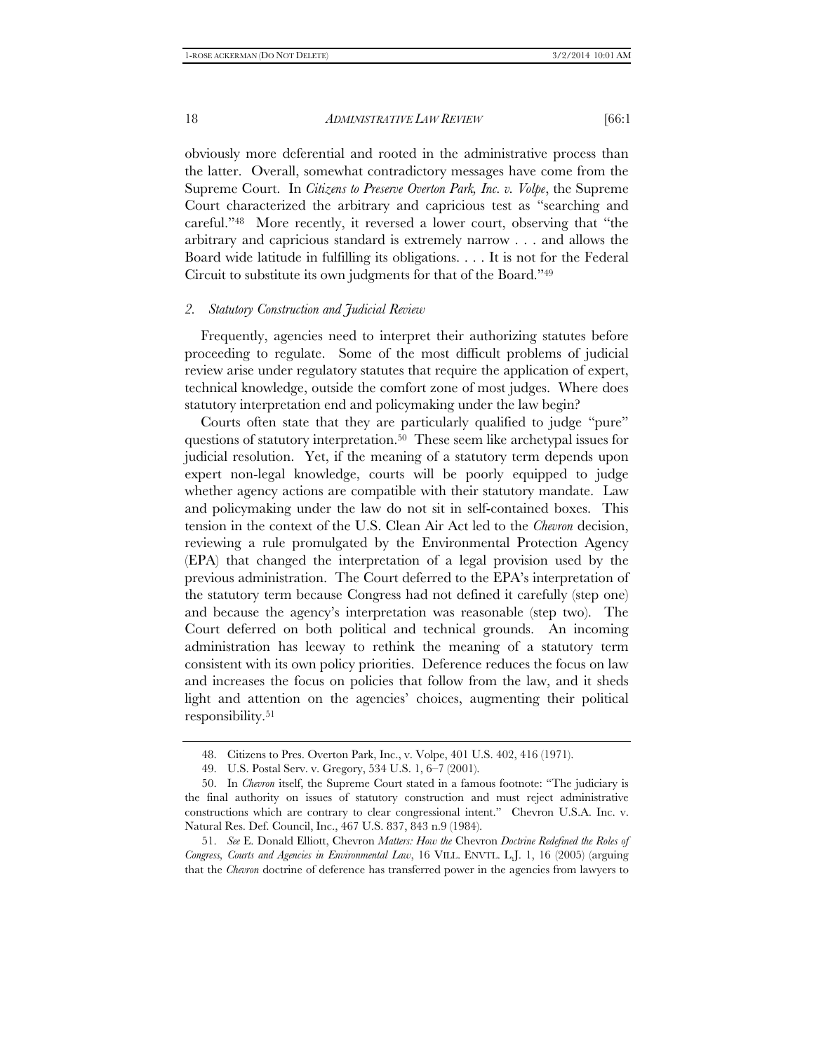obviously more deferential and rooted in the administrative process than the latter. Overall, somewhat contradictory messages have come from the Supreme Court. In *Citizens to Preserve Overton Park, Inc. v. Volpe*, the Supreme Court characterized the arbitrary and capricious test as "searching and careful."[48] More recently, it reversed a lower court, observing that "the arbitrary and capricious standard is extremely narrow . . . and allows the Board wide latitude in fulfilling its obligations. . . . It is not for the Federal Circuit to substitute its own judgments for that of the Board."[49]

### *2. Statutory Construction and Judicial Review*

Frequently, agencies need to interpret their authorizing statutes before proceeding to regulate. Some of the most difficult problems of judicial review arise under regulatory statutes that require the application of expert, technical knowledge, outside the comfort zone of most judges. Where does statutory interpretation end and policymaking under the law begin?

Courts often state that they are particularly qualified to judge "pure" questions of statutory interpretation.[50] These seem like archetypal issues for judicial resolution. Yet, if the meaning of a statutory term depends upon expert non-legal knowledge, courts will be poorly equipped to judge whether agency actions are compatible with their statutory mandate. Law and policymaking under the law do not sit in self-contained boxes. This tension in the context of the U.S. Clean Air Act led to the *Chevron* decision, reviewing a rule promulgated by the Environmental Protection Agency (EPA) that changed the interpretation of a legal provision used by the previous administration. The Court deferred to the EPA's interpretation of the statutory term because Congress had not defined it carefully (step one) and because the agency's interpretation was reasonable (step two). The Court deferred on both political and technical grounds. An incoming administration has leeway to rethink the meaning of a statutory term consistent with its own policy priorities. Deference reduces the focus on law and increases the focus on policies that follow from the law, and it sheds light and attention on the agencies' choices, augmenting their political responsibility.[51]

---

48. Citizens to Pres. Overton Park, Inc., v. Volpe, 401 U.S. 402, 416 (1971).

49. U.S. Postal Serv. v. Gregory, 534 U.S. 1, 6–7 (2001).

50. In *Chevron* itself, the Supreme Court stated in a famous footnote: "The judiciary is the final authority on issues of statutory construction and must reject administrative constructions which are contrary to clear congressional intent." Chevron U.S.A. Inc. v. Natural Res. Def. Council, Inc., 467 U.S. 837, 843 n.9 (1984).

51. *See* E. Donald Elliott, Chevron *Matters: How the* Chevron *Doctrine Redefined the Roles of Congress, Courts and Agencies in Environmental Law*, 16 VILL. ENVTL. L.J. 1, 16 (2005) (arguing that the *Chevron* doctrine of deference has transferred power in the agencies from lawyers to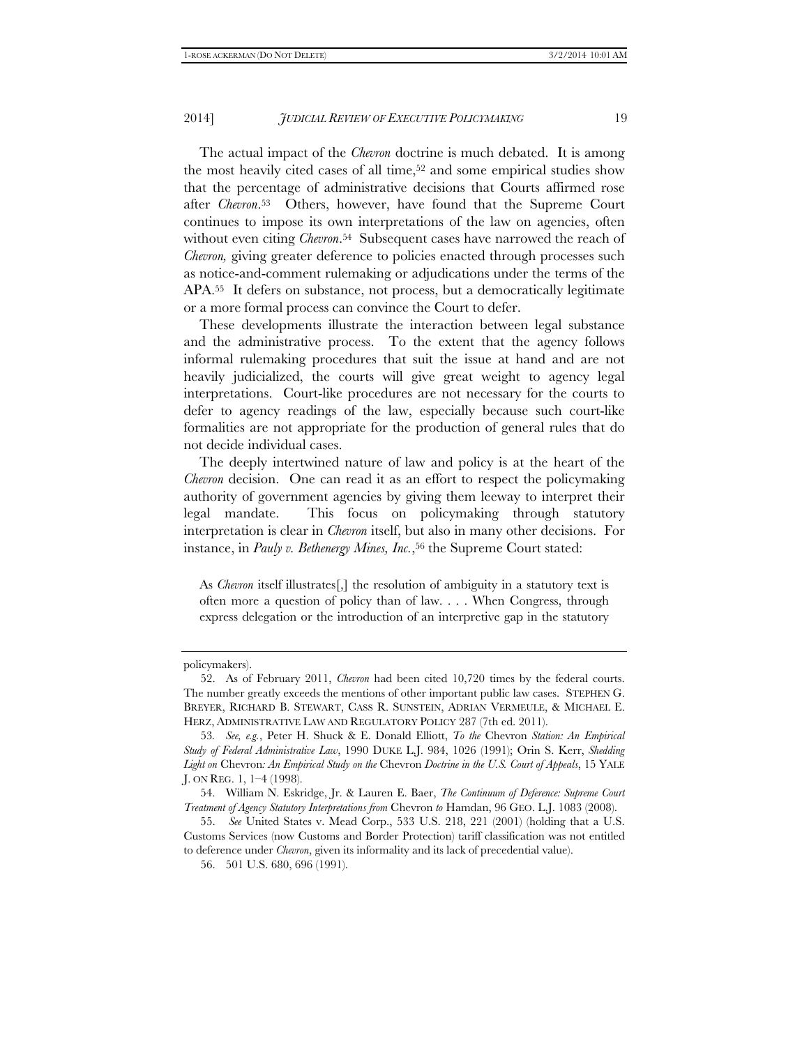The actual impact of the *Chevron* doctrine is much debated. It is among the most heavily cited cases of all time,[52] and some empirical studies show that the percentage of administrative decisions that Courts affirmed rose after *Chevron*.[53] Others, however, have found that the Supreme Court continues to impose its own interpretations of the law on agencies, often without even citing *Chevron*.[54] Subsequent cases have narrowed the reach of *Chevron,* giving greater deference to policies enacted through processes such as notice-and-comment rulemaking or adjudications under the terms of the APA.[55] It defers on substance, not process, but a democratically legitimate or a more formal process can convince the Court to defer.

These developments illustrate the interaction between legal substance and the administrative process. To the extent that the agency follows informal rulemaking procedures that suit the issue at hand and are not heavily judicialized, the courts will give great weight to agency legal interpretations. Court-like procedures are not necessary for the courts to defer to agency readings of the law, especially because such court-like formalities are not appropriate for the production of general rules that do not decide individual cases.

The deeply intertwined nature of law and policy is at the heart of the *Chevron* decision. One can read it as an effort to respect the policymaking authority of government agencies by giving them leeway to interpret their legal mandate. This focus on policymaking through statutory interpretation is clear in *Chevron* itself, but also in many other decisions. For instance, in *Pauly v. Bethenergy Mines, Inc.*,[56] the Supreme Court stated:

> As *Chevron* itself illustrates[,] the resolution of ambiguity in a statutory text is often more a question of policy than of law. . . . When Congress, through express delegation or the introduction of an interpretive gap in the statutory

---

policymakers).

52. As of February 2011, *Chevron* had been cited 10,720 times by the federal courts. The number greatly exceeds the mentions of other important public law cases. STEPHEN G. BREYER, RICHARD B. STEWART, CASS R. SUNSTEIN, ADRIAN VERMEULE, & MICHAEL E. HERZ, ADMINISTRATIVE LAW AND REGULATORY POLICY 287 (7th ed. 2011).

53. *See, e.g.*, Peter H. Shuck & E. Donald Elliott, *To the* Chevron *Station: An Empirical Study of Federal Administrative Law*, 1990 DUKE L.J. 984, 1026 (1991); Orin S. Kerr, *Shedding Light on* Chevron*: An Empirical Study on the* Chevron *Doctrine in the U.S. Court of Appeals*, 15 YALE J. ON REG. 1, 1–4 (1998).

54. William N. Eskridge, Jr. & Lauren E. Baer, *The Continuum of Deference: Supreme Court Treatment of Agency Statutory Interpretations from* Chevron *to* Hamdan, 96 GEO. L.J. 1083 (2008).

55. *See* United States v. Mead Corp., 533 U.S. 218, 221 (2001) (holding that a U.S. Customs Services (now Customs and Border Protection) tariff classification was not entitled to deference under *Chevron*, given its informality and its lack of precedential value).

56. 501 U.S. 680, 696 (1991).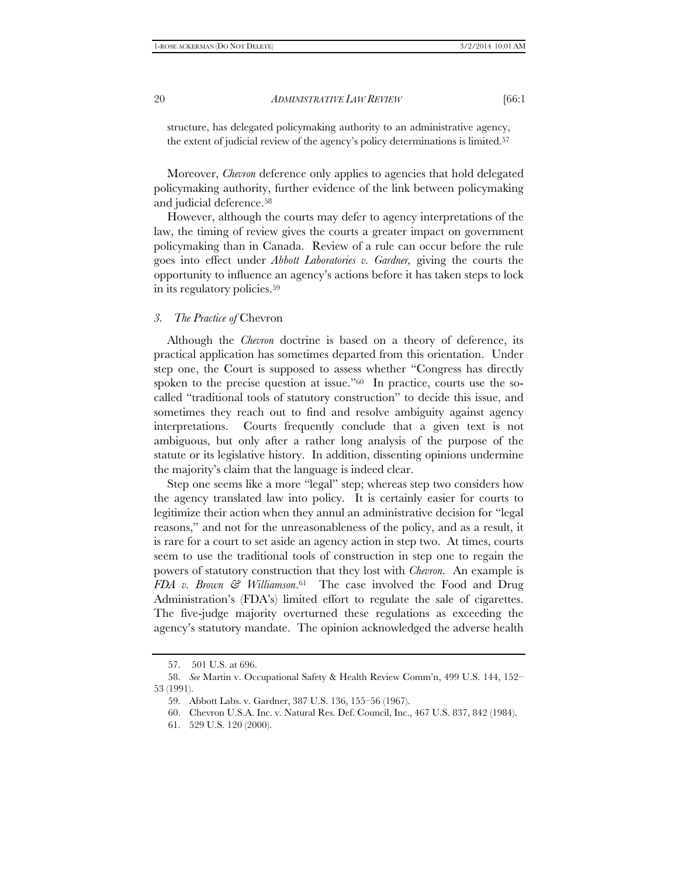structure, has delegated policymaking authority to an administrative agency, the extent of judicial review of the agency's policy determinations is limited.[57]

Moreover, *Chevron* deference only applies to agencies that hold delegated policymaking authority, further evidence of the link between policymaking and judicial deference.[58]

However, although the courts may defer to agency interpretations of the law, the timing of review gives the courts a greater impact on government policymaking than in Canada. Review of a rule can occur before the rule goes into effect under *Abbott Laboratories v. Gardner,* giving the courts the opportunity to influence an agency's actions before it has taken steps to lock in its regulatory policies.[59]

### *3. The Practice of* Chevron

Although the *Chevron* doctrine is based on a theory of deference, its practical application has sometimes departed from this orientation. Under step one, the Court is supposed to assess whether "Congress has directly spoken to the precise question at issue."[60] In practice, courts use the so-called "traditional tools of statutory construction" to decide this issue, and sometimes they reach out to find and resolve ambiguity against agency interpretations. Courts frequently conclude that a given text is not ambiguous, but only after a rather long analysis of the purpose of the statute or its legislative history. In addition, dissenting opinions undermine the majority's claim that the language is indeed clear.

Step one seems like a more "legal" step; whereas step two considers how the agency translated law into policy. It is certainly easier for courts to legitimize their action when they annul an administrative decision for "legal reasons," and not for the unreasonableness of the policy, and as a result, it is rare for a court to set aside an agency action in step two. At times, courts seem to use the traditional tools of construction in step one to regain the powers of statutory construction that they lost with *Chevron*. An example is *FDA v. Brown & Williamson*.[61] The case involved the Food and Drug Administration's (FDA's) limited effort to regulate the sale of cigarettes. The five-judge majority overturned these regulations as exceeding the agency's statutory mandate. The opinion acknowledged the adverse health

---

57. 501 U.S. at 696.

58. *See* Martin v. Occupational Safety & Health Review Comm'n, 499 U.S. 144, 152–53 (1991).

59. Abbott Labs. v. Gardner, 387 U.S. 136, 155–56 (1967).

60. Chevron U.S.A. Inc. v. Natural Res. Def. Council, Inc., 467 U.S. 837, 842 (1984).

61. 529 U.S. 120 (2000).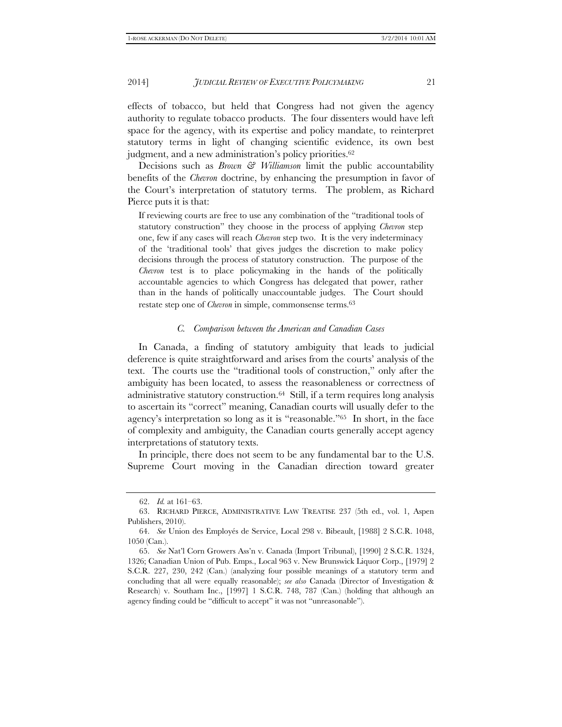effects of tobacco, but held that Congress had not given the agency authority to regulate tobacco products. The four dissenters would have left space for the agency, with its expertise and policy mandate, to reinterpret statutory terms in light of changing scientific evidence, its own best judgment, and a new administration's policy priorities.[62]

Decisions such as *Brown & Williamson* limit the public accountability benefits of the *Chevron* doctrine, by enhancing the presumption in favor of the Court's interpretation of statutory terms. The problem, as Richard Pierce puts it is that:

> If reviewing courts are free to use any combination of the "traditional tools of statutory construction" they choose in the process of applying *Chevron* step one, few if any cases will reach *Chevron* step two. It is the very indeterminacy of the 'traditional tools' that gives judges the discretion to make policy decisions through the process of statutory construction. The purpose of the *Chevron* test is to place policymaking in the hands of the politically accountable agencies to which Congress has delegated that power, rather than in the hands of politically unaccountable judges. The Court should restate step one of *Chevron* in simple, commonsense terms.[63]

### *C. Comparison between the American and Canadian Cases*

In Canada, a finding of statutory ambiguity that leads to judicial deference is quite straightforward and arises from the courts' analysis of the text. The courts use the "traditional tools of construction," only after the ambiguity has been located, to assess the reasonableness or correctness of administrative statutory construction.[64] Still, if a term requires long analysis to ascertain its "correct" meaning, Canadian courts will usually defer to the agency's interpretation so long as it is "reasonable."[65] In short, in the face of complexity and ambiguity, the Canadian courts generally accept agency interpretations of statutory texts.

In principle, there does not seem to be any fundamental bar to the U.S. Supreme Court moving in the Canadian direction toward greater

---

62. *Id.* at 161–63.

63. RICHARD PIERCE, ADMINISTRATIVE LAW TREATISE 237 (5th ed., vol. 1, Aspen Publishers, 2010).

64. *See* Union des Employés de Service, Local 298 v. Bibeault, [1988] 2 S.C.R. 1048, 1050 (Can.).

65. *See* Nat'l Corn Growers Ass'n v. Canada (Import Tribunal), [1990] 2 S.C.R. 1324, 1326; Canadian Union of Pub. Emps., Local 963 v. New Brunswick Liquor Corp., [1979] 2 S.C.R. 227, 230, 242 (Can.) (analyzing four possible meanings of a statutory term and concluding that all were equally reasonable); *see also* Canada (Director of Investigation & Research) v. Southam Inc., [1997] 1 S.C.R. 748, 787 (Can.) (holding that although an agency finding could be "difficult to accept" it was not "unreasonable").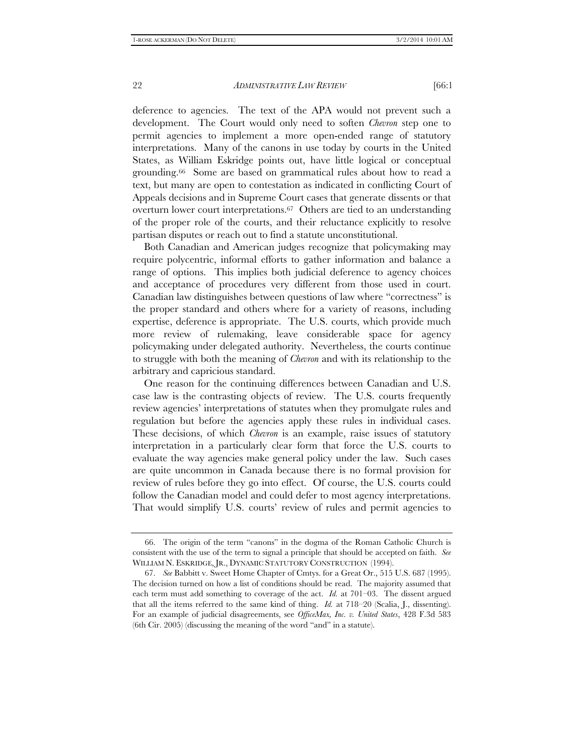deference to agencies. The text of the APA would not prevent such a development. The Court would only need to soften *Chevron* step one to permit agencies to implement a more open-ended range of statutory interpretations. Many of the canons in use today by courts in the United States, as William Eskridge points out, have little logical or conceptual grounding.[66] Some are based on grammatical rules about how to read a text, but many are open to contestation as indicated in conflicting Court of Appeals decisions and in Supreme Court cases that generate dissents or that overturn lower court interpretations.[67] Others are tied to an understanding of the proper role of the courts, and their reluctance explicitly to resolve partisan disputes or reach out to find a statute unconstitutional.

Both Canadian and American judges recognize that policymaking may require polycentric, informal efforts to gather information and balance a range of options. This implies both judicial deference to agency choices and acceptance of procedures very different from those used in court. Canadian law distinguishes between questions of law where "correctness" is the proper standard and others where for a variety of reasons, including expertise, deference is appropriate. The U.S. courts, which provide much more review of rulemaking, leave considerable space for agency policymaking under delegated authority. Nevertheless, the courts continue to struggle with both the meaning of *Chevron* and with its relationship to the arbitrary and capricious standard.

One reason for the continuing differences between Canadian and U.S. case law is the contrasting objects of review. The U.S. courts frequently review agencies' interpretations of statutes when they promulgate rules and regulation but before the agencies apply these rules in individual cases. These decisions, of which *Chevron* is an example, raise issues of statutory interpretation in a particularly clear form that force the U.S. courts to evaluate the way agencies make general policy under the law. Such cases are quite uncommon in Canada because there is no formal provision for review of rules before they go into effect. Of course, the U.S. courts could follow the Canadian model and could defer to most agency interpretations. That would simplify U.S. courts' review of rules and permit agencies to

---

66. The origin of the term "canons" in the dogma of the Roman Catholic Church is consistent with the use of the term to signal a principle that should be accepted on faith. *See* WILLIAM N. ESKRIDGE, JR., DYNAMIC STATUTORY CONSTRUCTION (1994).

67. *See* Babbitt v. Sweet Home Chapter of Cmtys. for a Great Or., 515 U.S. 687 (1995). The decision turned on how a list of conditions should be read. The majority assumed that each term must add something to coverage of the act. *Id.* at 701–03. The dissent argued that all the items referred to the same kind of thing. *Id.* at 718–20 (Scalia, J., dissenting). For an example of judicial disagreements, see *OfficeMax, Inc. v. United States*, 428 F.3d 583 (6th Cir. 2005) (discussing the meaning of the word "and" in a statute).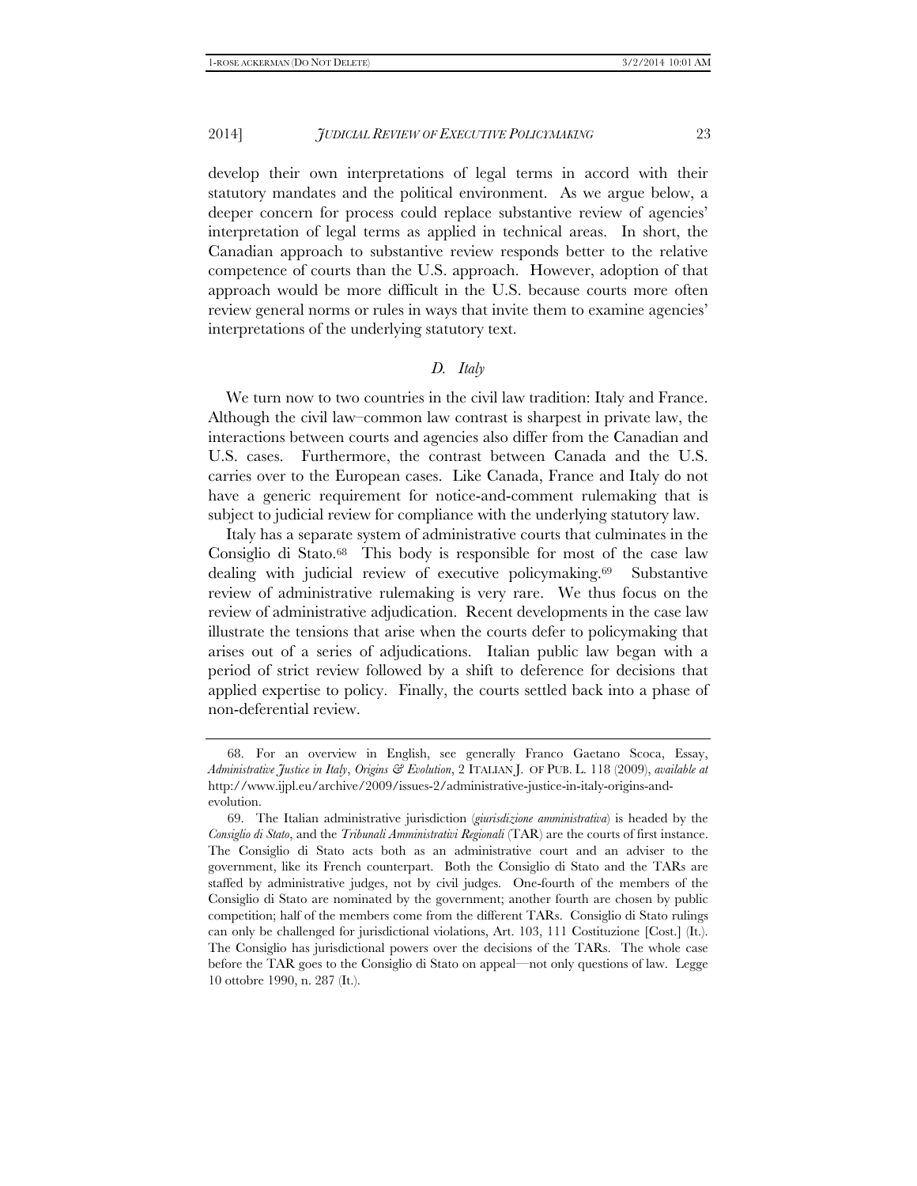develop their own interpretations of legal terms in accord with their statutory mandates and the political environment. As we argue below, a deeper concern for process could replace substantive review of agencies' interpretation of legal terms as applied in technical areas. In short, the Canadian approach to substantive review responds better to the relative competence of courts than the U.S. approach. However, adoption of that approach would be more difficult in the U.S. because courts more often review general norms or rules in ways that invite them to examine agencies' interpretations of the underlying statutory text.

### *D. Italy*

We turn now to two countries in the civil law tradition: Italy and France. Although the civil law–common law contrast is sharpest in private law, the interactions between courts and agencies also differ from the Canadian and U.S. cases. Furthermore, the contrast between Canada and the U.S. carries over to the European cases. Like Canada, France and Italy do not have a generic requirement for notice-and-comment rulemaking that is subject to judicial review for compliance with the underlying statutory law.

Italy has a separate system of administrative courts that culminates in the Consiglio di Stato.[68] This body is responsible for most of the case law dealing with judicial review of executive policymaking.[69] Substantive review of administrative rulemaking is very rare. We thus focus on the review of administrative adjudication. Recent developments in the case law illustrate the tensions that arise when the courts defer to policymaking that arises out of a series of adjudications. Italian public law began with a period of strict review followed by a shift to deference for decisions that applied expertise to policy. Finally, the courts settled back into a phase of non-deferential review.

---

68. For an overview in English, see generally Franco Gaetano Scoca, Essay, *Administrative Justice in Italy*, *Origins & Evolution*, 2 ITALIAN J. OF PUB. L. 118 (2009), *available at* http://www.ijpl.eu/archive/2009/issues-2/administrative-justice-in-italy-origins-and-evolution.

69. The Italian administrative jurisdiction (*giurisdizione amministrativa*) is headed by the *Consiglio di Stato*, and the *Tribunali Amministrativi Regionali* (TAR) are the courts of first instance. The Consiglio di Stato acts both as an administrative court and an adviser to the government, like its French counterpart. Both the Consiglio di Stato and the TARs are staffed by administrative judges, not by civil judges. One-fourth of the members of the Consiglio di Stato are nominated by the government; another fourth are chosen by public competition; half of the members come from the different TARs. Consiglio di Stato rulings can only be challenged for jurisdictional violations, Art. 103, 111 Costituzione [Cost.] (It.). The Consiglio has jurisdictional powers over the decisions of the TARs. The whole case before the TAR goes to the Consiglio di Stato on appeal—not only questions of law. Legge 10 ottobre 1990, n. 287 (It.).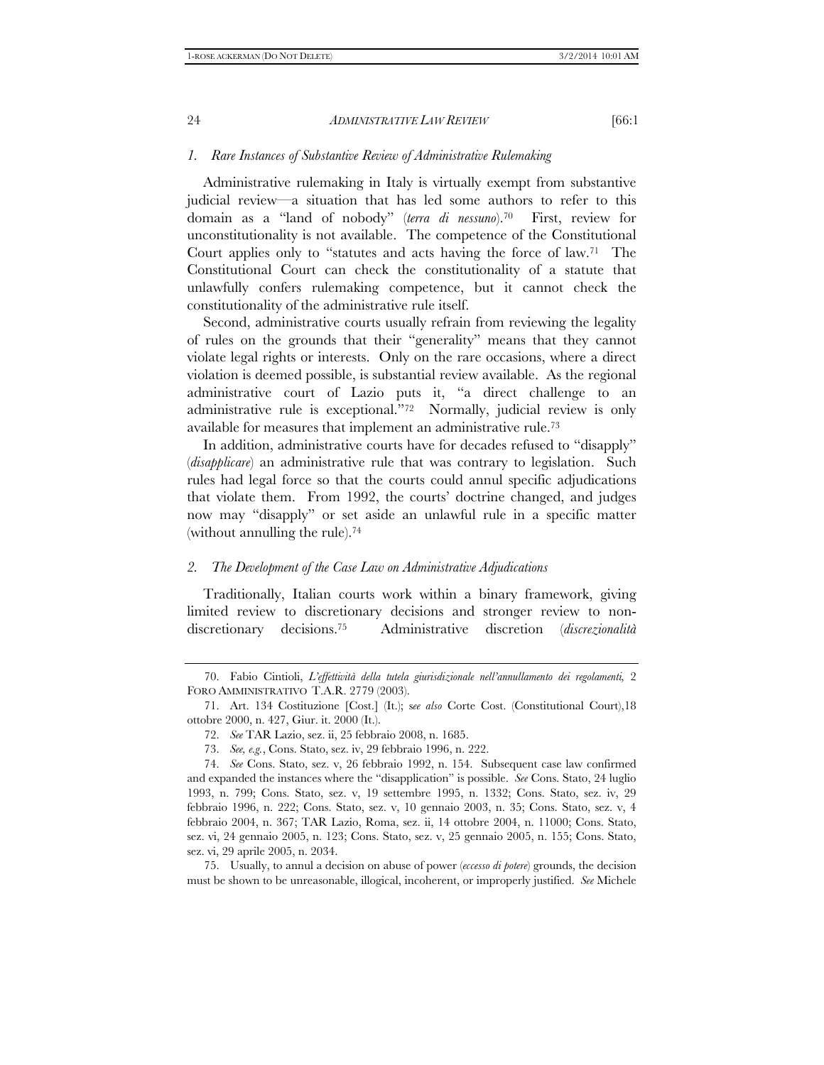### *1. Rare Instances of Substantive Review of Administrative Rulemaking*

Administrative rulemaking in Italy is virtually exempt from substantive judicial review—a situation that has led some authors to refer to this domain as a "land of nobody" (*terra di nessuno*).[70] First, review for unconstitutionality is not available. The competence of the Constitutional Court applies only to "statutes and acts having the force of law.[71] The Constitutional Court can check the constitutionality of a statute that unlawfully confers rulemaking competence, but it cannot check the constitutionality of the administrative rule itself.

Second, administrative courts usually refrain from reviewing the legality of rules on the grounds that their "generality" means that they cannot violate legal rights or interests. Only on the rare occasions, where a direct violation is deemed possible, is substantial review available. As the regional administrative court of Lazio puts it, "a direct challenge to an administrative rule is exceptional."[72] Normally, judicial review is only available for measures that implement an administrative rule.[73]

In addition, administrative courts have for decades refused to "disapply" (*disapplicare*) an administrative rule that was contrary to legislation. Such rules had legal force so that the courts could annul specific adjudications that violate them. From 1992, the courts' doctrine changed, and judges now may "disapply" or set aside an unlawful rule in a specific matter (without annulling the rule).[74]

### *2. The Development of the Case Law on Administrative Adjudications*

Traditionally, Italian courts work within a binary framework, giving limited review to discretionary decisions and stronger review to non-discretionary decisions.[75] Administrative discretion (*discrezionalità*

---

70. Fabio Cintioli, *L'effettività della tutela giurisdizionale nell'annullamento dei regolamenti,* 2 FORO AMMINISTRATIVO T.A.R. 2779 (2003).

71. Art. 134 Costituzione [Cost.] (It.); s*ee also* Corte Cost. (Constitutional Court),18 ottobre 2000, n. 427, Giur. it. 2000 (It.).

72. *See* TAR Lazio, sez. ii, 25 febbraio 2008, n. 1685.

73. *See, e.g.*, Cons. Stato, sez. iv, 29 febbraio 1996, n. 222.

74. *See* Cons. Stato, sez. v, 26 febbraio 1992, n. 154. Subsequent case law confirmed and expanded the instances where the "disapplication" is possible. *See* Cons. Stato, 24 luglio 1993, n. 799; Cons. Stato, sez. v, 19 settembre 1995, n. 1332; Cons. Stato, sez. iv, 29 febbraio 1996, n. 222; Cons. Stato, sez. v, 10 gennaio 2003, n. 35; Cons. Stato, sez. v, 4 febbraio 2004, n. 367; TAR Lazio, Roma, sez. ii, 14 ottobre 2004, n. 11000; Cons. Stato, sez. vi, 24 gennaio 2005, n. 123; Cons. Stato, sez. v, 25 gennaio 2005, n. 155; Cons. Stato, sez. vi, 29 aprile 2005, n. 2034.

75. Usually, to annul a decision on abuse of power (*eccesso di potere*) grounds, the decision must be shown to be unreasonable, illogical, incoherent, or improperly justified. *See* Michele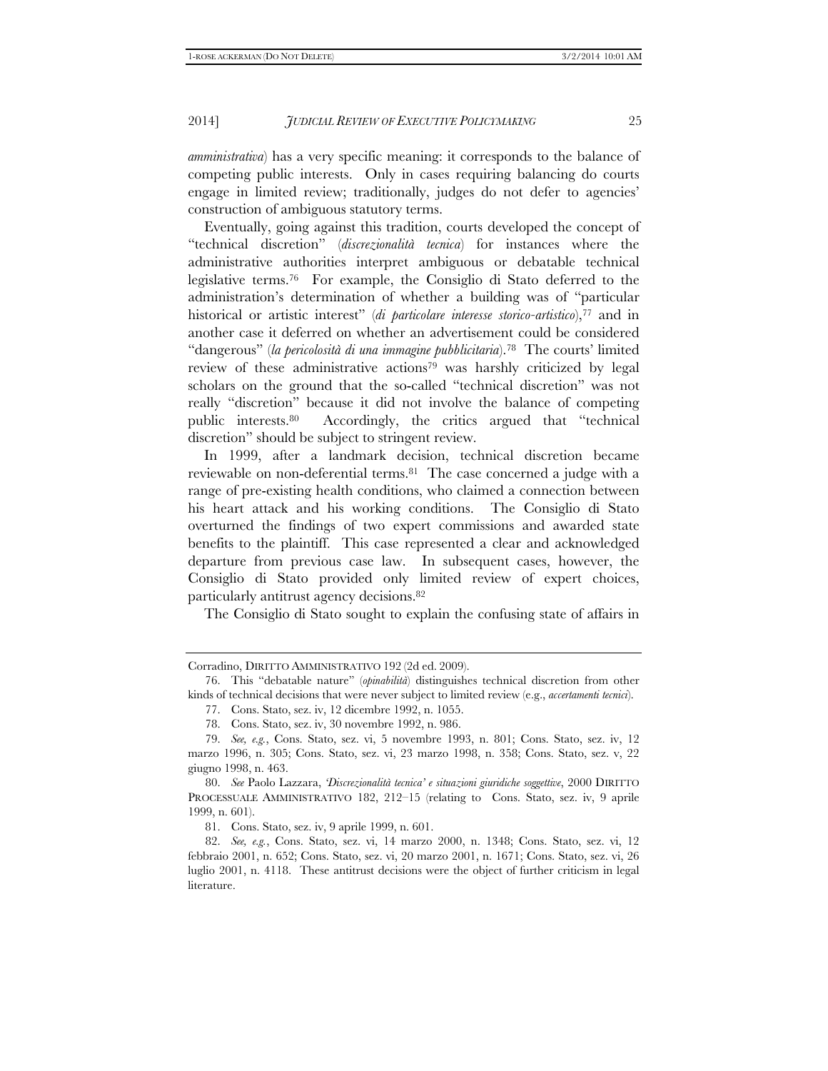*amministrativa*) has a very specific meaning: it corresponds to the balance of competing public interests. Only in cases requiring balancing do courts engage in limited review; traditionally, judges do not defer to agencies' construction of ambiguous statutory terms.

Eventually, going against this tradition, courts developed the concept of "technical discretion" (*discrezionalità tecnica*) for instances where the administrative authorities interpret ambiguous or debatable technical legislative terms.[76] For example, the Consiglio di Stato deferred to the administration's determination of whether a building was of "particular historical or artistic interest" (*di particolare interesse storico-artistico*),[77] and in another case it deferred on whether an advertisement could be considered "dangerous" (*la pericolosità di una immagine pubblicitaria*).[78] The courts' limited review of these administrative actions[79] was harshly criticized by legal scholars on the ground that the so-called "technical discretion" was not really "discretion" because it did not involve the balance of competing public interests.[80] Accordingly, the critics argued that "technical discretion" should be subject to stringent review.

In 1999, after a landmark decision, technical discretion became reviewable on non-deferential terms.[81] The case concerned a judge with a range of pre-existing health conditions, who claimed a connection between his heart attack and his working conditions. The Consiglio di Stato overturned the findings of two expert commissions and awarded state benefits to the plaintiff. This case represented a clear and acknowledged departure from previous case law. In subsequent cases, however, the Consiglio di Stato provided only limited review of expert choices, particularly antitrust agency decisions.[82]

The Consiglio di Stato sought to explain the confusing state of affairs in

---

Corradino, DIRITTO AMMINISTRATIVO 192 (2d ed. 2009).

76. This "debatable nature" (*opinabilità*) distinguishes technical discretion from other kinds of technical decisions that were never subject to limited review (e.g., *accertamenti tecnici*).

77. Cons. Stato, sez. iv, 12 dicembre 1992, n. 1055.

78. Cons. Stato, sez. iv, 30 novembre 1992, n. 986.

79. *See, e.g.*, Cons. Stato, sez. vi, 5 novembre 1993, n. 801; Cons. Stato, sez. iv, 12 marzo 1996, n. 305; Cons. Stato, sez. vi, 23 marzo 1998, n. 358; Cons. Stato, sez. v, 22 giugno 1998, n. 463.

80. *See* Paolo Lazzara, *'Discrezionalità tecnica' e situazioni giuridiche soggettive*, 2000 DIRITTO PROCESSUALE AMMINISTRATIVO 182, 212–15 (relating to Cons. Stato, sez. iv, 9 aprile 1999, n. 601).

81. Cons. Stato, sez. iv, 9 aprile 1999, n. 601.

82. *See, e.g.*, Cons. Stato, sez. vi, 14 marzo 2000, n. 1348; Cons. Stato, sez. vi, 12 febbraio 2001, n. 652; Cons. Stato, sez. vi, 20 marzo 2001, n. 1671; Cons. Stato, sez. vi, 26 luglio 2001, n. 4118. These antitrust decisions were the object of further criticism in legal literature.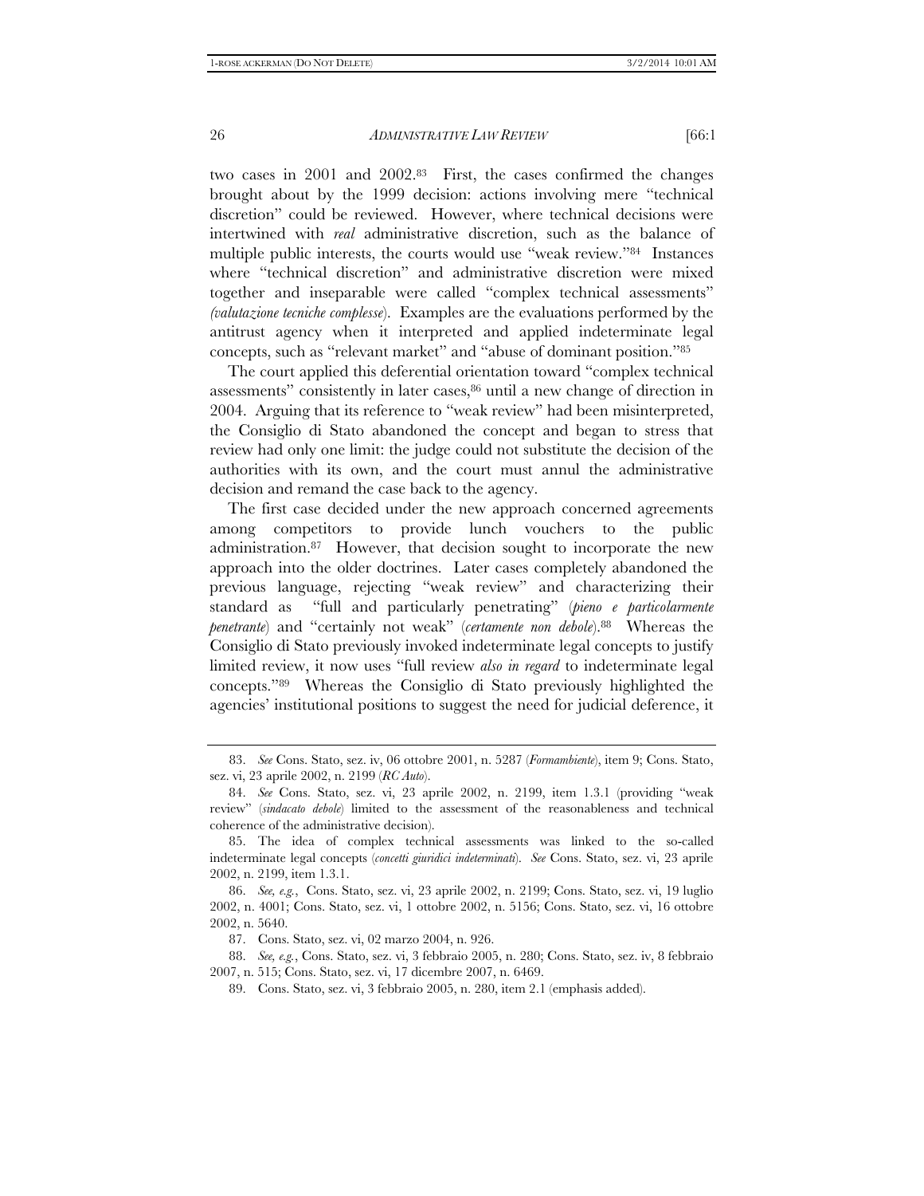two cases in 2001 and 2002.[83] First, the cases confirmed the changes brought about by the 1999 decision: actions involving mere "technical discretion" could be reviewed. However, where technical decisions were intertwined with *real* administrative discretion, such as the balance of multiple public interests, the courts would use "weak review."[84] Instances where "technical discretion" and administrative discretion were mixed together and inseparable were called "complex technical assessments" *(valutazione tecniche complesse)*. Examples are the evaluations performed by the antitrust agency when it interpreted and applied indeterminate legal concepts, such as "relevant market" and "abuse of dominant position."[85]

The court applied this deferential orientation toward "complex technical assessments" consistently in later cases,[86] until a new change of direction in 2004. Arguing that its reference to "weak review" had been misinterpreted, the Consiglio di Stato abandoned the concept and began to stress that review had only one limit: the judge could not substitute the decision of the authorities with its own, and the court must annul the administrative decision and remand the case back to the agency.

The first case decided under the new approach concerned agreements among competitors to provide lunch vouchers to the public administration.[87] However, that decision sought to incorporate the new approach into the older doctrines. Later cases completely abandoned the previous language, rejecting "weak review" and characterizing their standard as "full and particularly penetrating" (*pieno e particolarmente penetrante*) and "certainly not weak" (*certamente non debole*).[88] Whereas the Consiglio di Stato previously invoked indeterminate legal concepts to justify limited review, it now uses "full review *also in regard* to indeterminate legal concepts."[89] Whereas the Consiglio di Stato previously highlighted the agencies' institutional positions to suggest the need for judicial deference, it

---

83. *See* Cons. Stato, sez. iv, 06 ottobre 2001, n. 5287 (*Formambiente*), item 9; Cons. Stato, sez. vi, 23 aprile 2002, n. 2199 (*RC Auto*).

84. *See* Cons. Stato, sez. vi, 23 aprile 2002, n. 2199, item 1.3.1 (providing "weak review" (*sindacato debole*) limited to the assessment of the reasonableness and technical coherence of the administrative decision).

85. The idea of complex technical assessments was linked to the so-called indeterminate legal concepts (*concetti giuridici indeterminati*). *See* Cons. Stato, sez. vi, 23 aprile 2002, n. 2199, item 1.3.1.

86. *See, e.g.*, Cons. Stato, sez. vi, 23 aprile 2002, n. 2199; Cons. Stato, sez. vi, 19 luglio 2002, n. 4001; Cons. Stato, sez. vi, 1 ottobre 2002, n. 5156; Cons. Stato, sez. vi, 16 ottobre 2002, n. 5640.

87. Cons. Stato, sez. vi, 02 marzo 2004, n. 926.

88. *See, e.g.*, Cons. Stato, sez. vi, 3 febbraio 2005, n. 280; Cons. Stato, sez. iv, 8 febbraio 2007, n. 515; Cons. Stato, sez. vi, 17 dicembre 2007, n. 6469.

89. Cons. Stato, sez. vi, 3 febbraio 2005, n. 280, item 2.1 (emphasis added).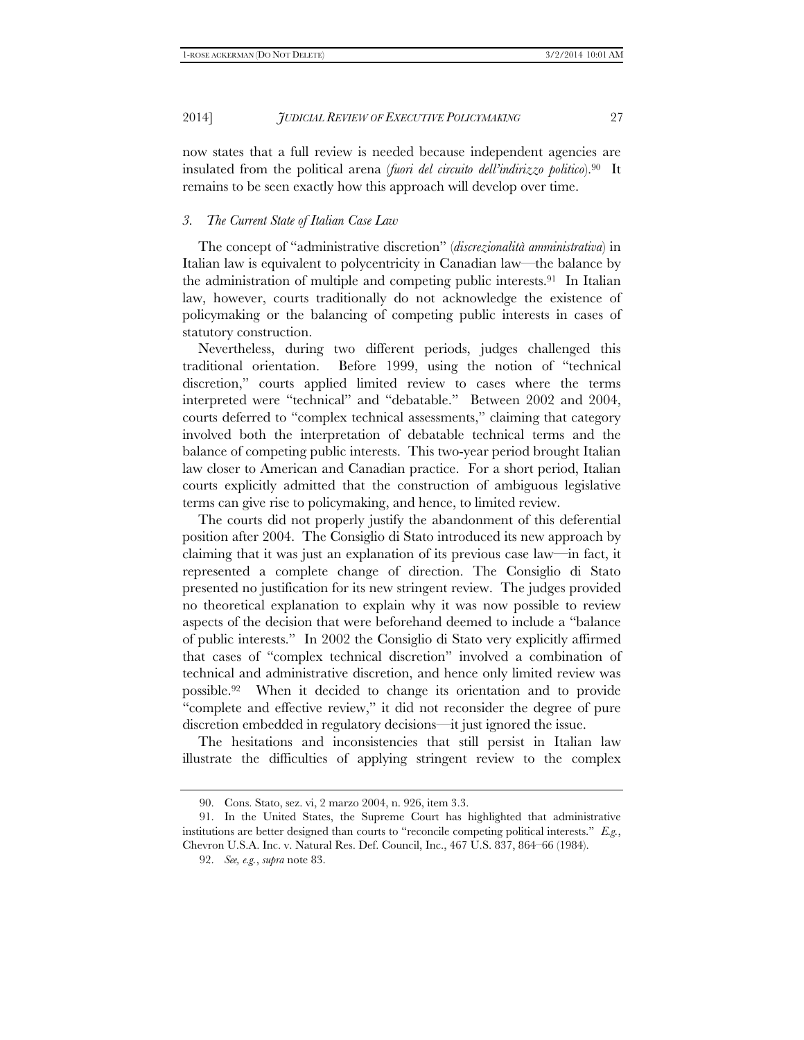now states that a full review is needed because independent agencies are insulated from the political arena (*fuori del circuito dell'indirizzo politico*).[90] It remains to be seen exactly how this approach will develop over time.

### *3. The Current State of Italian Case Law*

The concept of "administrative discretion" (*discrezionalità amministrativa*) in Italian law is equivalent to polycentricity in Canadian law—the balance by the administration of multiple and competing public interests.[91] In Italian law, however, courts traditionally do not acknowledge the existence of policymaking or the balancing of competing public interests in cases of statutory construction.

Nevertheless, during two different periods, judges challenged this traditional orientation. Before 1999, using the notion of "technical discretion," courts applied limited review to cases where the terms interpreted were "technical" and "debatable." Between 2002 and 2004, courts deferred to "complex technical assessments," claiming that category involved both the interpretation of debatable technical terms and the balance of competing public interests. This two-year period brought Italian law closer to American and Canadian practice. For a short period, Italian courts explicitly admitted that the construction of ambiguous legislative terms can give rise to policymaking, and hence, to limited review.

The courts did not properly justify the abandonment of this deferential position after 2004. The Consiglio di Stato introduced its new approach by claiming that it was just an explanation of its previous case law—in fact, it represented a complete change of direction. The Consiglio di Stato presented no justification for its new stringent review. The judges provided no theoretical explanation to explain why it was now possible to review aspects of the decision that were beforehand deemed to include a "balance of public interests." In 2002 the Consiglio di Stato very explicitly affirmed that cases of "complex technical discretion" involved a combination of technical and administrative discretion, and hence only limited review was possible.[92] When it decided to change its orientation and to provide "complete and effective review," it did not reconsider the degree of pure discretion embedded in regulatory decisions—it just ignored the issue.

The hesitations and inconsistencies that still persist in Italian law illustrate the difficulties of applying stringent review to the complex

---

90. Cons. Stato, sez. vi, 2 marzo 2004, n. 926, item 3.3.

91. In the United States, the Supreme Court has highlighted that administrative institutions are better designed than courts to "reconcile competing political interests." *E.g.*, Chevron U.S.A. Inc. v. Natural Res. Def. Council, Inc., 467 U.S. 837, 864–66 (1984).

92. *See, e.g.*, *supra* note 83.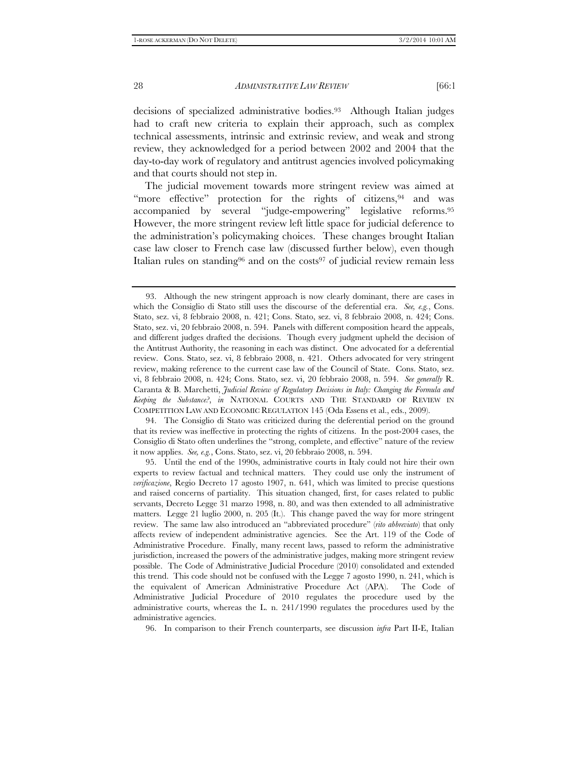decisions of specialized administrative bodies.[93] Although Italian judges had to craft new criteria to explain their approach, such as complex technical assessments, intrinsic and extrinsic review, and weak and strong review, they acknowledged for a period between 2002 and 2004 that the day-to-day work of regulatory and antitrust agencies involved policymaking and that courts should not step in.

The judicial movement towards more stringent review was aimed at "more effective" protection for the rights of citizens,[94] and was accompanied by several "judge-empowering" legislative reforms.[95] However, the more stringent review left little space for judicial deference to the administration's policymaking choices. These changes brought Italian case law closer to French case law (discussed further below), even though Italian rules on standing[96] and on the costs[97] of judicial review remain less

---

93. Although the new stringent approach is now clearly dominant, there are cases in which the Consiglio di Stato still uses the discourse of the deferential era. *See, e.g.*, Cons. Stato, sez. vi, 8 febbraio 2008, n. 421; Cons. Stato, sez. vi, 8 febbraio 2008, n. 424; Cons. Stato, sez. vi, 20 febbraio 2008, n. 594. Panels with different composition heard the appeals, and different judges drafted the decisions. Though every judgment upheld the decision of the Antitrust Authority, the reasoning in each was distinct. One advocated for a deferential review. Cons. Stato, sez. vi, 8 febbraio 2008, n. 421. Others advocated for very stringent review, making reference to the current case law of the Council of State. Cons. Stato, sez. vi, 8 febbraio 2008, n. 424; Cons. Stato, sez. vi, 20 febbraio 2008, n. 594. *See generally* R. Caranta & B. Marchetti, *Judicial Review of Regulatory Decisions in Italy: Changing the Formula and Keeping the Substance?*, *in* NATIONAL COURTS AND THE STANDARD OF REVIEW IN COMPETITION LAW AND ECONOMIC REGULATION 145 (Oda Essens et al., eds., 2009).

94. The Consiglio di Stato was criticized during the deferential period on the ground that its review was ineffective in protecting the rights of citizens. In the post-2004 cases, the Consiglio di Stato often underlines the "strong, complete, and effective" nature of the review it now applies. *See, e.g.*, Cons. Stato, sez. vi, 20 febbraio 2008, n. 594.

95. Until the end of the 1990s, administrative courts in Italy could not hire their own experts to review factual and technical matters. They could use only the instrument of *verificazione*, Regio Decreto 17 agosto 1907, n. 641, which was limited to precise questions and raised concerns of partiality. This situation changed, first, for cases related to public servants, Decreto Legge 31 marzo 1998, n. 80, and was then extended to all administrative matters. Legge 21 luglio 2000, n. 205 (It.). This change paved the way for more stringent review. The same law also introduced an "abbreviated procedure" (*rito abbreviato*) that only affects review of independent administrative agencies. See the Art. 119 of the Code of Administrative Procedure. Finally, many recent laws, passed to reform the administrative jurisdiction, increased the powers of the administrative judges, making more stringent review possible. The Code of Administrative Judicial Procedure (2010) consolidated and extended this trend. This code should not be confused with the Legge 7 agosto 1990, n. 241, which is the equivalent of American Administrative Procedure Act (APA). The Code of Administrative Judicial Procedure of 2010 regulates the procedure used by the administrative courts, whereas the L. n. 241/1990 regulates the procedures used by the administrative agencies.

96. In comparison to their French counterparts, see discussion *infra* Part II-E, Italian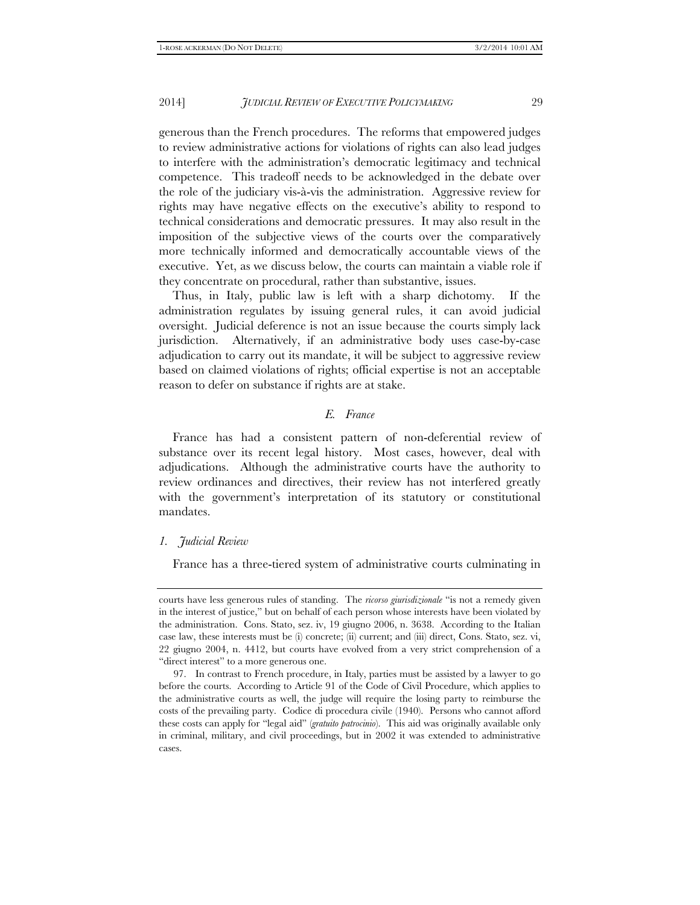generous than the French procedures. The reforms that empowered judges to review administrative actions for violations of rights can also lead judges to interfere with the administration's democratic legitimacy and technical competence. This tradeoff needs to be acknowledged in the debate over the role of the judiciary vis-à-vis the administration. Aggressive review for rights may have negative effects on the executive's ability to respond to technical considerations and democratic pressures. It may also result in the imposition of the subjective views of the courts over the comparatively more technically informed and democratically accountable views of the executive. Yet, as we discuss below, the courts can maintain a viable role if they concentrate on procedural, rather than substantive, issues.

Thus, in Italy, public law is left with a sharp dichotomy. If the administration regulates by issuing general rules, it can avoid judicial oversight. Judicial deference is not an issue because the courts simply lack jurisdiction. Alternatively, if an administrative body uses case-by-case adjudication to carry out its mandate, it will be subject to aggressive review based on claimed violations of rights; official expertise is not an acceptable reason to defer on substance if rights are at stake.

### *E. France*

France has had a consistent pattern of non-deferential review of substance over its recent legal history. Most cases, however, deal with adjudications. Although the administrative courts have the authority to review ordinances and directives, their review has not interfered greatly with the government's interpretation of its statutory or constitutional mandates.

#### *1. Judicial Review*

France has a three-tiered system of administrative courts culminating in

---

courts have less generous rules of standing. The *ricorso giurisdizionale* "is not a remedy given in the interest of justice," but on behalf of each person whose interests have been violated by the administration. Cons. Stato, sez. iv, 19 giugno 2006, n. 3638. According to the Italian case law, these interests must be (i) concrete; (ii) current; and (iii) direct, Cons. Stato, sez. vi, 22 giugno 2004, n. 4412, but courts have evolved from a very strict comprehension of a "direct interest" to a more generous one.

97. In contrast to French procedure, in Italy, parties must be assisted by a lawyer to go before the courts. According to Article 91 of the Code of Civil Procedure, which applies to the administrative courts as well, the judge will require the losing party to reimburse the costs of the prevailing party. Codice di procedura civile (1940). Persons who cannot afford these costs can apply for "legal aid" (*gratuito patrocinio*). This aid was originally available only in criminal, military, and civil proceedings, but in 2002 it was extended to administrative cases.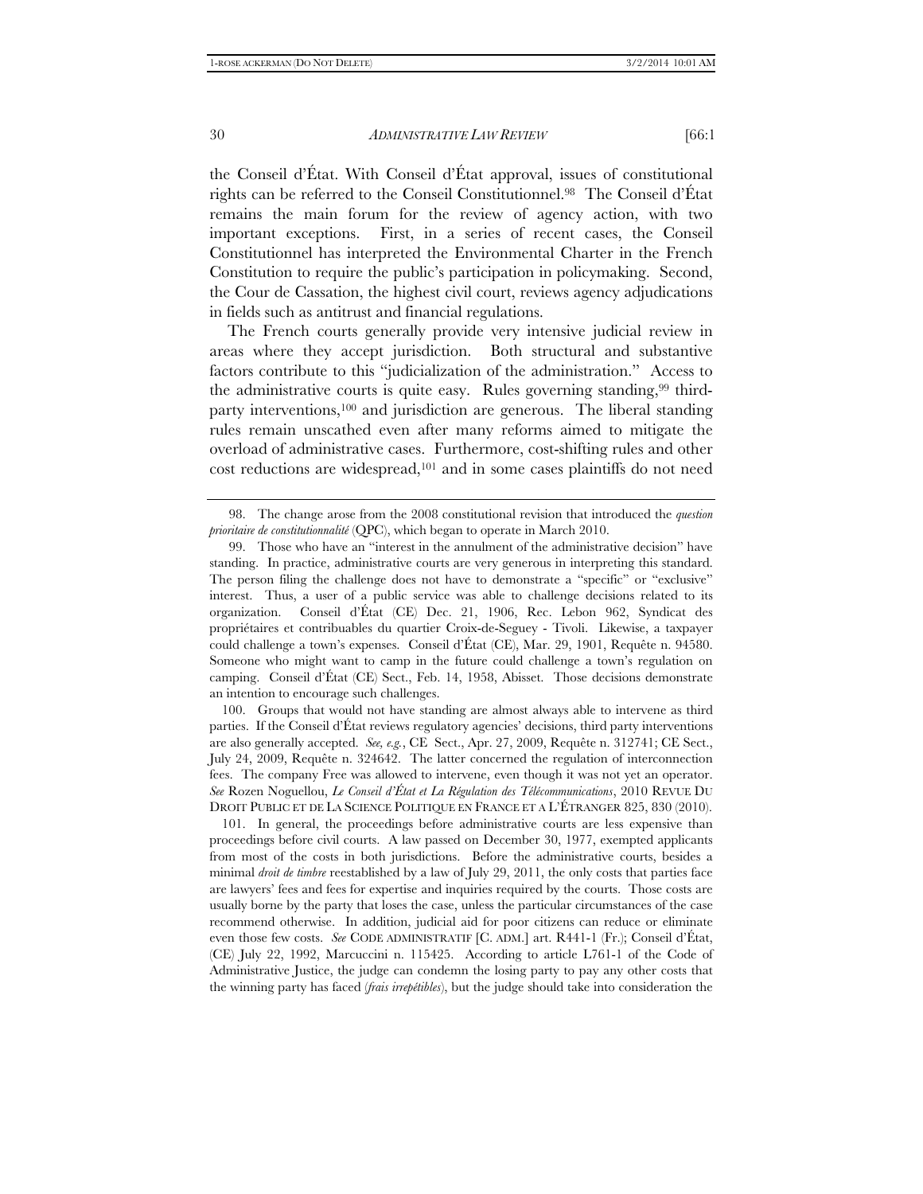the Conseil d'État. With Conseil d'État approval, issues of constitutional rights can be referred to the Conseil Constitutionnel.[98] The Conseil d'État remains the main forum for the review of agency action, with two important exceptions. First, in a series of recent cases, the Conseil Constitutionnel has interpreted the Environmental Charter in the French Constitution to require the public's participation in policymaking. Second, the Cour de Cassation, the highest civil court, reviews agency adjudications in fields such as antitrust and financial regulations.

The French courts generally provide very intensive judicial review in areas where they accept jurisdiction. Both structural and substantive factors contribute to this "judicialization of the administration." Access to the administrative courts is quite easy. Rules governing standing,[99] third-party interventions,[100] and jurisdiction are generous. The liberal standing rules remain unscathed even after many reforms aimed to mitigate the overload of administrative cases. Furthermore, cost-shifting rules and other cost reductions are widespread,[101] and in some cases plaintiffs do not need

---

98. The change arose from the 2008 constitutional revision that introduced the *question prioritaire de constitutionnalité* (QPC), which began to operate in March 2010.

99. Those who have an "interest in the annulment of the administrative decision" have standing. In practice, administrative courts are very generous in interpreting this standard. The person filing the challenge does not have to demonstrate a "specific" or "exclusive" interest. Thus, a user of a public service was able to challenge decisions related to its organization. Conseil d'État (CE) Dec. 21, 1906, Rec. Lebon 962, Syndicat des propriétaires et contribuables du quartier Croix-de-Seguey - Tivoli. Likewise, a taxpayer could challenge a town's expenses. Conseil d'État (CE), Mar. 29, 1901, Requête n. 94580. Someone who might want to camp in the future could challenge a town's regulation on camping. Conseil d'État (CE) Sect., Feb. 14, 1958, Abisset. Those decisions demonstrate an intention to encourage such challenges.

100. Groups that would not have standing are almost always able to intervene as third parties. If the Conseil d'État reviews regulatory agencies' decisions, third party interventions are also generally accepted. *See, e.g.*, CE Sect., Apr. 27, 2009, Requête n. 312741; CE Sect., July 24, 2009, Requête n. 324642. The latter concerned the regulation of interconnection fees. The company Free was allowed to intervene, even though it was not yet an operator. *See* Rozen Noguellou, *Le Conseil d'État et La Régulation des Télécommunications*, 2010 REVUE DU DROIT PUBLIC ET DE LA SCIENCE POLITIQUE EN FRANCE ET A L'ÉTRANGER 825, 830 (2010).

101. In general, the proceedings before administrative courts are less expensive than proceedings before civil courts. A law passed on December 30, 1977, exempted applicants from most of the costs in both jurisdictions. Before the administrative courts, besides a minimal *droit de timbre* reestablished by a law of July 29, 2011, the only costs that parties face are lawyers' fees and fees for expertise and inquiries required by the courts. Those costs are usually borne by the party that loses the case, unless the particular circumstances of the case recommend otherwise. In addition, judicial aid for poor citizens can reduce or eliminate even those few costs. *See* CODE ADMINISTRATIF [C. ADM.] art. R441-1 (Fr.); Conseil d'État, (CE) July 22, 1992, Marcuccini n. 115425. According to article L761-1 of the Code of Administrative Justice, the judge can condemn the losing party to pay any other costs that the winning party has faced (*frais irrepétibles*), but the judge should take into consideration the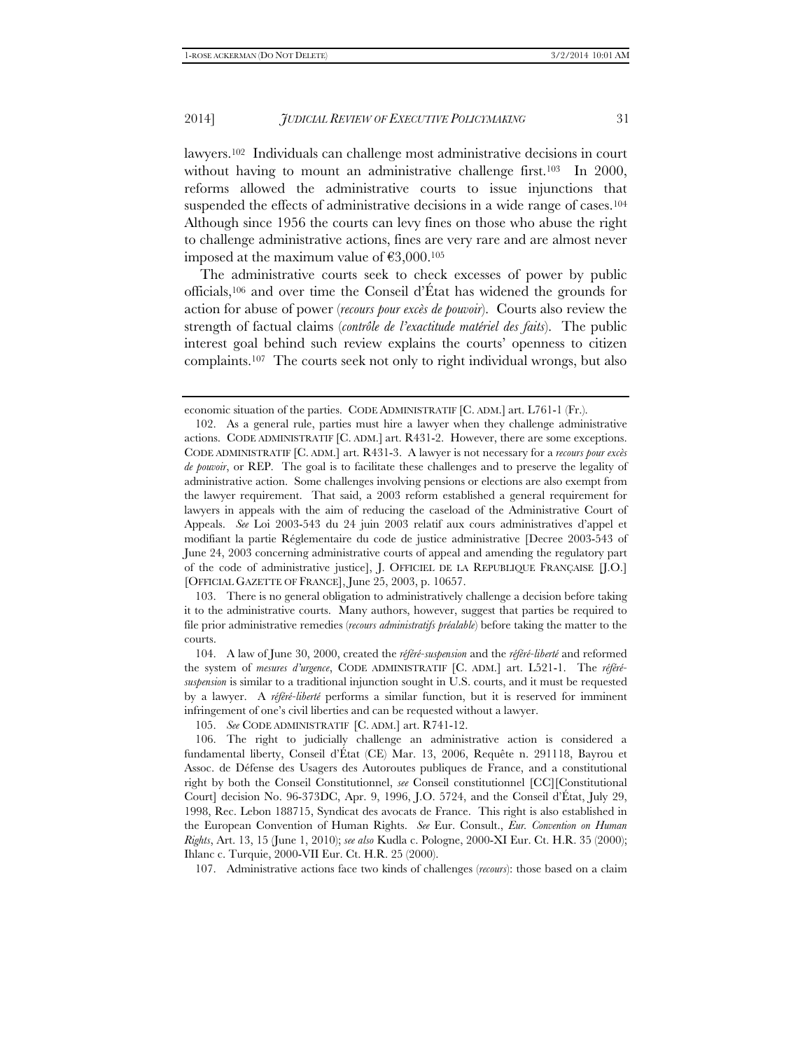lawyers.[102] Individuals can challenge most administrative decisions in court without having to mount an administrative challenge first.[103] In 2000, reforms allowed the administrative courts to issue injunctions that suspended the effects of administrative decisions in a wide range of cases.[104] Although since 1956 the courts can levy fines on those who abuse the right to challenge administrative actions, fines are very rare and are almost never imposed at the maximum value of €3,000.[105]

The administrative courts seek to check excesses of power by public officials,[106] and over time the Conseil d'État has widened the grounds for action for abuse of power (*recours pour excès de pouvoir*). Courts also review the strength of factual claims (*contrôle de l'exactitude matériel des faits*). The public interest goal behind such review explains the courts' openness to citizen complaints.[107] The courts seek not only to right individual wrongs, but also

---

economic situation of the parties. CODE ADMINISTRATIF [C. ADM.] art. L761-1 (Fr.).

102. As a general rule, parties must hire a lawyer when they challenge administrative actions. CODE ADMINISTRATIF [C. ADM.] art. R431-2. However, there are some exceptions. CODE ADMINISTRATIF [C. ADM.] art. R431-3. A lawyer is not necessary for a *recours pour excès de pouvoir*, or REP. The goal is to facilitate these challenges and to preserve the legality of administrative action. Some challenges involving pensions or elections are also exempt from the lawyer requirement. That said, a 2003 reform established a general requirement for lawyers in appeals with the aim of reducing the caseload of the Administrative Court of Appeals. *See* Loi 2003-543 du 24 juin 2003 relatif aux cours administratives d'appel et modifiant la partie Réglementaire du code de justice administrative [Decree 2003-543 of June 24, 2003 concerning administrative courts of appeal and amending the regulatory part of the code of administrative justice], J. OFFICIEL DE LA REPUBLIQUE FRANÇAISE [J.O.] [OFFICIAL GAZETTE OF FRANCE], June 25, 2003, p. 10657.

103. There is no general obligation to administratively challenge a decision before taking it to the administrative courts. Many authors, however, suggest that parties be required to file prior administrative remedies (*recours administratifs préalable*) before taking the matter to the courts.

104. A law of June 30, 2000, created the *référé-suspension* and the *référé-liberté* and reformed the system of *mesures d'urgence*, CODE ADMINISTRATIF [C. ADM.] art. L521-1. The *référé-suspension* is similar to a traditional injunction sought in U.S. courts, and it must be requested by a lawyer. A *référé-liberté* performs a similar function, but it is reserved for imminent infringement of one's civil liberties and can be requested without a lawyer.

105. *See* CODE ADMINISTRATIF [C. ADM.] art. R741-12.

106. The right to judicially challenge an administrative action is considered a fundamental liberty, Conseil d'État (CE) Mar. 13, 2006, Requête n. 291118, Bayrou et Assoc. de Défense des Usagers des Autoroutes publiques de France, and a constitutional right by both the Conseil Constitutionnel, *see* Conseil constitutionnel [CC][Constitutional Court] decision No. 96-373DC, Apr. 9, 1996, J.O. 5724, and the Conseil d'État, July 29, 1998, Rec. Lebon 188715, Syndicat des avocats de France. This right is also established in the European Convention of Human Rights. *See* Eur. Consult., *Eur. Convention on Human Rights*, Art. 13, 15 (June 1, 2010); *see also* Kudla c. Pologne, 2000-XI Eur. Ct. H.R. 35 (2000); Ihlanc c. Turquie, 2000-VII Eur. Ct. H.R. 25 (2000).

107. Administrative actions face two kinds of challenges (*recours*): those based on a claim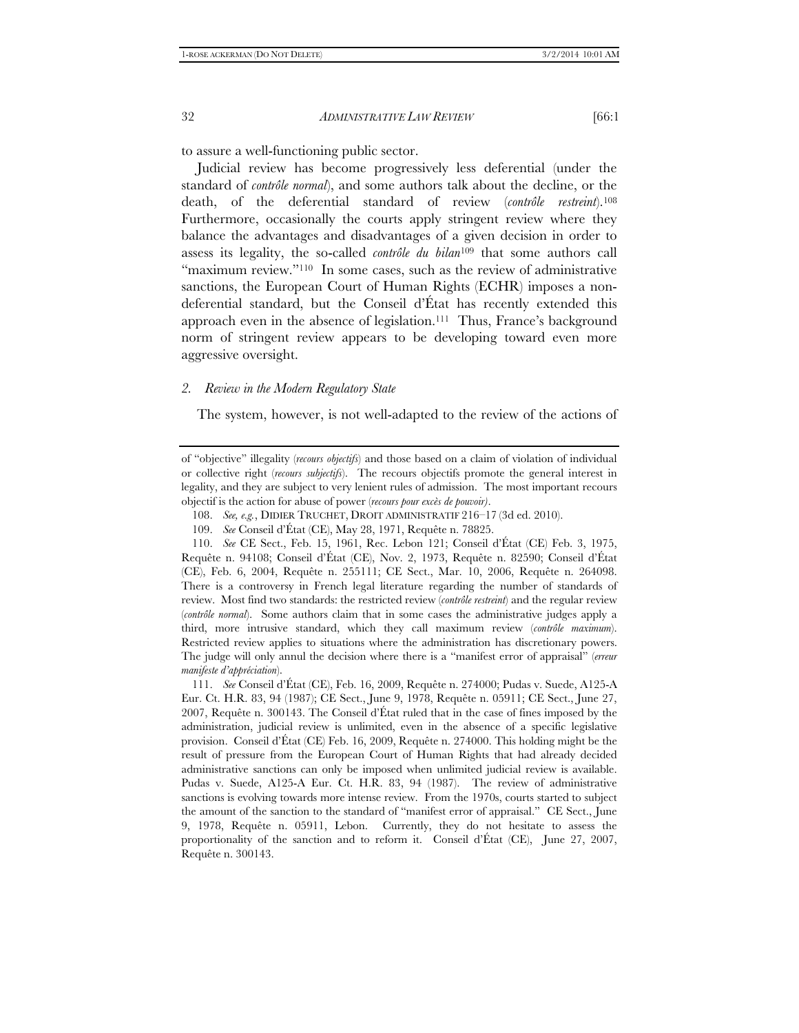to assure a well-functioning public sector.

Judicial review has become progressively less deferential (under the standard of *contrôle normal*), and some authors talk about the decline, or the death, of the deferential standard of review (*contrôle restreint*).[108] Furthermore, occasionally the courts apply stringent review where they balance the advantages and disadvantages of a given decision in order to assess its legality, the so-called *contrôle du bilan*[109] that some authors call "maximum review."[110] In some cases, such as the review of administrative sanctions, the European Court of Human Rights (ECHR) imposes a non-deferential standard, but the Conseil d'État has recently extended this approach even in the absence of legislation.[111] Thus, France's background norm of stringent review appears to be developing toward even more aggressive oversight.

### *2. Review in the Modern Regulatory State*

The system, however, is not well-adapted to the review of the actions of

---

of "objective" illegality (*recours objectifs*) and those based on a claim of violation of individual or collective right (*recours subjectifs*). The recours objectifs promote the general interest in legality, and they are subject to very lenient rules of admission. The most important recours objectif is the action for abuse of power (*recours pour excès de pouvoir)*.

108. *See, e.g.*, DIDIER TRUCHET, DROIT ADMINISTRATIF 216–17 (3d ed. 2010).

109. *See* Conseil d'État (CE), May 28, 1971, Requête n. 78825.

110. *See* CE Sect., Feb. 15, 1961, Rec. Lebon 121; Conseil d'État (CE) Feb. 3, 1975, Requête n. 94108; Conseil d'État (CE), Nov. 2, 1973, Requête n. 82590; Conseil d'État (CE), Feb. 6, 2004, Requête n. 255111; CE Sect., Mar. 10, 2006, Requête n. 264098. There is a controversy in French legal literature regarding the number of standards of review. Most find two standards: the restricted review (*contrôle restreint*) and the regular review (*contrôle normal*). Some authors claim that in some cases the administrative judges apply a third, more intrusive standard, which they call maximum review (*contrôle maximum*). Restricted review applies to situations where the administration has discretionary powers. The judge will only annul the decision where there is a "manifest error of appraisal" (*erreur manifeste d'appréciation*).

111. *See* Conseil d'État (CE), Feb. 16, 2009, Requête n. 274000; Pudas v. Suede, A125-A Eur. Ct. H.R. 83, 94 (1987); CE Sect., June 9, 1978, Requête n. 05911; CE Sect., June 27, 2007, Requête n. 300143. The Conseil d'État ruled that in the case of fines imposed by the administration, judicial review is unlimited, even in the absence of a specific legislative provision. Conseil d'État (CE) Feb. 16, 2009, Requête n. 274000. This holding might be the result of pressure from the European Court of Human Rights that had already decided administrative sanctions can only be imposed when unlimited judicial review is available. Pudas v. Suede, A125-A Eur. Ct. H.R. 83, 94 (1987). The review of administrative sanctions is evolving towards more intense review. From the 1970s, courts started to subject the amount of the sanction to the standard of "manifest error of appraisal." CE Sect., June 9, 1978, Requête n. 05911, Lebon. Currently, they do not hesitate to assess the proportionality of the sanction and to reform it. Conseil d'État (CE), June 27, 2007, Requête n. 300143.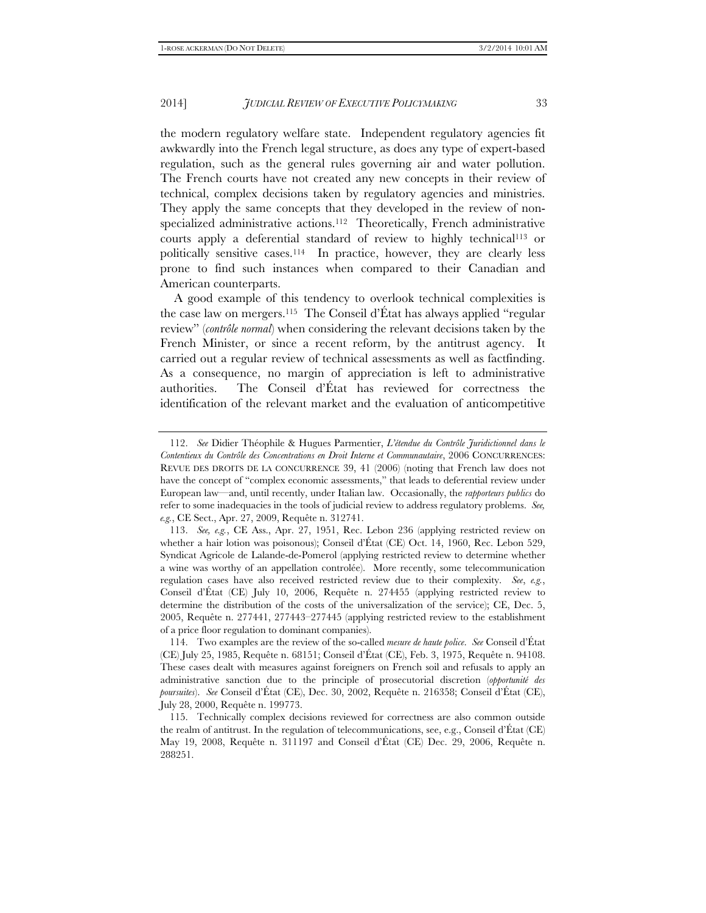the modern regulatory welfare state. Independent regulatory agencies fit awkwardly into the French legal structure, as does any type of expert-based regulation, such as the general rules governing air and water pollution. The French courts have not created any new concepts in their review of technical, complex decisions taken by regulatory agencies and ministries. They apply the same concepts that they developed in the review of non-specialized administrative actions.[112] Theoretically, French administrative courts apply a deferential standard of review to highly technical[113] or politically sensitive cases.[114] In practice, however, they are clearly less prone to find such instances when compared to their Canadian and American counterparts.

A good example of this tendency to overlook technical complexities is the case law on mergers.[115] The Conseil d'État has always applied "regular review" (*contrôle normal*) when considering the relevant decisions taken by the French Minister, or since a recent reform, by the antitrust agency. It carried out a regular review of technical assessments as well as factfinding. As a consequence, no margin of appreciation is left to administrative authorities. The Conseil d'État has reviewed for correctness the identification of the relevant market and the evaluation of anticompetitive

---

112. *See* Didier Théophile & Hugues Parmentier, *L'étendue du Contrôle Juridictionnel dans le Contentieux du Contrôle des Concentrations en Droit Interne et Communautaire*, 2006 CONCURRENCES: REVUE DES DROITS DE LA CONCURRENCE 39, 41 (2006) (noting that French law does not have the concept of "complex economic assessments," that leads to deferential review under European law—and, until recently, under Italian law. Occasionally, the *rapporteurs publics* do refer to some inadequacies in the tools of judicial review to address regulatory problems. *See, e.g.*, CE Sect., Apr. 27, 2009, Requête n. 312741.

113. *See, e.g.*, CE Ass., Apr. 27, 1951, Rec. Lebon 236 (applying restricted review on whether a hair lotion was poisonous); Conseil d'État (CE) Oct. 14, 1960, Rec. Lebon 529, Syndicat Agricole de Lalande-de-Pomerol (applying restricted review to determine whether a wine was worthy of an appellation controlée). More recently, some telecommunication regulation cases have also received restricted review due to their complexity. *See*, *e.g.*, Conseil d'État (CE) July 10, 2006, Requête n. 274455 (applying restricted review to determine the distribution of the costs of the universalization of the service); CE, Dec. 5, 2005, Requête n. 277441, 277443–277445 (applying restricted review to the establishment of a price floor regulation to dominant companies).

114. Two examples are the review of the so-called *mesure de haute police*. *See* Conseil d'État (CE) July 25, 1985, Requête n. 68151; Conseil d'État (CE), Feb. 3, 1975, Requête n. 94108. These cases dealt with measures against foreigners on French soil and refusals to apply an administrative sanction due to the principle of prosecutorial discretion (*opportunité des poursuites*). *See* Conseil d'État (CE), Dec. 30, 2002, Requête n. 216358; Conseil d'État (CE), July 28, 2000, Requête n. 199773.

115. Technically complex decisions reviewed for correctness are also common outside the realm of antitrust. In the regulation of telecommunications, see, e.g., Conseil d'État (CE) May 19, 2008, Requête n. 311197 and Conseil d'État (CE) Dec. 29, 2006, Requête n. 288251.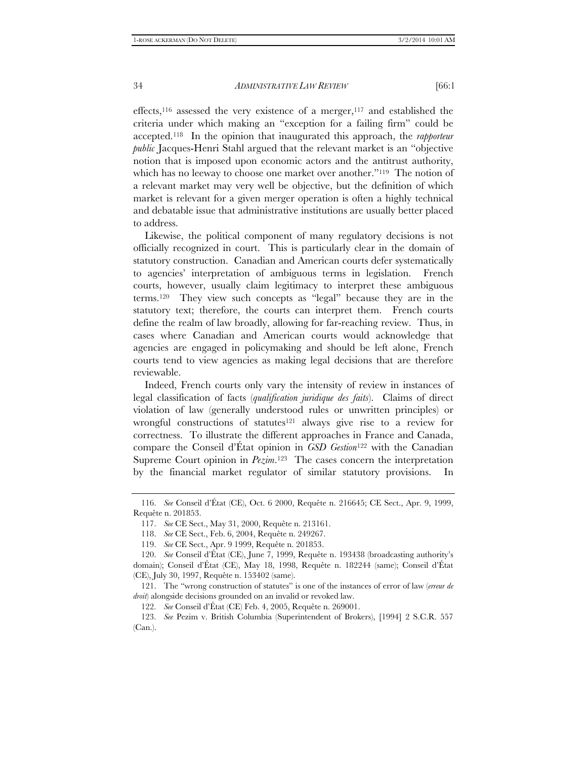effects,[116] assessed the very existence of a merger,[117] and established the criteria under which making an "exception for a failing firm" could be accepted.[118] In the opinion that inaugurated this approach, the *rapporteur public* Jacques-Henri Stahl argued that the relevant market is an "objective notion that is imposed upon economic actors and the antitrust authority, which has no leeway to choose one market over another."[119] The notion of a relevant market may very well be objective, but the definition of which market is relevant for a given merger operation is often a highly technical and debatable issue that administrative institutions are usually better placed to address.

Likewise, the political component of many regulatory decisions is not officially recognized in court. This is particularly clear in the domain of statutory construction. Canadian and American courts defer systematically to agencies' interpretation of ambiguous terms in legislation. French courts, however, usually claim legitimacy to interpret these ambiguous terms.[120] They view such concepts as "legal" because they are in the statutory text; therefore, the courts can interpret them. French courts define the realm of law broadly, allowing for far-reaching review. Thus, in cases where Canadian and American courts would acknowledge that agencies are engaged in policymaking and should be left alone, French courts tend to view agencies as making legal decisions that are therefore reviewable.

Indeed, French courts only vary the intensity of review in instances of legal classification of facts (*qualification juridique des faits*). Claims of direct violation of law (generally understood rules or unwritten principles) or wrongful constructions of statutes[121] always give rise to a review for correctness. To illustrate the different approaches in France and Canada, compare the Conseil d'État opinion in *GSD Gestion*[122] with the Canadian Supreme Court opinion in *Pezim*.[123] The cases concern the interpretation by the financial market regulator of similar statutory provisions. In

---

116. *See* Conseil d'État (CE), Oct. 6 2000, Requête n. 216645; CE Sect., Apr. 9, 1999, Requête n. 201853.

117. *See* CE Sect., May 31, 2000, Requête n. 213161.

118. *See* CE Sect., Feb. 6, 2004, Requête n. 249267.

119. *See* CE Sect., Apr. 9 1999, Requête n. 201853.

120. *See* Conseil d'État (CE), June 7, 1999, Requête n. 193438 (broadcasting authority's domain); Conseil d'État (CE), May 18, 1998, Requête n. 182244 (same); Conseil d'État (CE), July 30, 1997, Requête n. 153402 (same).

121. The "wrong construction of statutes" is one of the instances of error of law (*erreur de droit*) alongside decisions grounded on an invalid or revoked law.

122. *See* Conseil d'État (CE) Feb. 4, 2005, Requête n. 269001.

123. *See* Pezim v. British Columbia (Superintendent of Brokers), [1994] 2 S.C.R. 557 (Can.).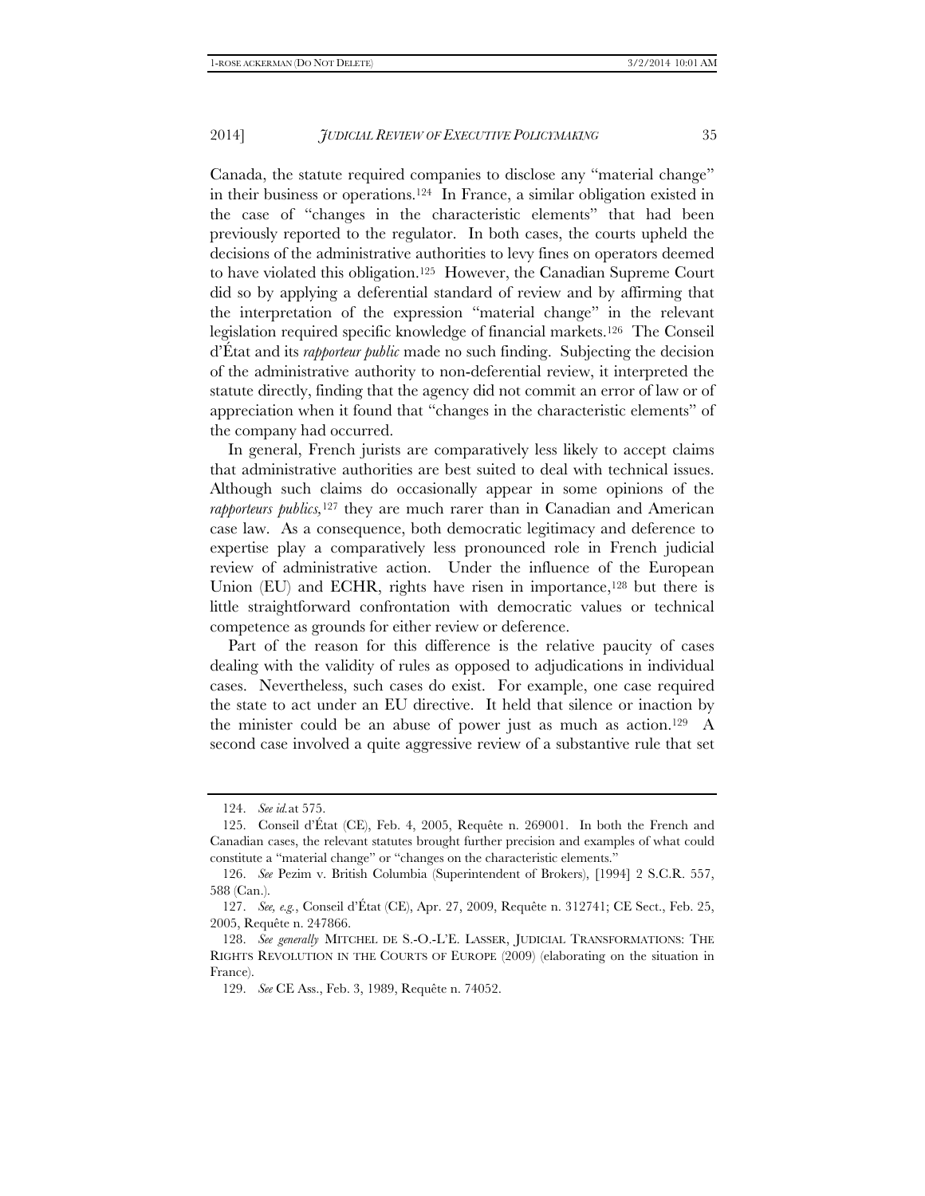Canada, the statute required companies to disclose any "material change" in their business or operations.[124] In France, a similar obligation existed in the case of "changes in the characteristic elements" that had been previously reported to the regulator. In both cases, the courts upheld the decisions of the administrative authorities to levy fines on operators deemed to have violated this obligation.[125] However, the Canadian Supreme Court did so by applying a deferential standard of review and by affirming that the interpretation of the expression "material change" in the relevant legislation required specific knowledge of financial markets.[126] The Conseil d'État and its *rapporteur public* made no such finding. Subjecting the decision of the administrative authority to non-deferential review, it interpreted the statute directly, finding that the agency did not commit an error of law or of appreciation when it found that "changes in the characteristic elements" of the company had occurred.

In general, French jurists are comparatively less likely to accept claims that administrative authorities are best suited to deal with technical issues. Although such claims do occasionally appear in some opinions of the *rapporteurs publics*,[127] they are much rarer than in Canadian and American case law. As a consequence, both democratic legitimacy and deference to expertise play a comparatively less pronounced role in French judicial review of administrative action. Under the influence of the European Union (EU) and ECHR, rights have risen in importance,[128] but there is little straightforward confrontation with democratic values or technical competence as grounds for either review or deference.

Part of the reason for this difference is the relative paucity of cases dealing with the validity of rules as opposed to adjudications in individual cases. Nevertheless, such cases do exist. For example, one case required the state to act under an EU directive. It held that silence or inaction by the minister could be an abuse of power just as much as action.[129] A second case involved a quite aggressive review of a substantive rule that set

---

124. *See id.* at 575.

125. Conseil d'État (CE), Feb. 4, 2005, Requête n. 269001. In both the French and Canadian cases, the relevant statutes brought further precision and examples of what could constitute a "material change" or "changes on the characteristic elements."

126. *See* Pezim v. British Columbia (Superintendent of Brokers), [1994] 2 S.C.R. 557, 588 (Can.).

127. *See, e.g.*, Conseil d'État (CE), Apr. 27, 2009, Requête n. 312741; CE Sect., Feb. 25, 2005, Requête n. 247866.

128. *See generally* MITCHEL DE S.-O.-L'E. LASSER, JUDICIAL TRANSFORMATIONS: THE RIGHTS REVOLUTION IN THE COURTS OF EUROPE (2009) (elaborating on the situation in France).

129. *See* CE Ass., Feb. 3, 1989, Requête n. 74052.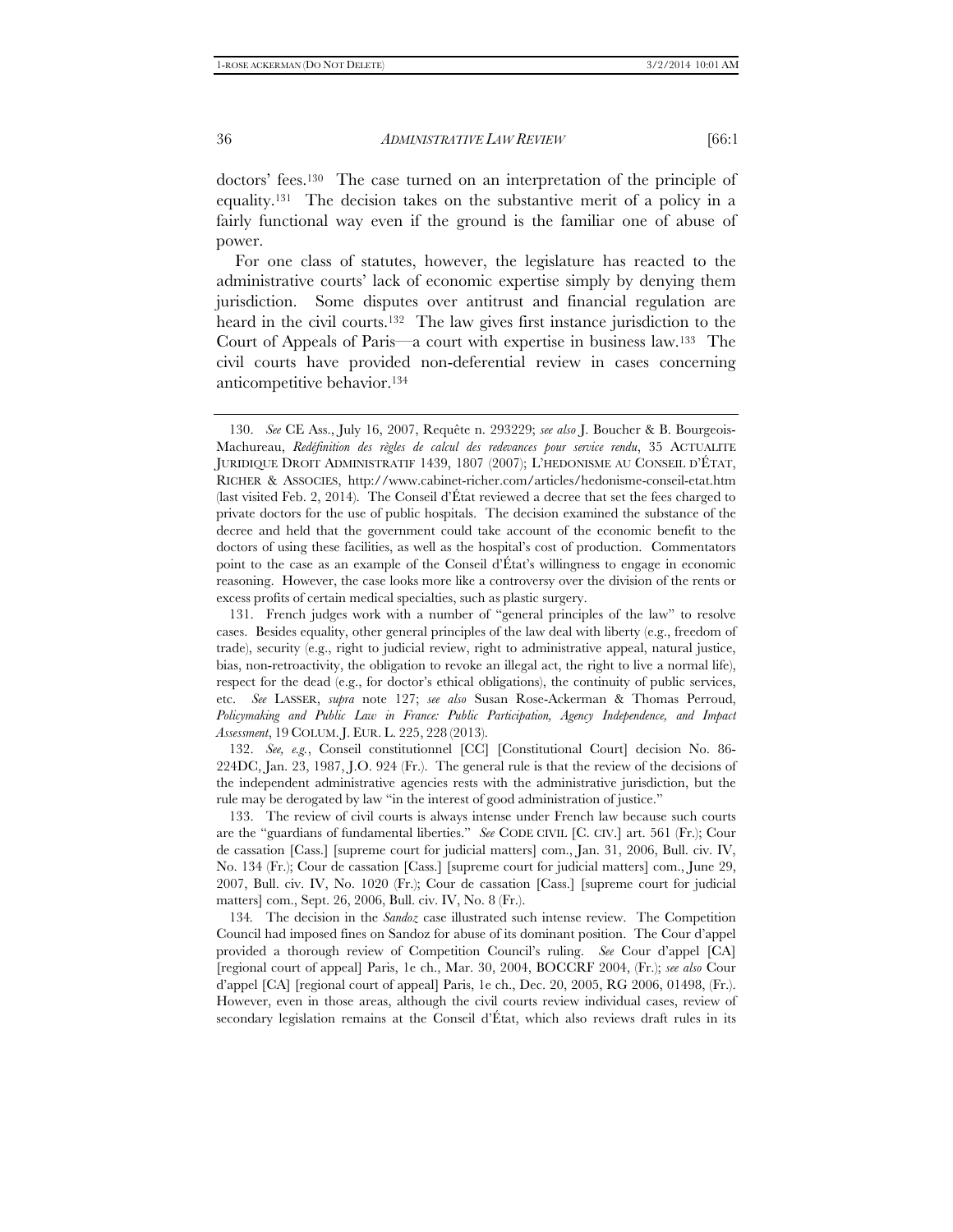doctors' fees.[130] The case turned on an interpretation of the principle of equality.[131] The decision takes on the substantive merit of a policy in a fairly functional way even if the ground is the familiar one of abuse of power.

For one class of statutes, however, the legislature has reacted to the administrative courts' lack of economic expertise simply by denying them jurisdiction. Some disputes over antitrust and financial regulation are heard in the civil courts.[132] The law gives first instance jurisdiction to the Court of Appeals of Paris—a court with expertise in business law.[133] The civil courts have provided non-deferential review in cases concerning anticompetitive behavior.[134]

---

130. *See* CE Ass., July 16, 2007, Requête n. 293229; *see also* J. Boucher & B. Bourgeois-Machureau, *Redéfinition des règles de calcul des redevances pour service rendu*, 35 ACTUALITE JURIDIQUE DROIT ADMINISTRATIF 1439, 1807 (2007); L'HEDONISME AU CONSEIL D'ÉTAT, RICHER & ASSOCIES, http://www.cabinet-richer.com/articles/hedonisme-conseil-etat.htm (last visited Feb. 2, 2014). The Conseil d'État reviewed a decree that set the fees charged to private doctors for the use of public hospitals. The decision examined the substance of the decree and held that the government could take account of the economic benefit to the doctors of using these facilities, as well as the hospital's cost of production. Commentators point to the case as an example of the Conseil d'État's willingness to engage in economic reasoning. However, the case looks more like a controversy over the division of the rents or excess profits of certain medical specialties, such as plastic surgery.

131. French judges work with a number of "general principles of the law" to resolve cases. Besides equality, other general principles of the law deal with liberty (e.g., freedom of trade), security (e.g., right to judicial review, right to administrative appeal, natural justice, bias, non-retroactivity, the obligation to revoke an illegal act, the right to live a normal life), respect for the dead (e.g., for doctor's ethical obligations), the continuity of public services, etc. *See* LASSER, *supra* note 127; *see also* Susan Rose-Ackerman & Thomas Perroud, *Policymaking and Public Law in France: Public Participation, Agency Independence, and Impact Assessment*, 19 COLUM. J. EUR. L. 225, 228 (2013).

132. *See, e.g.*, Conseil constitutionnel [CC] [Constitutional Court] decision No. 86-224DC, Jan. 23, 1987, J.O. 924 (Fr.). The general rule is that the review of the decisions of the independent administrative agencies rests with the administrative jurisdiction, but the rule may be derogated by law "in the interest of good administration of justice."

133. The review of civil courts is always intense under French law because such courts are the "guardians of fundamental liberties." *See* CODE CIVIL [C. CIV.] art. 561 (Fr.); Cour de cassation [Cass.] [supreme court for judicial matters] com., Jan. 31, 2006, Bull. civ. IV, No. 134 (Fr.); Cour de cassation [Cass.] [supreme court for judicial matters] com., June 29, 2007, Bull. civ. IV, No. 1020 (Fr.); Cour de cassation [Cass.] [supreme court for judicial matters] com., Sept. 26, 2006, Bull. civ. IV, No. 8 (Fr.).

134. The decision in the *Sandoz* case illustrated such intense review. The Competition Council had imposed fines on Sandoz for abuse of its dominant position. The Cour d'appel provided a thorough review of Competition Council's ruling. *See* Cour d'appel [CA] [regional court of appeal] Paris, 1e ch., Mar. 30, 2004, BOCCRF 2004, (Fr.); *see also* Cour d'appel [CA] [regional court of appeal] Paris, 1e ch., Dec. 20, 2005, RG 2006, 01498, (Fr.). However, even in those areas, although the civil courts review individual cases, review of secondary legislation remains at the Conseil d'État, which also reviews draft rules in its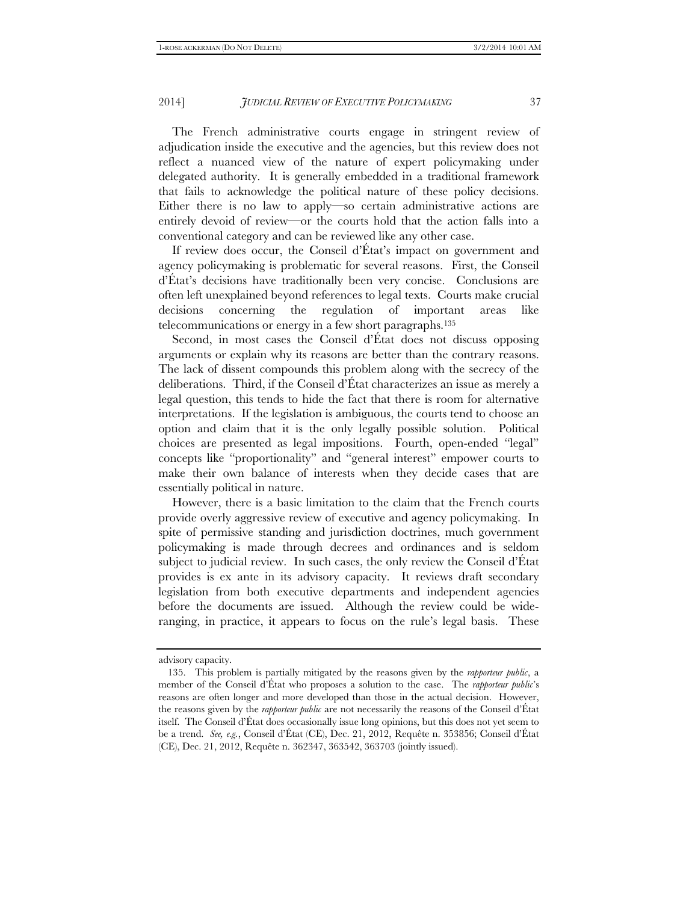The French administrative courts engage in stringent review of adjudication inside the executive and the agencies, but this review does not reflect a nuanced view of the nature of expert policymaking under delegated authority. It is generally embedded in a traditional framework that fails to acknowledge the political nature of these policy decisions. Either there is no law to apply—so certain administrative actions are entirely devoid of review—or the courts hold that the action falls into a conventional category and can be reviewed like any other case.

If review does occur, the Conseil d'État's impact on government and agency policymaking is problematic for several reasons. First, the Conseil d'État's decisions have traditionally been very concise. Conclusions are often left unexplained beyond references to legal texts. Courts make crucial decisions concerning the regulation of important areas like telecommunications or energy in a few short paragraphs.[135]

Second, in most cases the Conseil d'État does not discuss opposing arguments or explain why its reasons are better than the contrary reasons. The lack of dissent compounds this problem along with the secrecy of the deliberations. Third, if the Conseil d'État characterizes an issue as merely a legal question, this tends to hide the fact that there is room for alternative interpretations. If the legislation is ambiguous, the courts tend to choose an option and claim that it is the only legally possible solution. Political choices are presented as legal impositions. Fourth, open-ended "legal" concepts like "proportionality" and "general interest" empower courts to make their own balance of interests when they decide cases that are essentially political in nature.

However, there is a basic limitation to the claim that the French courts provide overly aggressive review of executive and agency policymaking. In spite of permissive standing and jurisdiction doctrines, much government policymaking is made through decrees and ordinances and is seldom subject to judicial review. In such cases, the only review the Conseil d'État provides is ex ante in its advisory capacity. It reviews draft secondary legislation from both executive departments and independent agencies before the documents are issued. Although the review could be wide-ranging, in practice, it appears to focus on the rule's legal basis. These

---

advisory capacity.

135. This problem is partially mitigated by the reasons given by the *rapporteur public*, a member of the Conseil d'État who proposes a solution to the case. The *rapporteur public*'s reasons are often longer and more developed than those in the actual decision. However, the reasons given by the *rapporteur public* are not necessarily the reasons of the Conseil d'État itself. The Conseil d'État does occasionally issue long opinions, but this does not yet seem to be a trend. *See, e.g.*, Conseil d'État (CE), Dec. 21, 2012, Requête n. 353856; Conseil d'État (CE), Dec. 21, 2012, Requête n. 362347, 363542, 363703 (jointly issued).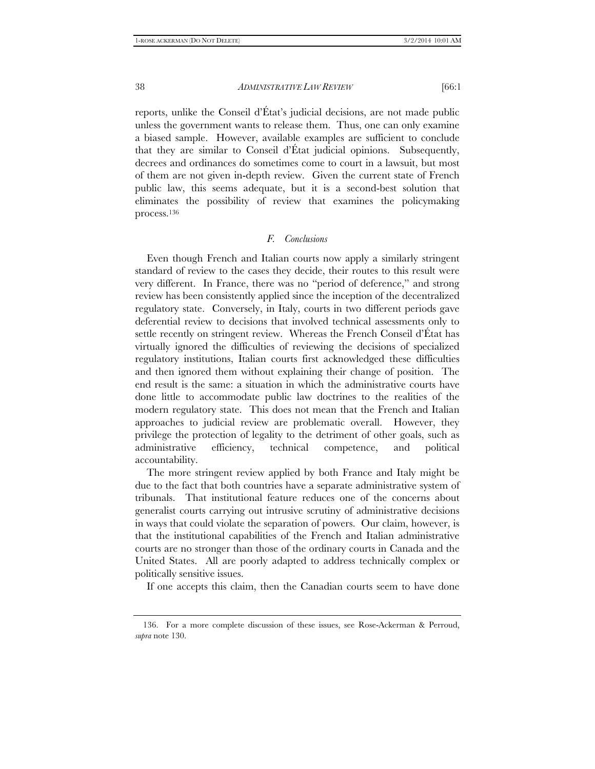reports, unlike the Conseil d'État's judicial decisions, are not made public unless the government wants to release them. Thus, one can only examine a biased sample. However, available examples are sufficient to conclude that they are similar to Conseil d'État judicial opinions. Subsequently, decrees and ordinances do sometimes come to court in a lawsuit, but most of them are not given in-depth review. Given the current state of French public law, this seems adequate, but it is a second-best solution that eliminates the possibility of review that examines the policymaking process.[136]

### *F. Conclusions*

Even though French and Italian courts now apply a similarly stringent standard of review to the cases they decide, their routes to this result were very different. In France, there was no "period of deference," and strong review has been consistently applied since the inception of the decentralized regulatory state. Conversely, in Italy, courts in two different periods gave deferential review to decisions that involved technical assessments only to settle recently on stringent review. Whereas the French Conseil d'État has virtually ignored the difficulties of reviewing the decisions of specialized regulatory institutions, Italian courts first acknowledged these difficulties and then ignored them without explaining their change of position. The end result is the same: a situation in which the administrative courts have done little to accommodate public law doctrines to the realities of the modern regulatory state. This does not mean that the French and Italian approaches to judicial review are problematic overall. However, they privilege the protection of legality to the detriment of other goals, such as administrative efficiency, technical competence, and political accountability.

The more stringent review applied by both France and Italy might be due to the fact that both countries have a separate administrative system of tribunals. That institutional feature reduces one of the concerns about generalist courts carrying out intrusive scrutiny of administrative decisions in ways that could violate the separation of powers. Our claim, however, is that the institutional capabilities of the French and Italian administrative courts are no stronger than those of the ordinary courts in Canada and the United States. All are poorly adapted to address technically complex or politically sensitive issues.

If one accepts this claim, then the Canadian courts seem to have done

136. For a more complete discussion of these issues, see Rose-Ackerman & Perroud, *supra* note 130.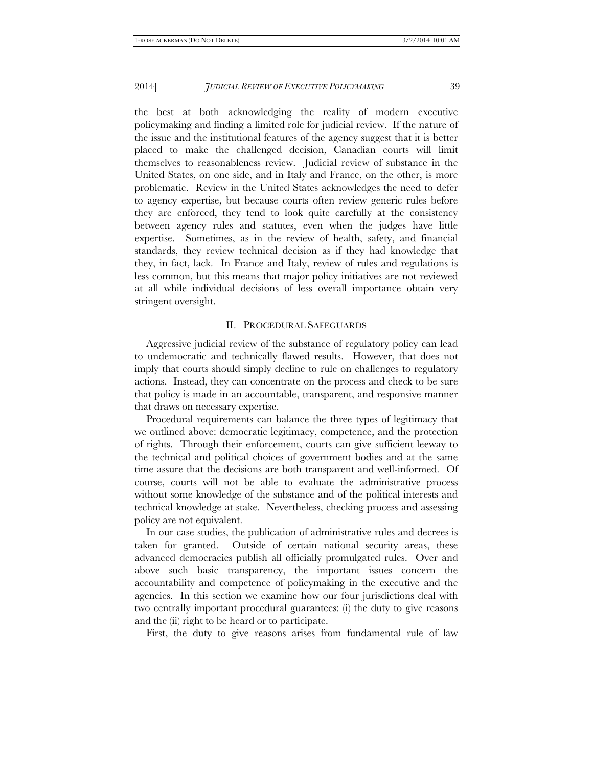the best at both acknowledging the reality of modern executive policymaking and finding a limited role for judicial review. If the nature of the issue and the institutional features of the agency suggest that it is better placed to make the challenged decision, Canadian courts will limit themselves to reasonableness review. Judicial review of substance in the United States, on one side, and in Italy and France, on the other, is more problematic. Review in the United States acknowledges the need to defer to agency expertise, but because courts often review generic rules before they are enforced, they tend to look quite carefully at the consistency between agency rules and statutes, even when the judges have little expertise. Sometimes, as in the review of health, safety, and financial standards, they review technical decision as if they had knowledge that they, in fact, lack. In France and Italy, review of rules and regulations is less common, but this means that major policy initiatives are not reviewed at all while individual decisions of less overall importance obtain very stringent oversight.

## II. PROCEDURAL SAFEGUARDS

Aggressive judicial review of the substance of regulatory policy can lead to undemocratic and technically flawed results. However, that does not imply that courts should simply decline to rule on challenges to regulatory actions. Instead, they can concentrate on the process and check to be sure that policy is made in an accountable, transparent, and responsive manner that draws on necessary expertise.

Procedural requirements can balance the three types of legitimacy that we outlined above: democratic legitimacy, competence, and the protection of rights. Through their enforcement, courts can give sufficient leeway to the technical and political choices of government bodies and at the same time assure that the decisions are both transparent and well-informed. Of course, courts will not be able to evaluate the administrative process without some knowledge of the substance and of the political interests and technical knowledge at stake. Nevertheless, checking process and assessing policy are not equivalent.

In our case studies, the publication of administrative rules and decrees is taken for granted. Outside of certain national security areas, these advanced democracies publish all officially promulgated rules. Over and above such basic transparency, the important issues concern the accountability and competence of policymaking in the executive and the agencies. In this section we examine how our four jurisdictions deal with two centrally important procedural guarantees: (i) the duty to give reasons and the (ii) right to be heard or to participate.

First, the duty to give reasons arises from fundamental rule of law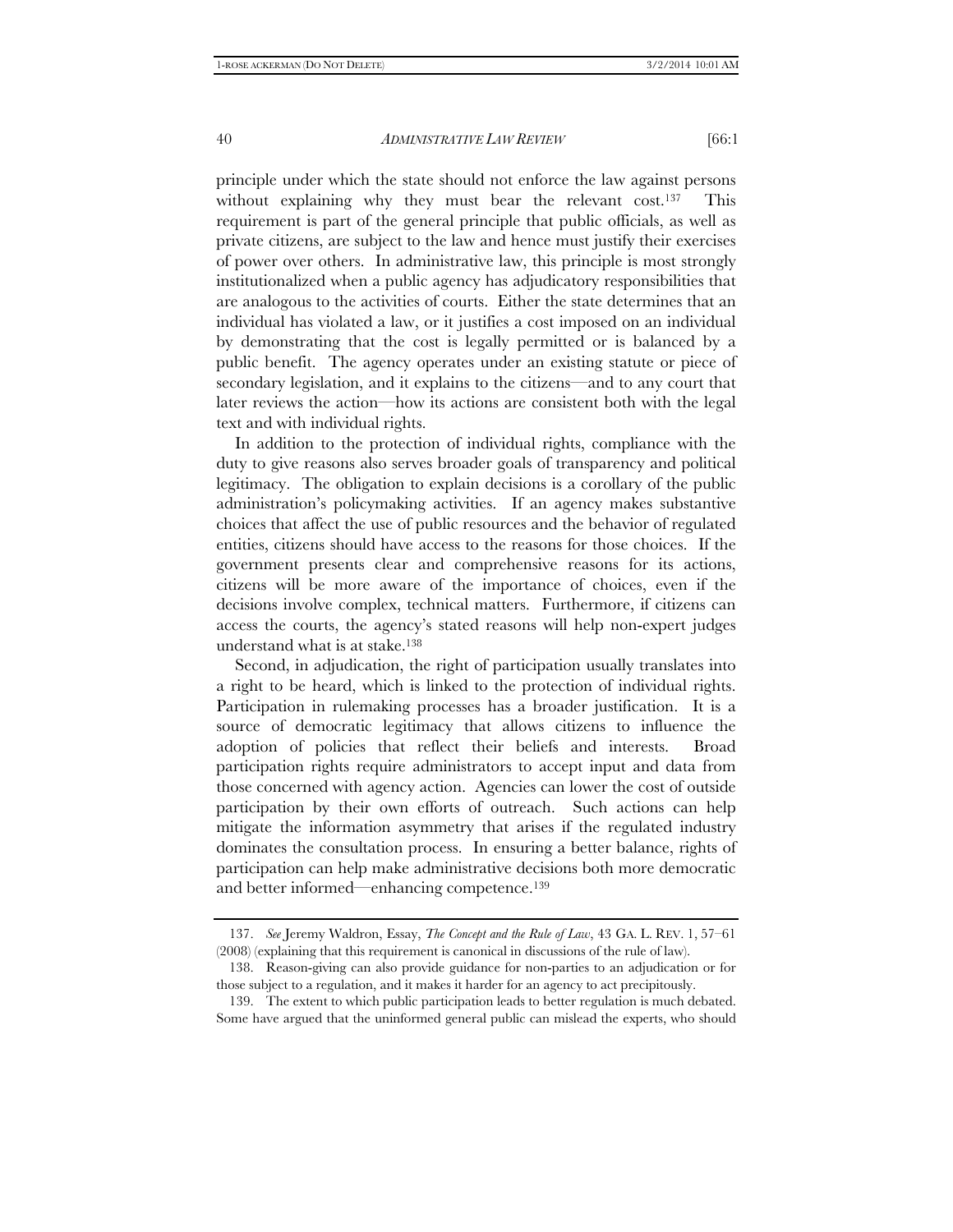principle under which the state should not enforce the law against persons without explaining why they must bear the relevant cost.[137] This requirement is part of the general principle that public officials, as well as private citizens, are subject to the law and hence must justify their exercises of power over others. In administrative law, this principle is most strongly institutionalized when a public agency has adjudicatory responsibilities that are analogous to the activities of courts. Either the state determines that an individual has violated a law, or it justifies a cost imposed on an individual by demonstrating that the cost is legally permitted or is balanced by a public benefit. The agency operates under an existing statute or piece of secondary legislation, and it explains to the citizens—and to any court that later reviews the action—how its actions are consistent both with the legal text and with individual rights.

In addition to the protection of individual rights, compliance with the duty to give reasons also serves broader goals of transparency and political legitimacy. The obligation to explain decisions is a corollary of the public administration's policymaking activities. If an agency makes substantive choices that affect the use of public resources and the behavior of regulated entities, citizens should have access to the reasons for those choices. If the government presents clear and comprehensive reasons for its actions, citizens will be more aware of the importance of choices, even if the decisions involve complex, technical matters. Furthermore, if citizens can access the courts, the agency's stated reasons will help non-expert judges understand what is at stake.[138]

Second, in adjudication, the right of participation usually translates into a right to be heard, which is linked to the protection of individual rights. Participation in rulemaking processes has a broader justification. It is a source of democratic legitimacy that allows citizens to influence the adoption of policies that reflect their beliefs and interests. Broad participation rights require administrators to accept input and data from those concerned with agency action. Agencies can lower the cost of outside participation by their own efforts of outreach. Such actions can help mitigate the information asymmetry that arises if the regulated industry dominates the consultation process. In ensuring a better balance, rights of participation can help make administrative decisions both more democratic and better informed—enhancing competence.[139]

---

137. *See* Jeremy Waldron, Essay, *The Concept and the Rule of Law*, 43 GA. L. REV. 1, 57–61 (2008) (explaining that this requirement is canonical in discussions of the rule of law).

138. Reason-giving can also provide guidance for non-parties to an adjudication or for those subject to a regulation, and it makes it harder for an agency to act precipitously.

139. The extent to which public participation leads to better regulation is much debated. Some have argued that the uninformed general public can mislead the experts, who should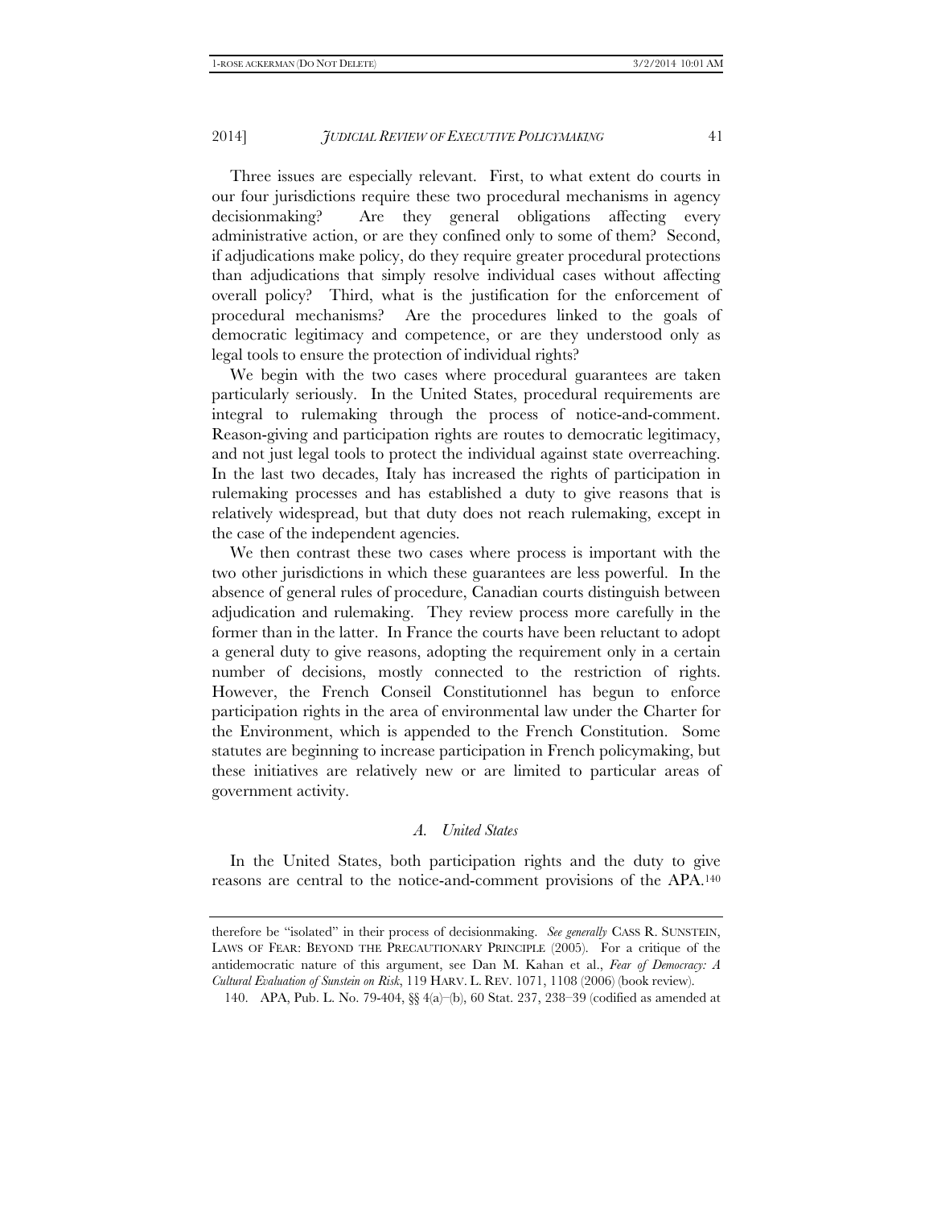Three issues are especially relevant. First, to what extent do courts in our four jurisdictions require these two procedural mechanisms in agency decisionmaking? Are they general obligations affecting every administrative action, or are they confined only to some of them? Second, if adjudications make policy, do they require greater procedural protections than adjudications that simply resolve individual cases without affecting overall policy? Third, what is the justification for the enforcement of procedural mechanisms? Are the procedures linked to the goals of democratic legitimacy and competence, or are they understood only as legal tools to ensure the protection of individual rights?

We begin with the two cases where procedural guarantees are taken particularly seriously. In the United States, procedural requirements are integral to rulemaking through the process of notice-and-comment. Reason-giving and participation rights are routes to democratic legitimacy, and not just legal tools to protect the individual against state overreaching. In the last two decades, Italy has increased the rights of participation in rulemaking processes and has established a duty to give reasons that is relatively widespread, but that duty does not reach rulemaking, except in the case of the independent agencies.

We then contrast these two cases where process is important with the two other jurisdictions in which these guarantees are less powerful. In the absence of general rules of procedure, Canadian courts distinguish between adjudication and rulemaking. They review process more carefully in the former than in the latter. In France the courts have been reluctant to adopt a general duty to give reasons, adopting the requirement only in a certain number of decisions, mostly connected to the restriction of rights. However, the French Conseil Constitutionnel has begun to enforce participation rights in the area of environmental law under the Charter for the Environment, which is appended to the French Constitution. Some statutes are beginning to increase participation in French policymaking, but these initiatives are relatively new or are limited to particular areas of government activity.

### *A. United States*

In the United States, both participation rights and the duty to give reasons are central to the notice-and-comment provisions of the APA.[140]

---

therefore be "isolated" in their process of decisionmaking. *See generally* CASS R. SUNSTEIN, LAWS OF FEAR: BEYOND THE PRECAUTIONARY PRINCIPLE (2005). For a critique of the antidemocratic nature of this argument, see Dan M. Kahan et al., *Fear of Democracy: A Cultural Evaluation of Sunstein on Risk*, 119 HARV. L. REV. 1071, 1108 (2006) (book review).

140. APA, Pub. L. No. 79-404, §§ 4(a)–(b), 60 Stat. 237, 238–39 (codified as amended at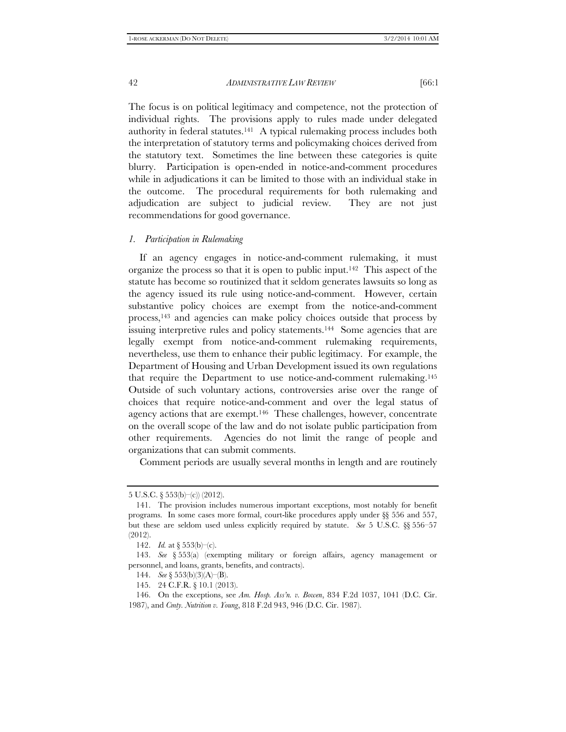The focus is on political legitimacy and competence, not the protection of individual rights. The provisions apply to rules made under delegated authority in federal statutes.[141] A typical rulemaking process includes both the interpretation of statutory terms and policymaking choices derived from the statutory text. Sometimes the line between these categories is quite blurry. Participation is open-ended in notice-and-comment procedures while in adjudications it can be limited to those with an individual stake in the outcome. The procedural requirements for both rulemaking and adjudication are subject to judicial review. They are not just recommendations for good governance.

### *1. Participation in Rulemaking*

If an agency engages in notice-and-comment rulemaking, it must organize the process so that it is open to public input.[142] This aspect of the statute has become so routinized that it seldom generates lawsuits so long as the agency issued its rule using notice-and-comment. However, certain substantive policy choices are exempt from the notice-and-comment process,[143] and agencies can make policy choices outside that process by issuing interpretive rules and policy statements.[144] Some agencies that are legally exempt from notice-and-comment rulemaking requirements, nevertheless, use them to enhance their public legitimacy. For example, the Department of Housing and Urban Development issued its own regulations that require the Department to use notice-and-comment rulemaking.[145] Outside of such voluntary actions, controversies arise over the range of choices that require notice-and-comment and over the legal status of agency actions that are exempt.[146] These challenges, however, concentrate on the overall scope of the law and do not isolate public participation from other requirements. Agencies do not limit the range of people and organizations that can submit comments.

Comment periods are usually several months in length and are routinely

---

5 U.S.C. § 553(b)–(c)) (2012).

141. The provision includes numerous important exceptions, most notably for benefit programs. In some cases more formal, court-like procedures apply under §§ 556 and 557, but these are seldom used unless explicitly required by statute. *See* 5 U.S.C. §§ 556–57 (2012).

142. *Id.* at § 553(b)–(c).

143. *See* § 553(a) (exempting military or foreign affairs, agency management or personnel, and loans, grants, benefits, and contracts).

144. *See* § 553(b)(3)(A)–(B).

145. 24 C.F.R. § 10.1 (2013).

146. On the exceptions, see *Am. Hosp. Ass'n. v. Bowen*, 834 F.2d 1037, 1041 (D.C. Cir. 1987), and *Cmty. Nutrition v. Young*, 818 F.2d 943, 946 (D.C. Cir. 1987).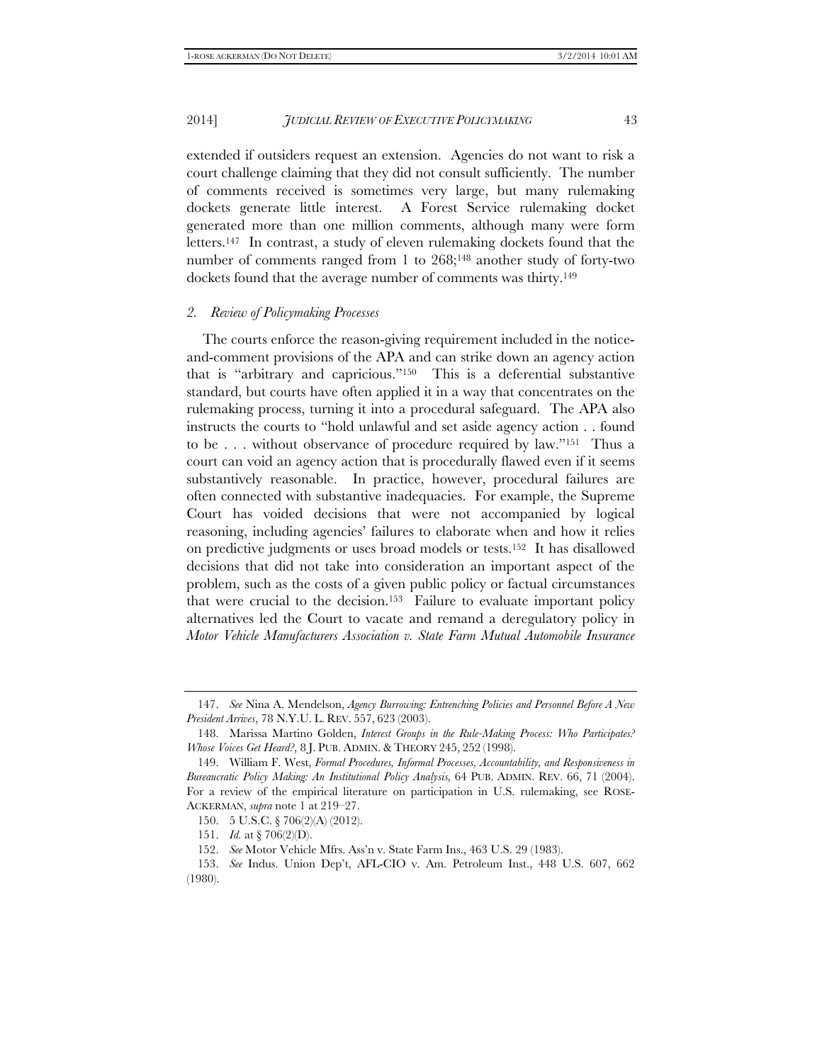extended if outsiders request an extension. Agencies do not want to risk a court challenge claiming that they did not consult sufficiently. The number of comments received is sometimes very large, but many rulemaking dockets generate little interest. A Forest Service rulemaking docket generated more than one million comments, although many were form letters.[147] In contrast, a study of eleven rulemaking dockets found that the number of comments ranged from 1 to 268;[148] another study of forty-two dockets found that the average number of comments was thirty.[149]

### *2. Review of Policymaking Processes*

The courts enforce the reason-giving requirement included in the notice-and-comment provisions of the APA and can strike down an agency action that is "arbitrary and capricious."[150] This is a deferential substantive standard, but courts have often applied it in a way that concentrates on the rulemaking process, turning it into a procedural safeguard. The APA also instructs the courts to "hold unlawful and set aside agency action . . found to be . . . without observance of procedure required by law."[151] Thus a court can void an agency action that is procedurally flawed even if it seems substantively reasonable. In practice, however, procedural failures are often connected with substantive inadequacies. For example, the Supreme Court has voided decisions that were not accompanied by logical reasoning, including agencies' failures to elaborate when and how it relies on predictive judgments or uses broad models or tests.[152] It has disallowed decisions that did not take into consideration an important aspect of the problem, such as the costs of a given public policy or factual circumstances that were crucial to the decision.[153] Failure to evaluate important policy alternatives led the Court to vacate and remand a deregulatory policy in *Motor Vehicle Manufacturers Association v. State Farm Mutual Automobile Insurance*

---

147. *See* Nina A. Mendelson, *Agency Burrowing: Entrenching Policies and Personnel Before A New President Arrives*, 78 N.Y.U. L. REV. 557, 623 (2003).

148. Marissa Martino Golden, *Interest Groups in the Rule-Making Process: Who Participates? Whose Voices Get Heard?*, 8 J. PUB. ADMIN. & THEORY 245, 252 (1998).

149. William F. West, *Formal Procedures, Informal Processes, Accountability, and Responsiveness in Bureaucratic Policy Making: An Institutional Policy Analysis,* 64 PUB. ADMIN. REV. 66, 71 (2004). For a review of the empirical literature on participation in U.S. rulemaking, see ROSE-ACKERMAN, *supra* note 1 at 219–27.

150. 5 U.S.C. § 706(2)(A) (2012).

151. *Id.* at § 706(2)(D).

152. *See* Motor Vehicle Mfrs. Ass'n v. State Farm Ins., 463 U.S. 29 (1983).

153. *See* Indus. Union Dep't, AFL-CIO v. Am. Petroleum Inst., 448 U.S. 607, 662 (1980).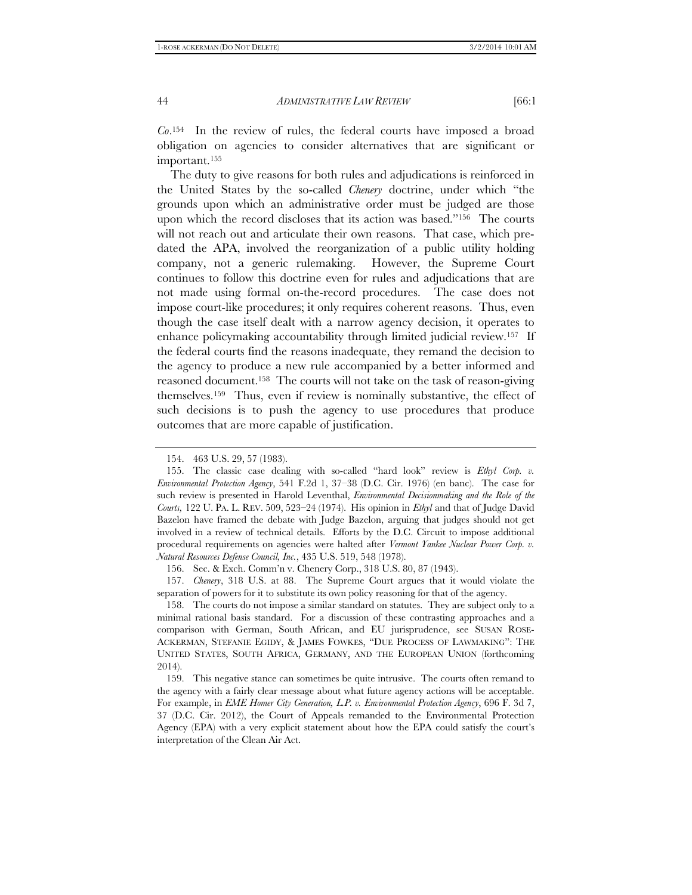*Co*.[154] In the review of rules, the federal courts have imposed a broad obligation on agencies to consider alternatives that are significant or important.[155]

The duty to give reasons for both rules and adjudications is reinforced in the United States by the so-called *Chenery* doctrine, under which "the grounds upon which an administrative order must be judged are those upon which the record discloses that its action was based."[156] The courts will not reach out and articulate their own reasons. That case, which pre-dated the APA, involved the reorganization of a public utility holding company, not a generic rulemaking. However, the Supreme Court continues to follow this doctrine even for rules and adjudications that are not made using formal on-the-record procedures. The case does not impose court-like procedures; it only requires coherent reasons. Thus, even though the case itself dealt with a narrow agency decision, it operates to enhance policymaking accountability through limited judicial review.[157] If the federal courts find the reasons inadequate, they remand the decision to the agency to produce a new rule accompanied by a better informed and reasoned document.[158] The courts will not take on the task of reason-giving themselves.[159] Thus, even if review is nominally substantive, the effect of such decisions is to push the agency to use procedures that produce outcomes that are more capable of justification.

---

154. 463 U.S. 29, 57 (1983).

155. The classic case dealing with so-called "hard look" review is *Ethyl Corp. v. Environmental Protection Agency*, 541 F.2d 1, 37–38 (D.C. Cir. 1976) (en banc). The case for such review is presented in Harold Leventhal, *Environmental Decisionmaking and the Role of the Courts*, 122 U. PA. L. REV. 509, 523–24 (1974). His opinion in *Ethyl* and that of Judge David Bazelon have framed the debate with Judge Bazelon, arguing that judges should not get involved in a review of technical details. Efforts by the D.C. Circuit to impose additional procedural requirements on agencies were halted after *Vermont Yankee Nuclear Power Corp. v. Natural Resources Defense Council, Inc.*, 435 U.S. 519, 548 (1978).

156. Sec. & Exch. Comm'n v. Chenery Corp., 318 U.S. 80, 87 (1943).

157. *Chenery*, 318 U.S. at 88. The Supreme Court argues that it would violate the separation of powers for it to substitute its own policy reasoning for that of the agency.

158. The courts do not impose a similar standard on statutes. They are subject only to a minimal rational basis standard. For a discussion of these contrasting approaches and a comparison with German, South African, and EU jurisprudence, see SUSAN ROSE-ACKERMAN, STEFANIE EGIDY, & JAMES FOWKES, "DUE PROCESS OF LAWMAKING": THE UNITED STATES, SOUTH AFRICA, GERMANY, AND THE EUROPEAN UNION (forthcoming 2014).

159. This negative stance can sometimes be quite intrusive. The courts often remand to the agency with a fairly clear message about what future agency actions will be acceptable. For example, in *EME Homer City Generation, L.P. v. Environmental Protection Agency*, 696 F. 3d 7, 37 (D.C. Cir. 2012), the Court of Appeals remanded to the Environmental Protection Agency (EPA) with a very explicit statement about how the EPA could satisfy the court's interpretation of the Clean Air Act.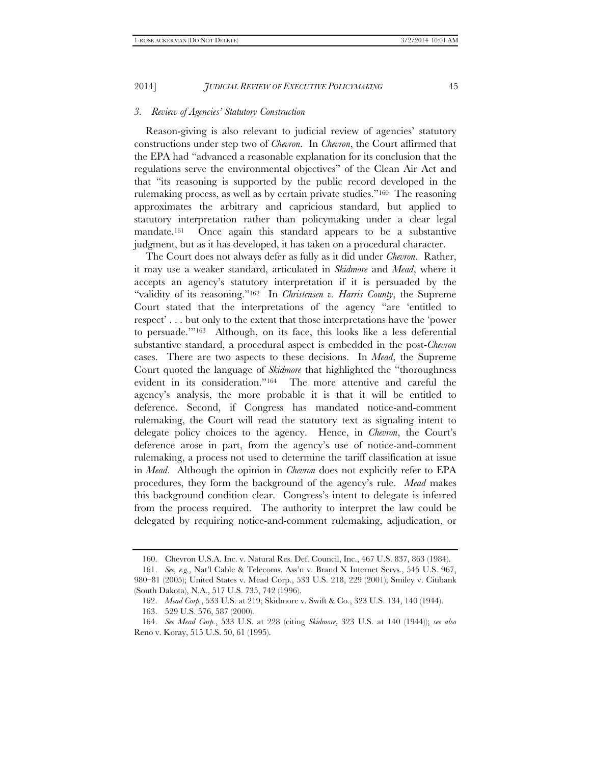### *3. Review of Agencies' Statutory Construction*

Reason-giving is also relevant to judicial review of agencies' statutory constructions under step two of *Chevron*. In *Chevron*, the Court affirmed that the EPA had "advanced a reasonable explanation for its conclusion that the regulations serve the environmental objectives" of the Clean Air Act and that "its reasoning is supported by the public record developed in the rulemaking process, as well as by certain private studies."[160] The reasoning approximates the arbitrary and capricious standard, but applied to statutory interpretation rather than policymaking under a clear legal mandate.[161] Once again this standard appears to be a substantive judgment, but as it has developed, it has taken on a procedural character.

The Court does not always defer as fully as it did under *Chevron*. Rather, it may use a weaker standard, articulated in *Skidmore* and *Mead*, where it accepts an agency's statutory interpretation if it is persuaded by the "validity of its reasoning."[162] In *Christensen v. Harris County*, the Supreme Court stated that the interpretations of the agency "are 'entitled to respect' . . . but only to the extent that those interpretations have the 'power to persuade.'"[163] Although, on its face, this looks like a less deferential substantive standard, a procedural aspect is embedded in the post-*Chevron* cases. There are two aspects to these decisions. In *Mead*, the Supreme Court quoted the language of *Skidmore* that highlighted the "thoroughness evident in its consideration."[164] The more attentive and careful the agency's analysis, the more probable it is that it will be entitled to deference. Second, if Congress has mandated notice-and-comment rulemaking, the Court will read the statutory text as signaling intent to delegate policy choices to the agency. Hence, in *Chevron*, the Court's deference arose in part, from the agency's use of notice-and-comment rulemaking, a process not used to determine the tariff classification at issue in *Mead*. Although the opinion in *Chevron* does not explicitly refer to EPA procedures, they form the background of the agency's rule. *Mead* makes this background condition clear. Congress's intent to delegate is inferred from the process required. The authority to interpret the law could be delegated by requiring notice-and-comment rulemaking, adjudication, or

---

160. Chevron U.S.A. Inc. v. Natural Res. Def. Council, Inc., 467 U.S. 837, 863 (1984).

161. *See, e.g.*, Nat'l Cable & Telecoms. Ass'n v. Brand X Internet Servs., 545 U.S. 967, 980–81 (2005); United States v. Mead Corp., 533 U.S. 218, 229 (2001); Smiley v. Citibank (South Dakota), N.A., 517 U.S. 735, 742 (1996).

162. *Mead Corp.*, 533 U.S. at 219; Skidmore v. Swift & Co., 323 U.S. 134, 140 (1944).

163. 529 U.S. 576, 587 (2000).

164. *See Mead Corp.*, 533 U.S. at 228 (citing *Skidmore*, 323 U.S. at 140 (1944)); *see also* Reno v. Koray, 515 U.S. 50, 61 (1995).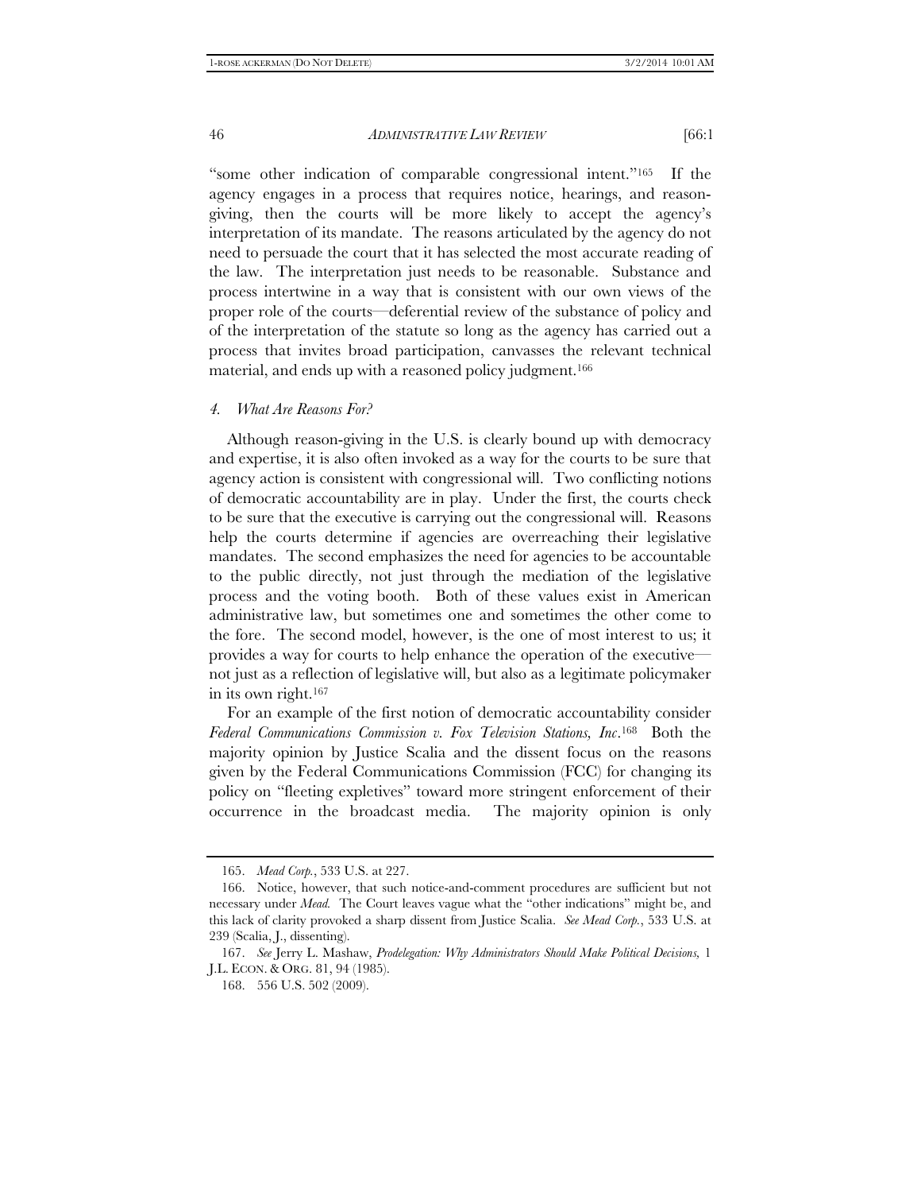"some other indication of comparable congressional intent."[165] If the agency engages in a process that requires notice, hearings, and reason-giving, then the courts will be more likely to accept the agency's interpretation of its mandate. The reasons articulated by the agency do not need to persuade the court that it has selected the most accurate reading of the law. The interpretation just needs to be reasonable. Substance and process intertwine in a way that is consistent with our own views of the proper role of the courts—deferential review of the substance of policy and of the interpretation of the statute so long as the agency has carried out a process that invites broad participation, canvasses the relevant technical material, and ends up with a reasoned policy judgment.[166]

#### *4. What Are Reasons For?*

Although reason-giving in the U.S. is clearly bound up with democracy and expertise, it is also often invoked as a way for the courts to be sure that agency action is consistent with congressional will. Two conflicting notions of democratic accountability are in play. Under the first, the courts check to be sure that the executive is carrying out the congressional will. Reasons help the courts determine if agencies are overreaching their legislative mandates. The second emphasizes the need for agencies to be accountable to the public directly, not just through the mediation of the legislative process and the voting booth. Both of these values exist in American administrative law, but sometimes one and sometimes the other come to the fore. The second model, however, is the one of most interest to us; it provides a way for courts to help enhance the operation of the executive—not just as a reflection of legislative will, but also as a legitimate policymaker in its own right.[167]

For an example of the first notion of democratic accountability consider *Federal Communications Commission v. Fox Television Stations, Inc*.[168] Both the majority opinion by Justice Scalia and the dissent focus on the reasons given by the Federal Communications Commission (FCC) for changing its policy on "fleeting expletives" toward more stringent enforcement of their occurrence in the broadcast media. The majority opinion is only

---

165. *Mead Corp.*, 533 U.S. at 227.

166. Notice, however, that such notice-and-comment procedures are sufficient but not necessary under *Mead.* The Court leaves vague what the "other indications" might be, and this lack of clarity provoked a sharp dissent from Justice Scalia. *See Mead Corp.*, 533 U.S. at 239 (Scalia, J., dissenting).

167. *See* Jerry L. Mashaw, *Prodelegation: Why Administrators Should Make Political Decisions,* 1 J.L. ECON. & ORG. 81, 94 (1985).

168. 556 U.S. 502 (2009).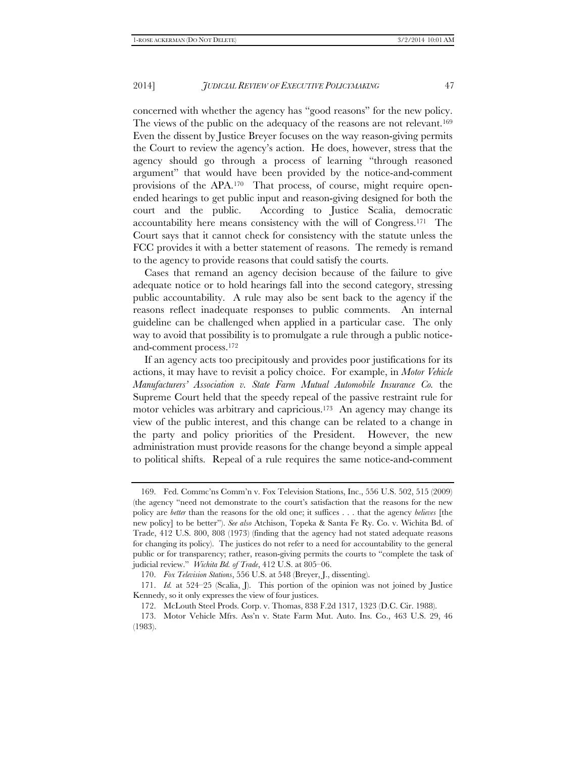concerned with whether the agency has "good reasons" for the new policy. The views of the public on the adequacy of the reasons are not relevant.[169] Even the dissent by Justice Breyer focuses on the way reason-giving permits the Court to review the agency's action. He does, however, stress that the agency should go through a process of learning "through reasoned argument" that would have been provided by the notice-and-comment provisions of the APA.[170] That process, of course, might require open-ended hearings to get public input and reason-giving designed for both the court and the public. According to Justice Scalia, democratic accountability here means consistency with the will of Congress.[171] The Court says that it cannot check for consistency with the statute unless the FCC provides it with a better statement of reasons. The remedy is remand to the agency to provide reasons that could satisfy the courts.

Cases that remand an agency decision because of the failure to give adequate notice or to hold hearings fall into the second category, stressing public accountability. A rule may also be sent back to the agency if the reasons reflect inadequate responses to public comments. An internal guideline can be challenged when applied in a particular case. The only way to avoid that possibility is to promulgate a rule through a public notice-and-comment process.[172]

If an agency acts too precipitously and provides poor justifications for its actions, it may have to revisit a policy choice. For example, in *Motor Vehicle Manufacturers' Association v. State Farm Mutual Automobile Insurance Co.* the Supreme Court held that the speedy repeal of the passive restraint rule for motor vehicles was arbitrary and capricious.[173] An agency may change its view of the public interest, and this change can be related to a change in the party and policy priorities of the President. However, the new administration must provide reasons for the change beyond a simple appeal to political shifts. Repeal of a rule requires the same notice-and-comment

---

169. Fed. Commc'ns Comm'n v. Fox Television Stations, Inc., 556 U.S. 502, 515 (2009) (the agency "need not demonstrate to the court's satisfaction that the reasons for the new policy are *better* than the reasons for the old one; it suffices . . . that the agency *believes* [the new policy] to be better"). *See also* Atchison, Topeka & Santa Fe Ry. Co. v. Wichita Bd. of Trade, 412 U.S. 800, 808 (1973) (finding that the agency had not stated adequate reasons for changing its policy). The justices do not refer to a need for accountability to the general public or for transparency; rather, reason-giving permits the courts to "complete the task of judicial review." *Wichita Bd. of Trade*, 412 U.S. at 805–06.

170. *Fox Television Stations*, 556 U.S. at 548 (Breyer, J., dissenting).

171. *Id.* at 524–25 (Scalia, J). This portion of the opinion was not joined by Justice Kennedy, so it only expresses the view of four justices.

172. McLouth Steel Prods. Corp. v. Thomas, 838 F.2d 1317, 1323 (D.C. Cir. 1988).

173. Motor Vehicle Mfrs. Ass'n v. State Farm Mut. Auto. Ins. Co., 463 U.S. 29, 46 (1983).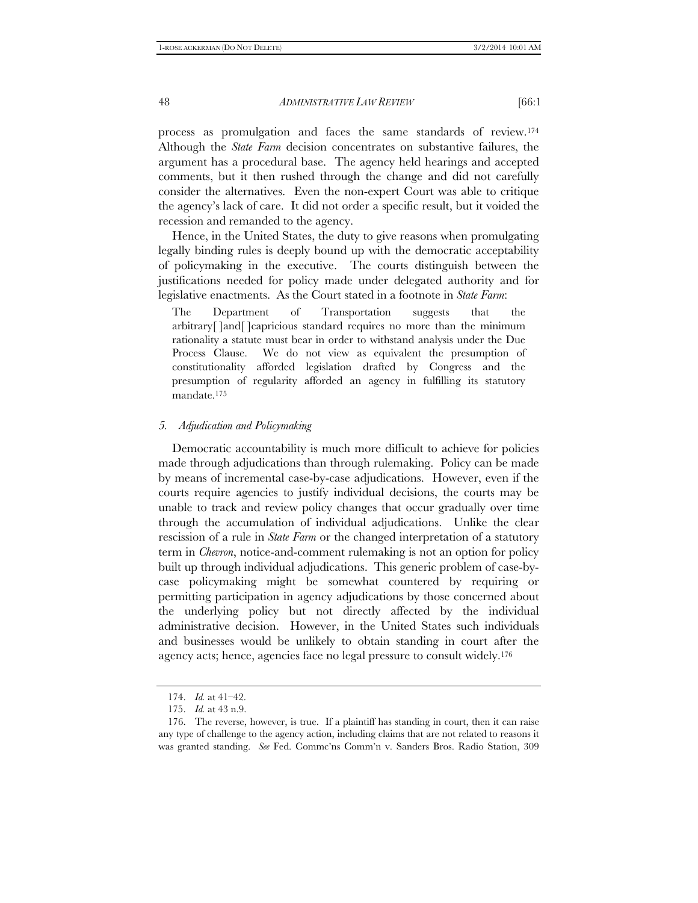process as promulgation and faces the same standards of review.[174] Although the *State Farm* decision concentrates on substantive failures, the argument has a procedural base. The agency held hearings and accepted comments, but it then rushed through the change and did not carefully consider the alternatives. Even the non-expert Court was able to critique the agency's lack of care. It did not order a specific result, but it voided the recession and remanded to the agency.

Hence, in the United States, the duty to give reasons when promulgating legally binding rules is deeply bound up with the democratic acceptability of policymaking in the executive. The courts distinguish between the justifications needed for policy made under delegated authority and for legislative enactments. As the Court stated in a footnote in *State Farm*:

> The Department of Transportation suggests that the arbitrary[ ]and[ ]capricious standard requires no more than the minimum rationality a statute must bear in order to withstand analysis under the Due Process Clause. We do not view as equivalent the presumption of constitutionality afforded legislation drafted by Congress and the presumption of regularity afforded an agency in fulfilling its statutory mandate.[175]

### *5. Adjudication and Policymaking*

Democratic accountability is much more difficult to achieve for policies made through adjudications than through rulemaking. Policy can be made by means of incremental case-by-case adjudications. However, even if the courts require agencies to justify individual decisions, the courts may be unable to track and review policy changes that occur gradually over time through the accumulation of individual adjudications. Unlike the clear rescission of a rule in *State Farm* or the changed interpretation of a statutory term in *Chevron*, notice-and-comment rulemaking is not an option for policy built up through individual adjudications. This generic problem of case-by-case policymaking might be somewhat countered by requiring or permitting participation in agency adjudications by those concerned about the underlying policy but not directly affected by the individual administrative decision. However, in the United States such individuals and businesses would be unlikely to obtain standing in court after the agency acts; hence, agencies face no legal pressure to consult widely.[176]

---

174. *Id.* at 41–42.

175. *Id.* at 43 n.9.

176. The reverse, however, is true. If a plaintiff has standing in court, then it can raise any type of challenge to the agency action, including claims that are not related to reasons it was granted standing. *See* Fed. Commc'ns Comm'n v. Sanders Bros. Radio Station, 309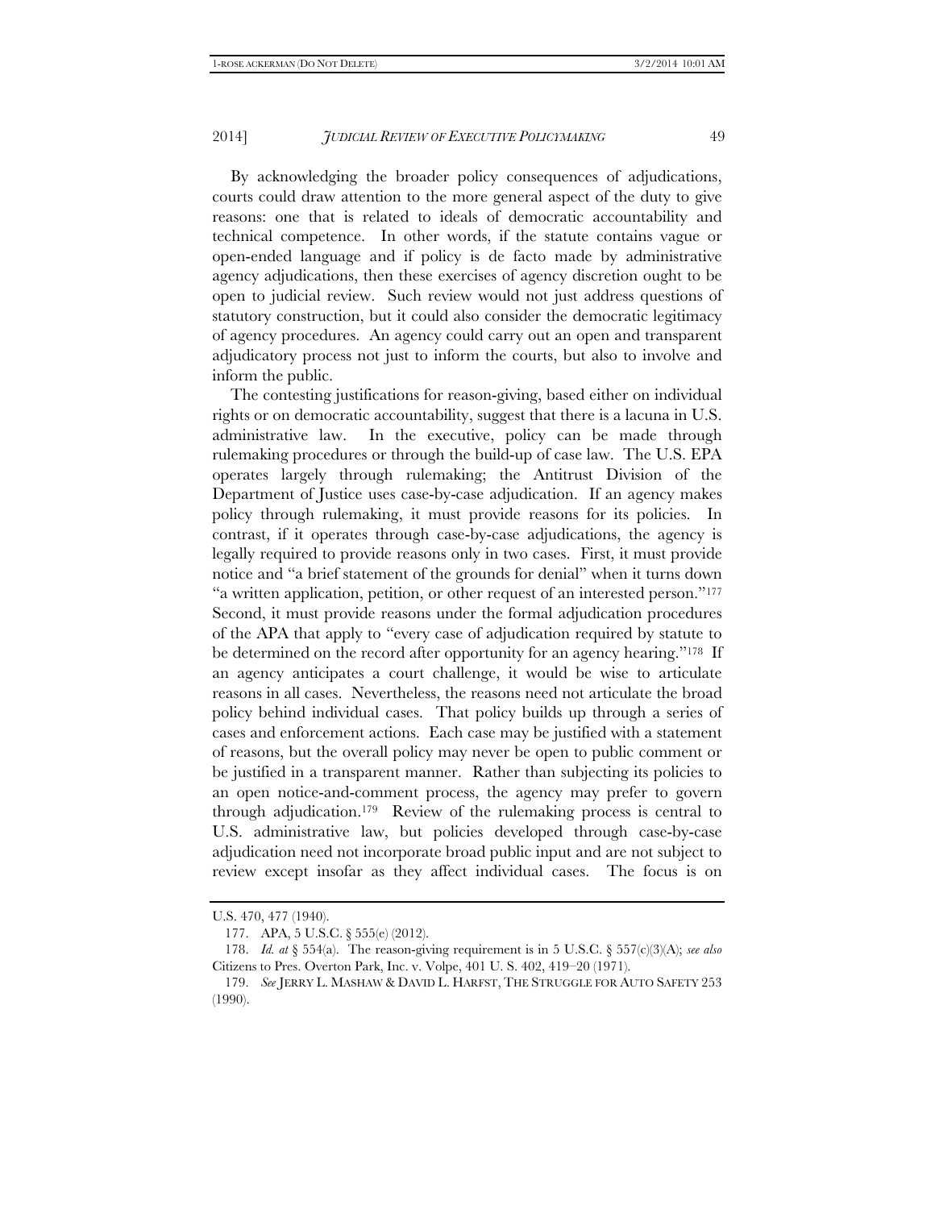By acknowledging the broader policy consequences of adjudications, courts could draw attention to the more general aspect of the duty to give reasons: one that is related to ideals of democratic accountability and technical competence. In other words, if the statute contains vague or open-ended language and if policy is de facto made by administrative agency adjudications, then these exercises of agency discretion ought to be open to judicial review. Such review would not just address questions of statutory construction, but it could also consider the democratic legitimacy of agency procedures. An agency could carry out an open and transparent adjudicatory process not just to inform the courts, but also to involve and inform the public.

The contesting justifications for reason-giving, based either on individual rights or on democratic accountability, suggest that there is a lacuna in U.S. administrative law. In the executive, policy can be made through rulemaking procedures or through the build-up of case law. The U.S. EPA operates largely through rulemaking; the Antitrust Division of the Department of Justice uses case-by-case adjudication. If an agency makes policy through rulemaking, it must provide reasons for its policies. In contrast, if it operates through case-by-case adjudications, the agency is legally required to provide reasons only in two cases. First, it must provide notice and "a brief statement of the grounds for denial" when it turns down "a written application, petition, or other request of an interested person."[177] Second, it must provide reasons under the formal adjudication procedures of the APA that apply to "every case of adjudication required by statute to be determined on the record after opportunity for an agency hearing."[178] If an agency anticipates a court challenge, it would be wise to articulate reasons in all cases. Nevertheless, the reasons need not articulate the broad policy behind individual cases. That policy builds up through a series of cases and enforcement actions. Each case may be justified with a statement of reasons, but the overall policy may never be open to public comment or be justified in a transparent manner. Rather than subjecting its policies to an open notice-and-comment process, the agency may prefer to govern through adjudication.[179] Review of the rulemaking process is central to U.S. administrative law, but policies developed through case-by-case adjudication need not incorporate broad public input and are not subject to review except insofar as they affect individual cases. The focus is on

---

U.S. 470, 477 (1940).

177. APA, 5 U.S.C. § 555(e) (2012).

178. *Id. at* § 554(a). The reason-giving requirement is in 5 U.S.C. § 557(c)(3)(A); *see also* Citizens to Pres. Overton Park, Inc. v. Volpe, 401 U. S. 402, 419–20 (1971).

179. *See* JERRY L. MASHAW & DAVID L. HARFST, THE STRUGGLE FOR AUTO SAFETY 253 (1990).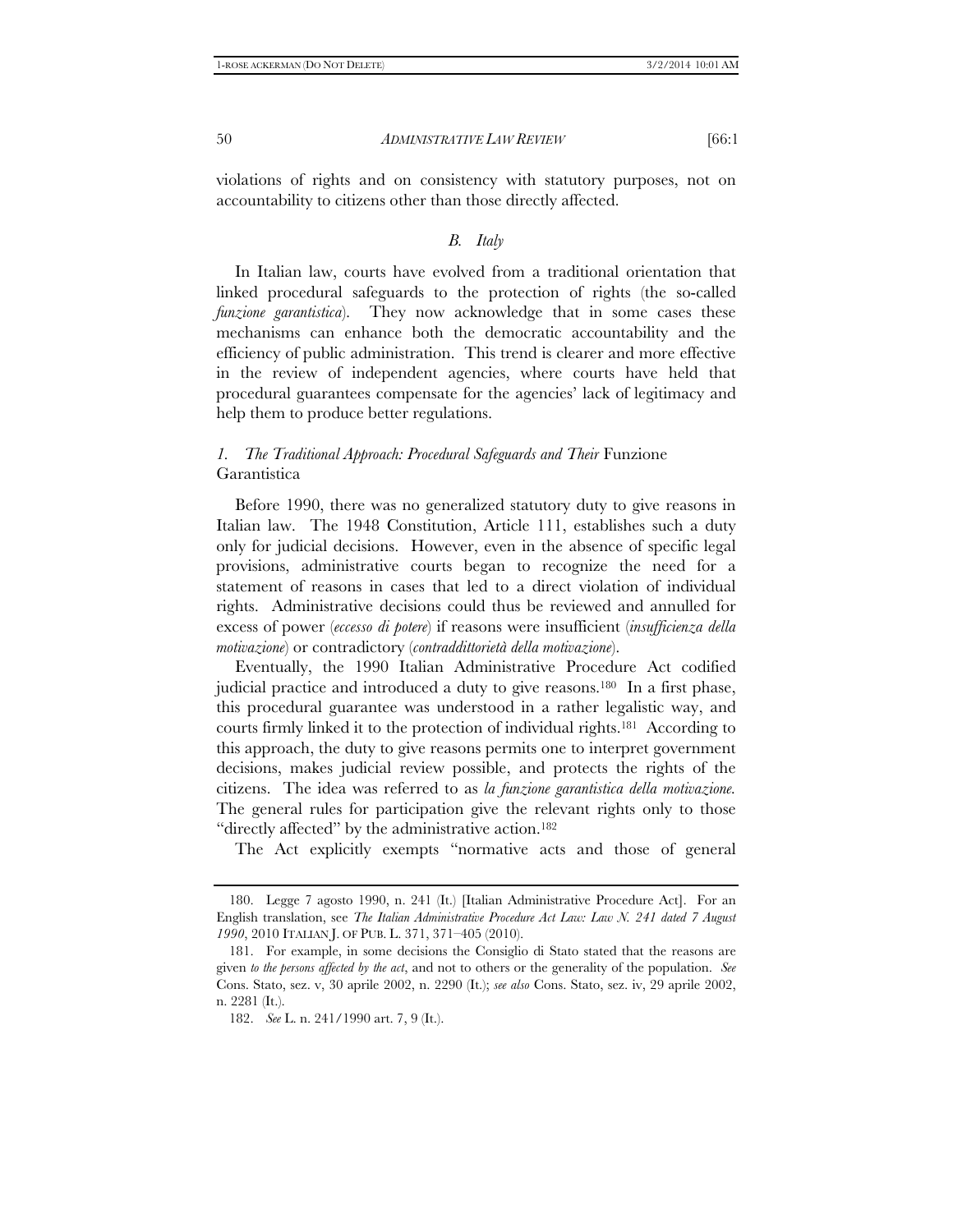violations of rights and on consistency with statutory purposes, not on accountability to citizens other than those directly affected.

### *B. Italy*

In Italian law, courts have evolved from a traditional orientation that linked procedural safeguards to the protection of rights (the so-called *funzione garantistica*). They now acknowledge that in some cases these mechanisms can enhance both the democratic accountability and the efficiency of public administration. This trend is clearer and more effective in the review of independent agencies, where courts have held that procedural guarantees compensate for the agencies' lack of legitimacy and help them to produce better regulations.

#### *1. The Traditional Approach: Procedural Safeguards and Their* Funzione Garantistica

Before 1990, there was no generalized statutory duty to give reasons in Italian law. The 1948 Constitution, Article 111, establishes such a duty only for judicial decisions. However, even in the absence of specific legal provisions, administrative courts began to recognize the need for a statement of reasons in cases that led to a direct violation of individual rights. Administrative decisions could thus be reviewed and annulled for excess of power (*eccesso di potere*) if reasons were insufficient (*insufficienza della motivazione*) or contradictory (*contraddittorietà della motivazione*).

Eventually, the 1990 Italian Administrative Procedure Act codified judicial practice and introduced a duty to give reasons.[180] In a first phase, this procedural guarantee was understood in a rather legalistic way, and courts firmly linked it to the protection of individual rights.[181] According to this approach, the duty to give reasons permits one to interpret government decisions, makes judicial review possible, and protects the rights of the citizens. The idea was referred to as *la funzione garantistica della motivazione.* The general rules for participation give the relevant rights only to those "directly affected" by the administrative action.[182]

The Act explicitly exempts "normative acts and those of general

---

180. Legge 7 agosto 1990, n. 241 (It.) [Italian Administrative Procedure Act]. For an English translation, see *The Italian Administrative Procedure Act Law: Law N. 241 dated 7 August 1990*, 2010 ITALIAN J. OF PUB. L. 371, 371–405 (2010).

181. For example, in some decisions the Consiglio di Stato stated that the reasons are given *to the persons affected by the act*, and not to others or the generality of the population. *See* Cons. Stato, sez. v, 30 aprile 2002, n. 2290 (It.); *see also* Cons. Stato, sez. iv, 29 aprile 2002, n. 2281 (It.).

182. *See* L. n. 241/1990 art. 7, 9 (It.).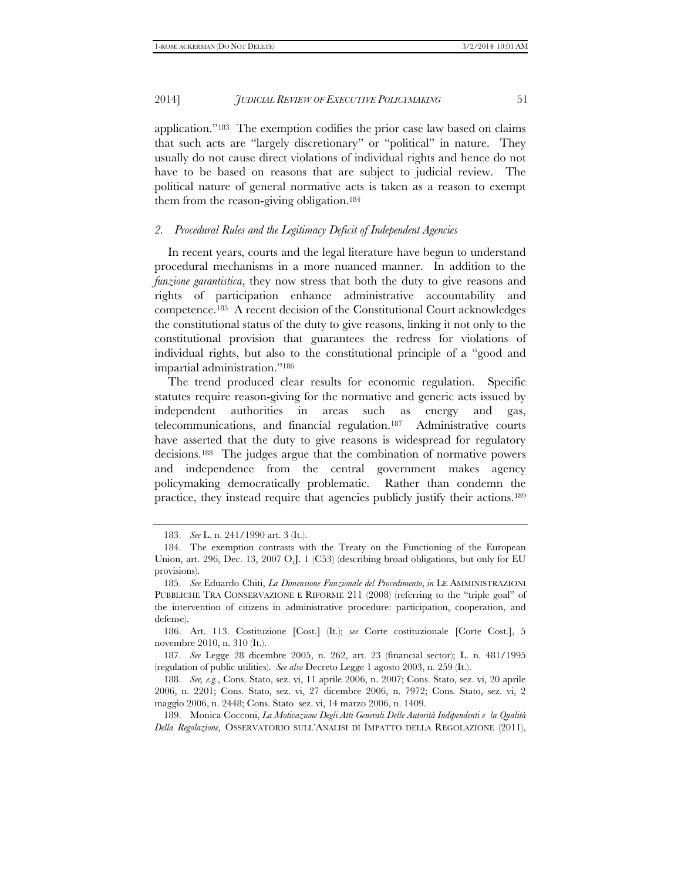application."[183] The exemption codifies the prior case law based on claims that such acts are "largely discretionary" or "political" in nature. They usually do not cause direct violations of individual rights and hence do not have to be based on reasons that are subject to judicial review. The political nature of general normative acts is taken as a reason to exempt them from the reason-giving obligation.[184]

### *2. Procedural Rules and the Legitimacy Deficit of Independent Agencies*

In recent years, courts and the legal literature have begun to understand procedural mechanisms in a more nuanced manner. In addition to the *funzione garantistica*, they now stress that both the duty to give reasons and rights of participation enhance administrative accountability and competence.[185] A recent decision of the Constitutional Court acknowledges the constitutional status of the duty to give reasons, linking it not only to the constitutional provision that guarantees the redress for violations of individual rights, but also to the constitutional principle of a "good and impartial administration."[186]

The trend produced clear results for economic regulation. Specific statutes require reason-giving for the normative and generic acts issued by independent authorities in areas such as energy and gas, telecommunications, and financial regulation.[187] Administrative courts have asserted that the duty to give reasons is widespread for regulatory decisions.[188] The judges argue that the combination of normative powers and independence from the central government makes agency policymaking democratically problematic. Rather than condemn the practice, they instead require that agencies publicly justify their actions.[189]

---

183. *See* L. n. 241/1990 art. 3 (It.).

184. The exemption contrasts with the Treaty on the Functioning of the European Union, art. 296, Dec. 13, 2007 O.J. 1 (C53) (describing broad obligations, but only for EU provisions).

185. *See* Eduardo Chiti, *La Dimensione Funzionale del Procedimento*, *in* LE AMMINISTRAZIONI PUBBLICHE TRA CONSERVAZIONE E RIFORME 211 (2008) (referring to the "triple goal" of the intervention of citizens in administrative procedure: participation, cooperation, and defense).

186. Art. 113. Costituzione [Cost.] (It.); *see* Corte costituzionale [Corte Cost.], 5 novembre 2010, n. 310 (It.).

187. *See* Legge 28 dicembre 2005, n. 262, art. 23 (financial sector); L. n. 481/1995 (regulation of public utilities). *See also* Decreto Legge 1 agosto 2003, n. 259 (It.).

188. *See, e.g.*, Cons. Stato, sez. vi, 11 aprile 2006, n. 2007; Cons. Stato, sez. vi, 20 aprile 2006, n. 2201; Cons. Stato, sez. vi, 27 dicembre 2006, n. 7972; Cons. Stato, sez. vi, 2 maggio 2006, n. 2448; Cons. Stato sez. vi, 14 marzo 2006, n. 1409.

189. Monica Cocconi, *La Motivazione Degli Atti Generali Delle Autorità Indipendenti e la Qualità Della Regolazione*, OSSERVATORIO SULL'ANALISI DI IMPATTO DELLA REGOLAZIONE (2011),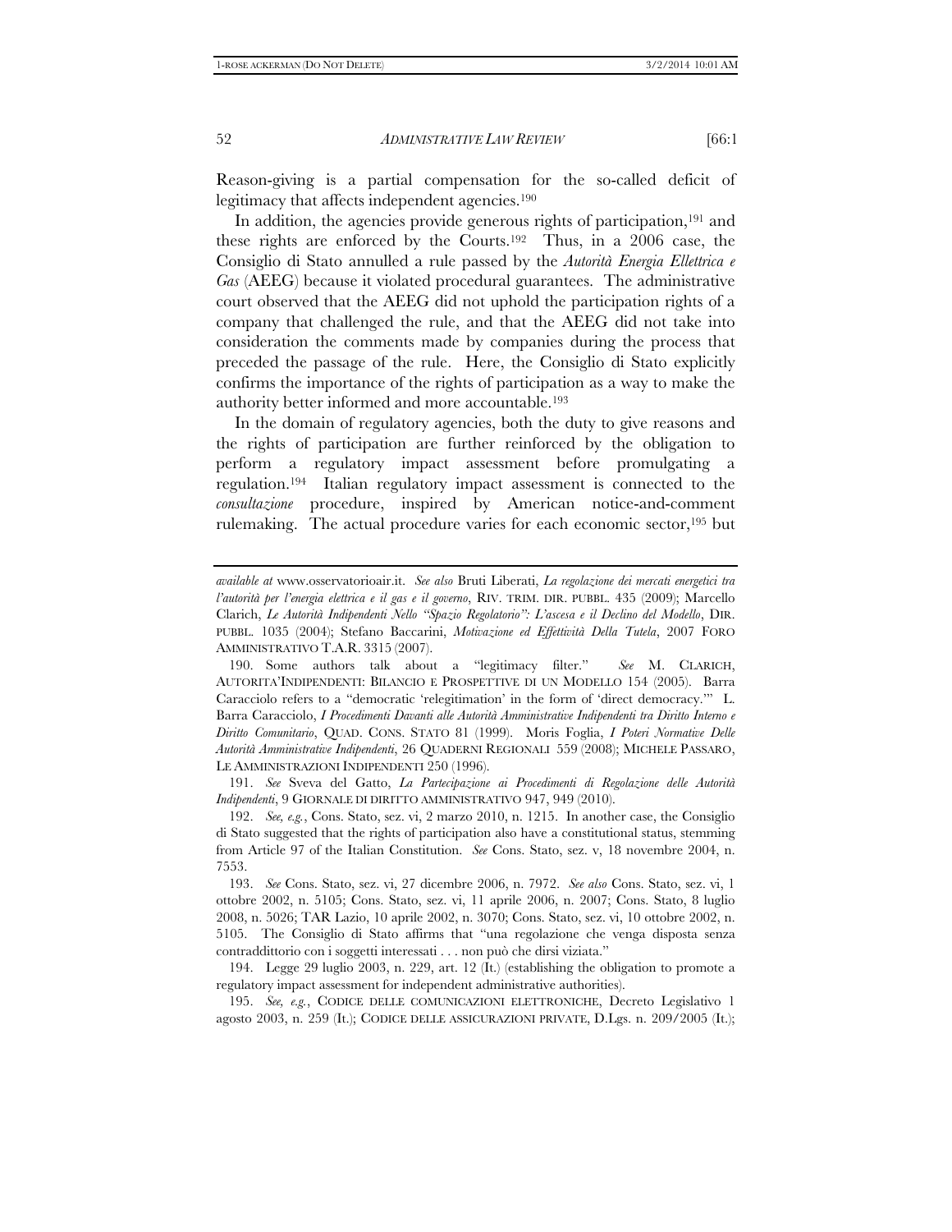Reason-giving is a partial compensation for the so-called deficit of legitimacy that affects independent agencies.[190]

In addition, the agencies provide generous rights of participation,[191] and these rights are enforced by the Courts.[192] Thus, in a 2006 case, the Consiglio di Stato annulled a rule passed by the *Autorità Energia Ellettrica e Gas* (AEEG) because it violated procedural guarantees. The administrative court observed that the AEEG did not uphold the participation rights of a company that challenged the rule, and that the AEEG did not take into consideration the comments made by companies during the process that preceded the passage of the rule. Here, the Consiglio di Stato explicitly confirms the importance of the rights of participation as a way to make the authority better informed and more accountable.[193]

In the domain of regulatory agencies, both the duty to give reasons and the rights of participation are further reinforced by the obligation to perform a regulatory impact assessment before promulgating a regulation.[194] Italian regulatory impact assessment is connected to the *consultazione* procedure, inspired by American notice-and-comment rulemaking. The actual procedure varies for each economic sector,[195] but

---

*available at* www.osservatorioair.it. *See also* Bruti Liberati, *La regolazione dei mercati energetici tra l'autorità per l'energia elettrica e il gas e il governo*, RIV. TRIM. DIR. PUBBL. 435 (2009); Marcello Clarich, *Le Autorità Indipendenti Nello "Spazio Regolatorio": L'ascesa e il Declino del Modello*, DIR. PUBBL. 1035 (2004); Stefano Baccarini, *Motivazione ed Effettività Della Tutela*, 2007 FORO AMMINISTRATIVO T.A.R. 3315 (2007).

190. Some authors talk about a "legitimacy filter." *See* M. CLARICH, AUTORITA'INDIPENDENTI: BILANCIO E PROSPETTIVE DI UN MODELLO 154 (2005). Barra Caracciolo refers to a "democratic 'relegitimation' in the form of 'direct democracy.'" L. Barra Caracciolo, *I Procedimenti Davanti alle Autorità Amministrative Indipendenti tra Diritto Interno e Diritto Comunitario*, QUAD. CONS. STATO 81 (1999). Moris Foglia, *I Poteri Normative Delle Autorità Amministrative Indipendenti*, 26 QUADERNI REGIONALI 559 (2008); MICHELE PASSARO, LE AMMINISTRAZIONI INDIPENDENTI 250 (1996).

191. *See* Sveva del Gatto, *La Partecipazione ai Procedimenti di Regolazione delle Autorità Indipendenti*, 9 GIORNALE DI DIRITTO AMMINISTRATIVO 947, 949 (2010).

192. *See, e.g.*, Cons. Stato, sez. vi, 2 marzo 2010, n. 1215. In another case, the Consiglio di Stato suggested that the rights of participation also have a constitutional status, stemming from Article 97 of the Italian Constitution. *See* Cons. Stato, sez. v, 18 novembre 2004, n. 7553.

193. *See* Cons. Stato, sez. vi, 27 dicembre 2006, n. 7972. *See also* Cons. Stato, sez. vi, 1 ottobre 2002, n. 5105; Cons. Stato, sez. vi, 11 aprile 2006, n. 2007; Cons. Stato, 8 luglio 2008, n. 5026; TAR Lazio, 10 aprile 2002, n. 3070; Cons. Stato, sez. vi, 10 ottobre 2002, n. 5105. The Consiglio di Stato affirms that "una regolazione che venga disposta senza contraddittorio con i soggetti interessati . . . non può che dirsi viziata."

194. Legge 29 luglio 2003, n. 229, art. 12 (It.) (establishing the obligation to promote a regulatory impact assessment for independent administrative authorities).

195. *See, e.g.*, CODICE DELLE COMUNICAZIONI ELETTRONICHE, Decreto Legislativo 1 agosto 2003, n. 259 (It.); CODICE DELLE ASSICURAZIONI PRIVATE, D.Lgs. n. 209/2005 (It.);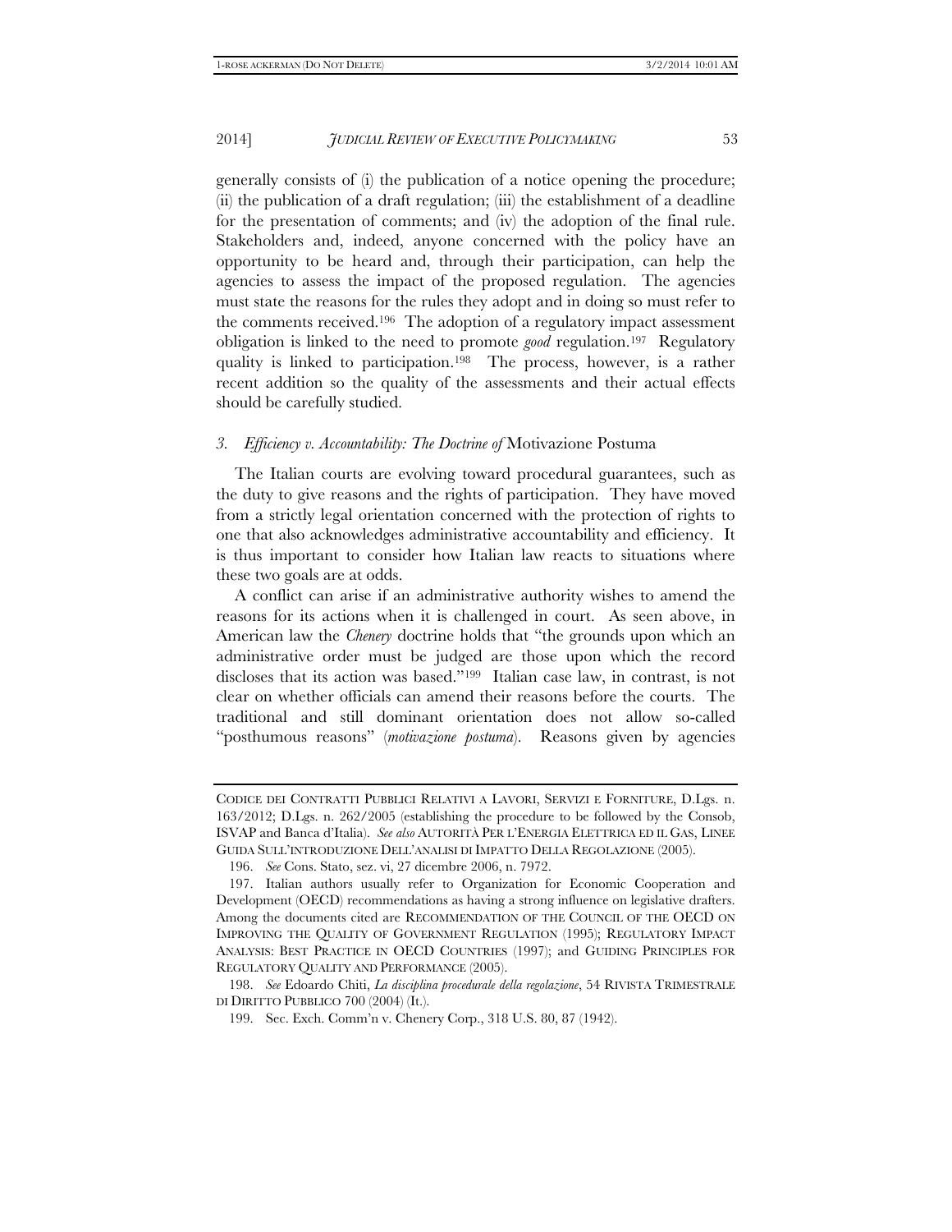generally consists of (i) the publication of a notice opening the procedure; (ii) the publication of a draft regulation; (iii) the establishment of a deadline for the presentation of comments; and (iv) the adoption of the final rule. Stakeholders and, indeed, anyone concerned with the policy have an opportunity to be heard and, through their participation, can help the agencies to assess the impact of the proposed regulation. The agencies must state the reasons for the rules they adopt and in doing so must refer to the comments received.[196] The adoption of a regulatory impact assessment obligation is linked to the need to promote *good* regulation.[197] Regulatory quality is linked to participation.[198] The process, however, is a rather recent addition so the quality of the assessments and their actual effects should be carefully studied.

### 3. *Efficiency v. Accountability: The Doctrine of* Motivazione Postuma

The Italian courts are evolving toward procedural guarantees, such as the duty to give reasons and the rights of participation. They have moved from a strictly legal orientation concerned with the protection of rights to one that also acknowledges administrative accountability and efficiency. It is thus important to consider how Italian law reacts to situations where these two goals are at odds.

A conflict can arise if an administrative authority wishes to amend the reasons for its actions when it is challenged in court. As seen above, in American law the *Chenery* doctrine holds that "the grounds upon which an administrative order must be judged are those upon which the record discloses that its action was based."[199] Italian case law, in contrast, is not clear on whether officials can amend their reasons before the courts. The traditional and still dominant orientation does not allow so-called "posthumous reasons" (*motivazione postuma*). Reasons given by agencies

---

CODICE DEI CONTRATTI PUBBLICI RELATIVI A LAVORI, SERVIZI E FORNITURE, D.Lgs. n. 163/2012; D.Lgs. n. 262/2005 (establishing the procedure to be followed by the Consob, ISVAP and Banca d'Italia). *See also* AUTORITÀ PER L'ENERGIA ELETTRICA ED IL GAS, LINEE GUIDA SULL'INTRODUZIONE DELL'ANALISI DI IMPATTO DELLA REGOLAZIONE (2005).

196. *See* Cons. Stato, sez. vi, 27 dicembre 2006, n. 7972.

197. Italian authors usually refer to Organization for Economic Cooperation and Development (OECD) recommendations as having a strong influence on legislative drafters. Among the documents cited are RECOMMENDATION OF THE COUNCIL OF THE OECD ON IMPROVING THE QUALITY OF GOVERNMENT REGULATION (1995); REGULATORY IMPACT ANALYSIS: BEST PRACTICE IN OECD COUNTRIES (1997); and GUIDING PRINCIPLES FOR REGULATORY QUALITY AND PERFORMANCE (2005).

198. *See* Edoardo Chiti, *La disciplina procedurale della regolazione*, 54 RIVISTA TRIMESTRALE DI DIRITTO PUBBLICO 700 (2004) (It.).

199. Sec. Exch. Comm'n v. Chenery Corp., 318 U.S. 80, 87 (1942).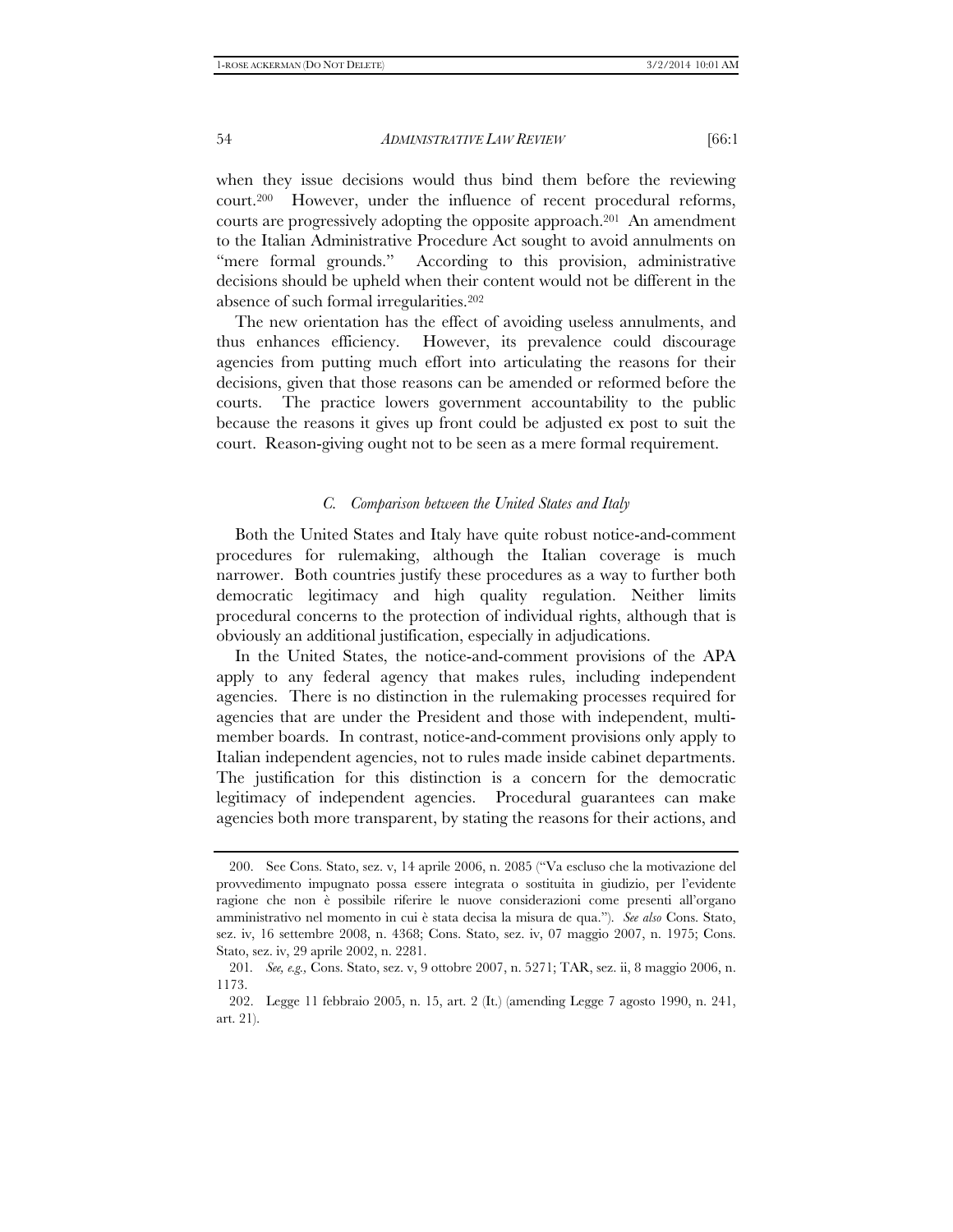when they issue decisions would thus bind them before the reviewing court.[200] However, under the influence of recent procedural reforms, courts are progressively adopting the opposite approach.[201] An amendment to the Italian Administrative Procedure Act sought to avoid annulments on "mere formal grounds." According to this provision, administrative decisions should be upheld when their content would not be different in the absence of such formal irregularities.[202]

The new orientation has the effect of avoiding useless annulments, and thus enhances efficiency. However, its prevalence could discourage agencies from putting much effort into articulating the reasons for their decisions, given that those reasons can be amended or reformed before the courts. The practice lowers government accountability to the public because the reasons it gives up front could be adjusted ex post to suit the court. Reason-giving ought not to be seen as a mere formal requirement.

### *C. Comparison between the United States and Italy*

Both the United States and Italy have quite robust notice-and-comment procedures for rulemaking, although the Italian coverage is much narrower. Both countries justify these procedures as a way to further both democratic legitimacy and high quality regulation. Neither limits procedural concerns to the protection of individual rights, although that is obviously an additional justification, especially in adjudications.

In the United States, the notice-and-comment provisions of the APA apply to any federal agency that makes rules, including independent agencies. There is no distinction in the rulemaking processes required for agencies that are under the President and those with independent, multi-member boards. In contrast, notice-and-comment provisions only apply to Italian independent agencies, not to rules made inside cabinet departments. The justification for this distinction is a concern for the democratic legitimacy of independent agencies. Procedural guarantees can make agencies both more transparent, by stating the reasons for their actions, and

---

200. See Cons. Stato, sez. v, 14 aprile 2006, n. 2085 ("Va escluso che la motivazione del provvedimento impugnato possa essere integrata o sostituita in giudizio, per l'evidente ragione che non è possibile riferire le nuove considerazioni come presenti all'organo amministrativo nel momento in cui è stata decisa la misura de qua."). *See also* Cons. Stato, sez. iv, 16 settembre 2008, n. 4368; Cons. Stato, sez. iv, 07 maggio 2007, n. 1975; Cons. Stato, sez. iv, 29 aprile 2002, n. 2281.

201. *See, e.g.*, Cons. Stato, sez. v, 9 ottobre 2007, n. 5271; TAR, sez. ii, 8 maggio 2006, n. 1173.

202. Legge 11 febbraio 2005, n. 15, art. 2 (It.) (amending Legge 7 agosto 1990, n. 241, art. 21).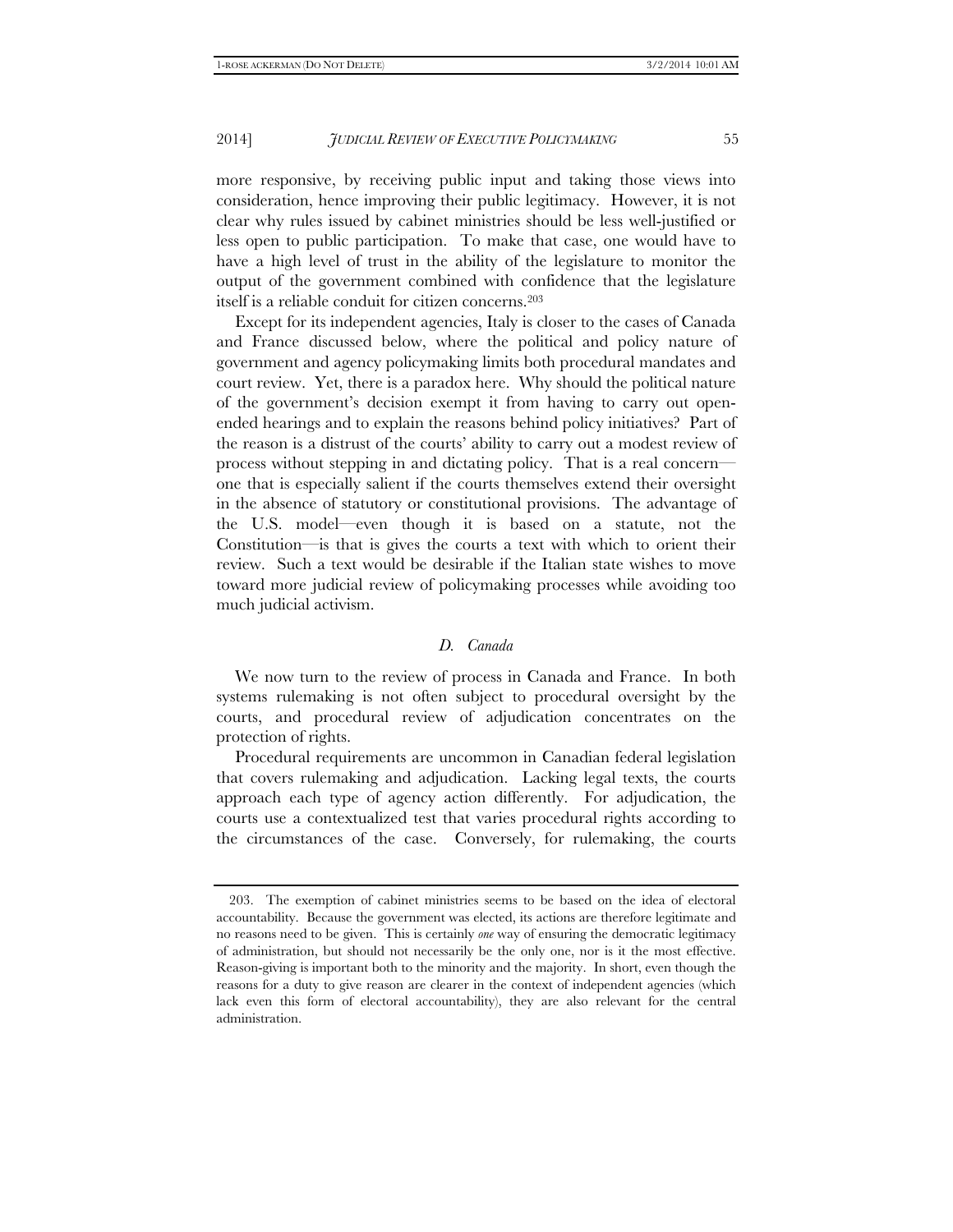more responsive, by receiving public input and taking those views into consideration, hence improving their public legitimacy. However, it is not clear why rules issued by cabinet ministries should be less well-justified or less open to public participation. To make that case, one would have to have a high level of trust in the ability of the legislature to monitor the output of the government combined with confidence that the legislature itself is a reliable conduit for citizen concerns.[203]

Except for its independent agencies, Italy is closer to the cases of Canada and France discussed below, where the political and policy nature of government and agency policymaking limits both procedural mandates and court review. Yet, there is a paradox here. Why should the political nature of the government's decision exempt it from having to carry out open-ended hearings and to explain the reasons behind policy initiatives? Part of the reason is a distrust of the courts' ability to carry out a modest review of process without stepping in and dictating policy. That is a real concern—one that is especially salient if the courts themselves extend their oversight in the absence of statutory or constitutional provisions. The advantage of the U.S. model—even though it is based on a statute, not the Constitution—is that is gives the courts a text with which to orient their review. Such a text would be desirable if the Italian state wishes to move toward more judicial review of policymaking processes while avoiding too much judicial activism.

### *D. Canada*

We now turn to the review of process in Canada and France. In both systems rulemaking is not often subject to procedural oversight by the courts, and procedural review of adjudication concentrates on the protection of rights.

Procedural requirements are uncommon in Canadian federal legislation that covers rulemaking and adjudication. Lacking legal texts, the courts approach each type of agency action differently. For adjudication, the courts use a contextualized test that varies procedural rights according to the circumstances of the case. Conversely, for rulemaking, the courts

---

203. The exemption of cabinet ministries seems to be based on the idea of electoral accountability. Because the government was elected, its actions are therefore legitimate and no reasons need to be given. This is certainly *one* way of ensuring the democratic legitimacy of administration, but should not necessarily be the only one, nor is it the most effective. Reason-giving is important both to the minority and the majority. In short, even though the reasons for a duty to give reason are clearer in the context of independent agencies (which lack even this form of electoral accountability), they are also relevant for the central administration.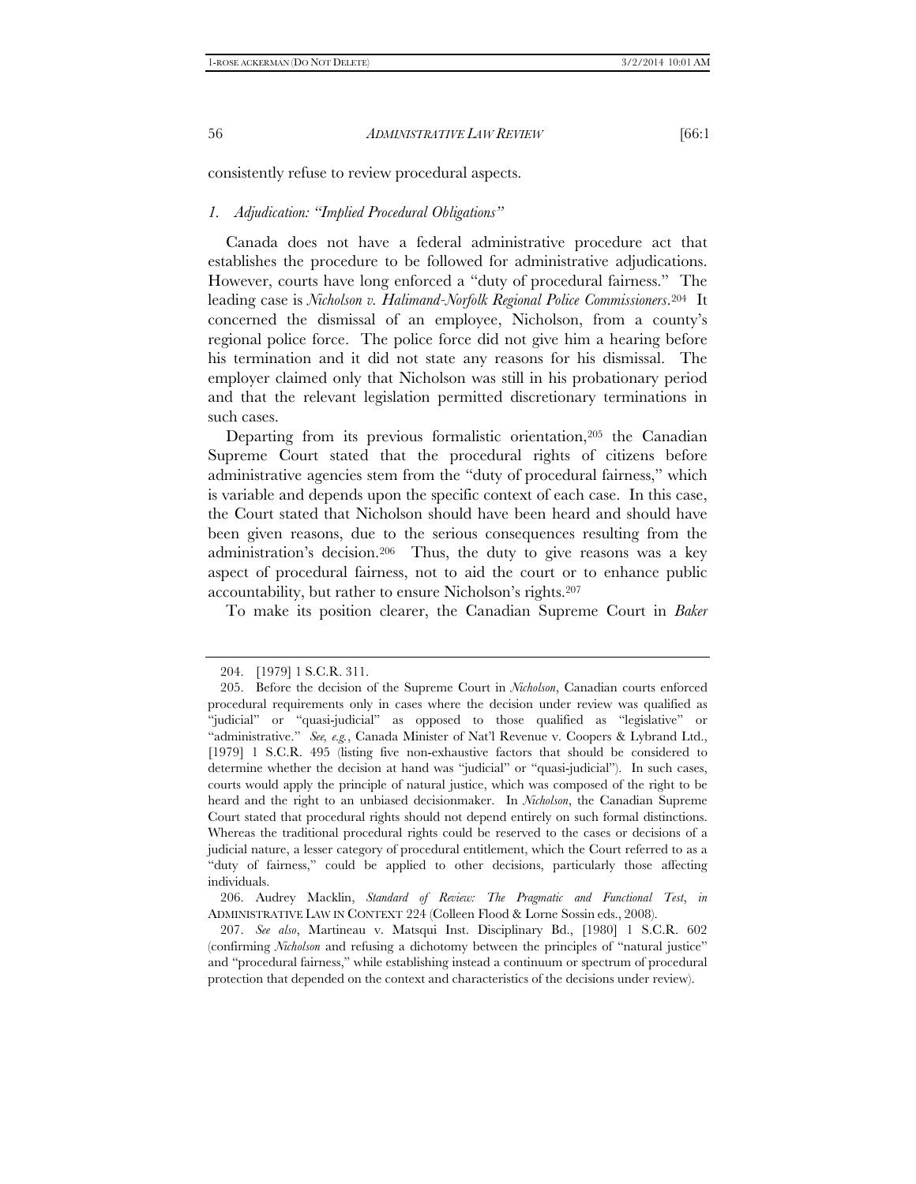consistently refuse to review procedural aspects.

### *1. Adjudication: "Implied Procedural Obligations"*

Canada does not have a federal administrative procedure act that establishes the procedure to be followed for administrative adjudications. However, courts have long enforced a "duty of procedural fairness." The leading case is *Nicholson v. Halimand-Norfolk Regional Police Commissioners*.[204] It concerned the dismissal of an employee, Nicholson, from a county's regional police force. The police force did not give him a hearing before his termination and it did not state any reasons for his dismissal. The employer claimed only that Nicholson was still in his probationary period and that the relevant legislation permitted discretionary terminations in such cases.

Departing from its previous formalistic orientation,[205] the Canadian Supreme Court stated that the procedural rights of citizens before administrative agencies stem from the "duty of procedural fairness," which is variable and depends upon the specific context of each case. In this case, the Court stated that Nicholson should have been heard and should have been given reasons, due to the serious consequences resulting from the administration's decision.[206] Thus, the duty to give reasons was a key aspect of procedural fairness, not to aid the court or to enhance public accountability, but rather to ensure Nicholson's rights.[207]

To make its position clearer, the Canadian Supreme Court in *Baker*

---

204. [1979] 1 S.C.R. 311.

205. Before the decision of the Supreme Court in *Nicholson*, Canadian courts enforced procedural requirements only in cases where the decision under review was qualified as "judicial" or "quasi-judicial" as opposed to those qualified as "legislative" or "administrative." *See, e.g.*, Canada Minister of Nat'l Revenue v. Coopers & Lybrand Ltd., [1979] 1 S.C.R. 495 (listing five non-exhaustive factors that should be considered to determine whether the decision at hand was "judicial" or "quasi-judicial"). In such cases, courts would apply the principle of natural justice, which was composed of the right to be heard and the right to an unbiased decisionmaker. In *Nicholson*, the Canadian Supreme Court stated that procedural rights should not depend entirely on such formal distinctions. Whereas the traditional procedural rights could be reserved to the cases or decisions of a judicial nature, a lesser category of procedural entitlement, which the Court referred to as a "duty of fairness," could be applied to other decisions, particularly those affecting individuals.

206. Audrey Macklin, *Standard of Review: The Pragmatic and Functional Test*, *in* ADMINISTRATIVE LAW IN CONTEXT 224 (Colleen Flood & Lorne Sossin eds., 2008).

207. *See also*, Martineau v. Matsqui Inst. Disciplinary Bd., [1980] 1 S.C.R. 602 (confirming *Nicholson* and refusing a dichotomy between the principles of "natural justice" and "procedural fairness," while establishing instead a continuum or spectrum of procedural protection that depended on the context and characteristics of the decisions under review).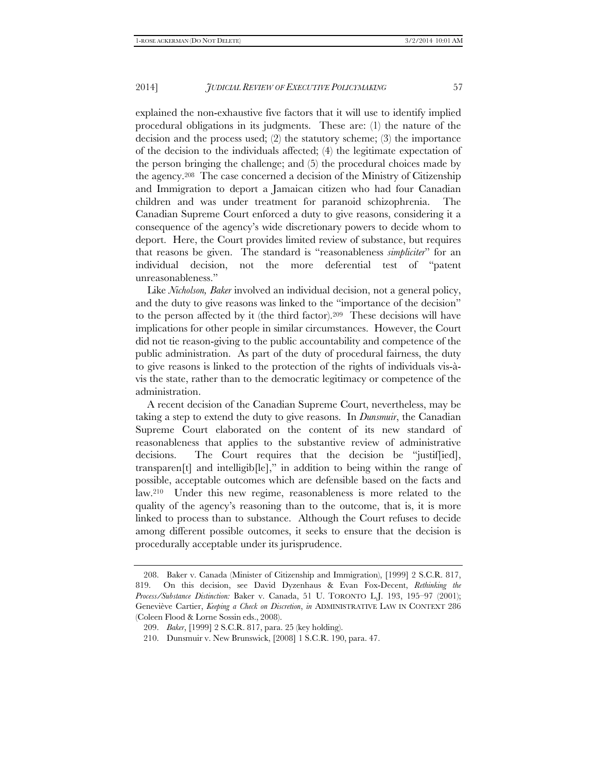explained the non-exhaustive five factors that it will use to identify implied procedural obligations in its judgments. These are: (1) the nature of the decision and the process used; (2) the statutory scheme; (3) the importance of the decision to the individuals affected; (4) the legitimate expectation of the person bringing the challenge; and (5) the procedural choices made by the agency.[208] The case concerned a decision of the Ministry of Citizenship and Immigration to deport a Jamaican citizen who had four Canadian children and was under treatment for paranoid schizophrenia. The Canadian Supreme Court enforced a duty to give reasons, considering it a consequence of the agency's wide discretionary powers to decide whom to deport. Here, the Court provides limited review of substance, but requires that reasons be given. The standard is "reasonableness *simpliciter*" for an individual decision, not the more deferential test of "patent unreasonableness."

Like *Nicholson, Baker* involved an individual decision, not a general policy, and the duty to give reasons was linked to the "importance of the decision" to the person affected by it (the third factor).[209] These decisions will have implications for other people in similar circumstances. However, the Court did not tie reason-giving to the public accountability and competence of the public administration. As part of the duty of procedural fairness, the duty to give reasons is linked to the protection of the rights of individuals vis-à-vis the state, rather than to the democratic legitimacy or competence of the administration.

A recent decision of the Canadian Supreme Court, nevertheless, may be taking a step to extend the duty to give reasons. In *Dunsmuir*, the Canadian Supreme Court elaborated on the content of its new standard of reasonableness that applies to the substantive review of administrative decisions. The Court requires that the decision be "justif[ied], transparen[t] and intelligib[le]," in addition to being within the range of possible, acceptable outcomes which are defensible based on the facts and law.[210] Under this new regime, reasonableness is more related to the quality of the agency's reasoning than to the outcome, that is, it is more linked to process than to substance. Although the Court refuses to decide among different possible outcomes, it seeks to ensure that the decision is procedurally acceptable under its jurisprudence.

---

208. Baker v. Canada (Minister of Citizenship and Immigration), [1999] 2 S.C.R. 817, 819. On this decision, see David Dyzenhaus & Evan Fox-Decent, *Rethinking the Process/Substance Distinction:* Baker v. Canada, 51 U. TORONTO L.J. 193, 195–97 (2001); Geneviève Cartier, *Keeping a Check on Discretion*, *in* ADMINISTRATIVE LAW IN CONTEXT 286 (Coleen Flood & Lorne Sossin eds., 2008).

209. *Baker*, [1999] 2 S.C.R. 817, para. 25 (key holding).

210. Dunsmuir v. New Brunswick, [2008] 1 S.C.R. 190, para. 47.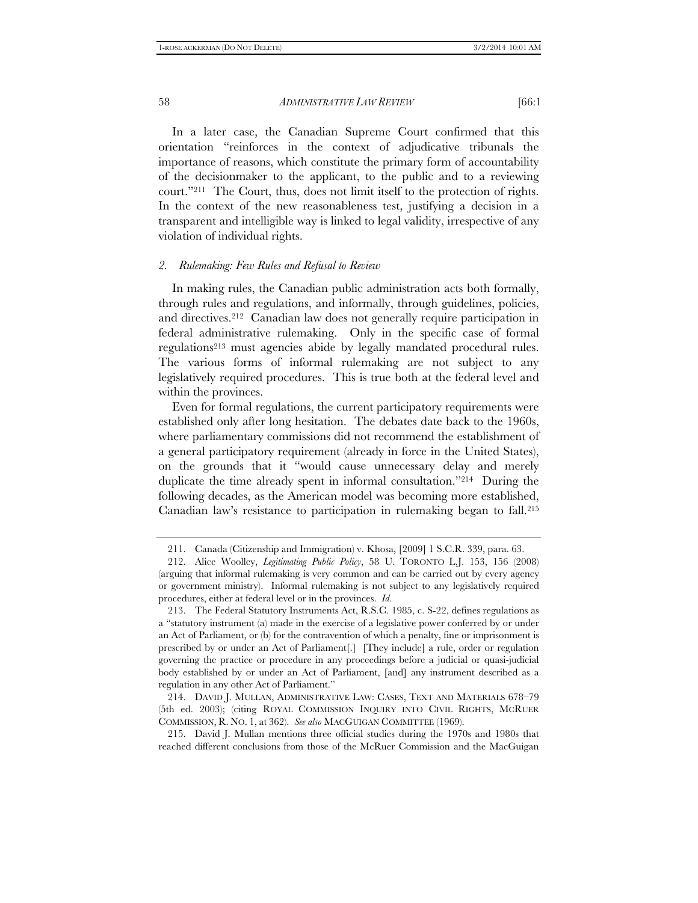In a later case, the Canadian Supreme Court confirmed that this orientation "reinforces in the context of adjudicative tribunals the importance of reasons, which constitute the primary form of accountability of the decisionmaker to the applicant, to the public and to a reviewing court."[211] The Court, thus, does not limit itself to the protection of rights. In the context of the new reasonableness test, justifying a decision in a transparent and intelligible way is linked to legal validity, irrespective of any violation of individual rights.

### *2. Rulemaking: Few Rules and Refusal to Review*

In making rules, the Canadian public administration acts both formally, through rules and regulations, and informally, through guidelines, policies, and directives.[212] Canadian law does not generally require participation in federal administrative rulemaking. Only in the specific case of formal regulations[213] must agencies abide by legally mandated procedural rules. The various forms of informal rulemaking are not subject to any legislatively required procedures. This is true both at the federal level and within the provinces.

Even for formal regulations, the current participatory requirements were established only after long hesitation. The debates date back to the 1960s, where parliamentary commissions did not recommend the establishment of a general participatory requirement (already in force in the United States), on the grounds that it "would cause unnecessary delay and merely duplicate the time already spent in informal consultation."[214] During the following decades, as the American model was becoming more established, Canadian law's resistance to participation in rulemaking began to fall.[215]

---

211. Canada (Citizenship and Immigration) v. Khosa, [2009] 1 S.C.R. 339, para. 63.

212. Alice Woolley, *Legitimating Public Policy*, 58 U. TORONTO L.J. 153, 156 (2008) (arguing that informal rulemaking is very common and can be carried out by every agency or government ministry). Informal rulemaking is not subject to any legislatively required procedures, either at federal level or in the provinces. *Id.*

213. The Federal Statutory Instruments Act, R.S.C. 1985, c. S-22, defines regulations as a "statutory instrument (a) made in the exercise of a legislative power conferred by or under an Act of Parliament, or (b) for the contravention of which a penalty, fine or imprisonment is prescribed by or under an Act of Parliament[.] [They include] a rule, order or regulation governing the practice or procedure in any proceedings before a judicial or quasi-judicial body established by or under an Act of Parliament, [and] any instrument described as a regulation in any other Act of Parliament."

214. DAVID J. MULLAN, ADMINISTRATIVE LAW: CASES, TEXT AND MATERIALS 678–79 (5th ed. 2003); (citing ROYAL COMMISSION INQUIRY INTO CIVIL RIGHTS, MCRUER COMMISSION, R. NO. 1, at 362). *See also* MACGUIGAN COMMITTEE (1969).

215. David J. Mullan mentions three official studies during the 1970s and 1980s that reached different conclusions from those of the McRuer Commission and the MacGuigan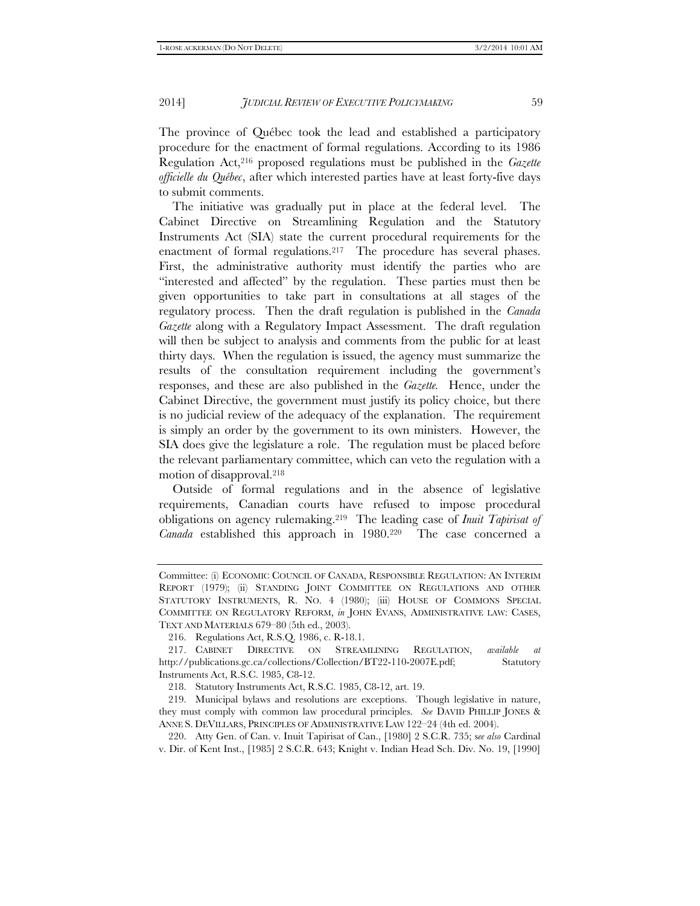The province of Québec took the lead and established a participatory procedure for the enactment of formal regulations. According to its 1986 Regulation Act,[216] proposed regulations must be published in the *Gazette officielle du Québec*, after which interested parties have at least forty-five days to submit comments.

The initiative was gradually put in place at the federal level. The Cabinet Directive on Streamlining Regulation and the Statutory Instruments Act (SIA) state the current procedural requirements for the enactment of formal regulations.[217] The procedure has several phases. First, the administrative authority must identify the parties who are "interested and affected" by the regulation. These parties must then be given opportunities to take part in consultations at all stages of the regulatory process. Then the draft regulation is published in the *Canada Gazette* along with a Regulatory Impact Assessment. The draft regulation will then be subject to analysis and comments from the public for at least thirty days. When the regulation is issued, the agency must summarize the results of the consultation requirement including the government's responses, and these are also published in the *Gazette.* Hence, under the Cabinet Directive, the government must justify its policy choice, but there is no judicial review of the adequacy of the explanation. The requirement is simply an order by the government to its own ministers. However, the SIA does give the legislature a role. The regulation must be placed before the relevant parliamentary committee, which can veto the regulation with a motion of disapproval.[218]

Outside of formal regulations and in the absence of legislative requirements, Canadian courts have refused to impose procedural obligations on agency rulemaking.[219] The leading case of *Inuit Tapirisat of Canada* established this approach in 1980.[220] The case concerned a

---

Committee: (i) ECONOMIC COUNCIL OF CANADA, RESPONSIBLE REGULATION: AN INTERIM REPORT (1979); (ii) STANDING JOINT COMMITTEE ON REGULATIONS AND OTHER STATUTORY INSTRUMENTS, R. NO. 4 (1980); (iii) HOUSE OF COMMONS SPECIAL COMMITTEE ON REGULATORY REFORM, *in* JOHN EVANS, ADMINISTRATIVE LAW: CASES, TEXT AND MATERIALS 679–80 (5th ed., 2003).

216. Regulations Act, R.S.Q. 1986, c. R-18.1.

217. CABINET DIRECTIVE ON STREAMLINING REGULATION, *available at* http://publications.gc.ca/collections/Collection/BT22-110-2007E.pdf; Statutory Instruments Act, R.S.C. 1985, C8-12.

218. Statutory Instruments Act, R.S.C. 1985, C8-12, art. 19.

219. Municipal bylaws and resolutions are exceptions. Though legislative in nature, they must comply with common law procedural principles. *See* DAVID PHILLIP JONES & ANNE S. DEVILLARS, PRINCIPLES OF ADMINISTRATIVE LAW 122–24 (4th ed. 2004).

220. Atty Gen. of Can. v. Inuit Tapirisat of Can., [1980] 2 S.C.R. 735; s*ee also* Cardinal v. Dir. of Kent Inst., [1985] 2 S.C.R. 643; Knight v. Indian Head Sch. Div. No. 19, [1990]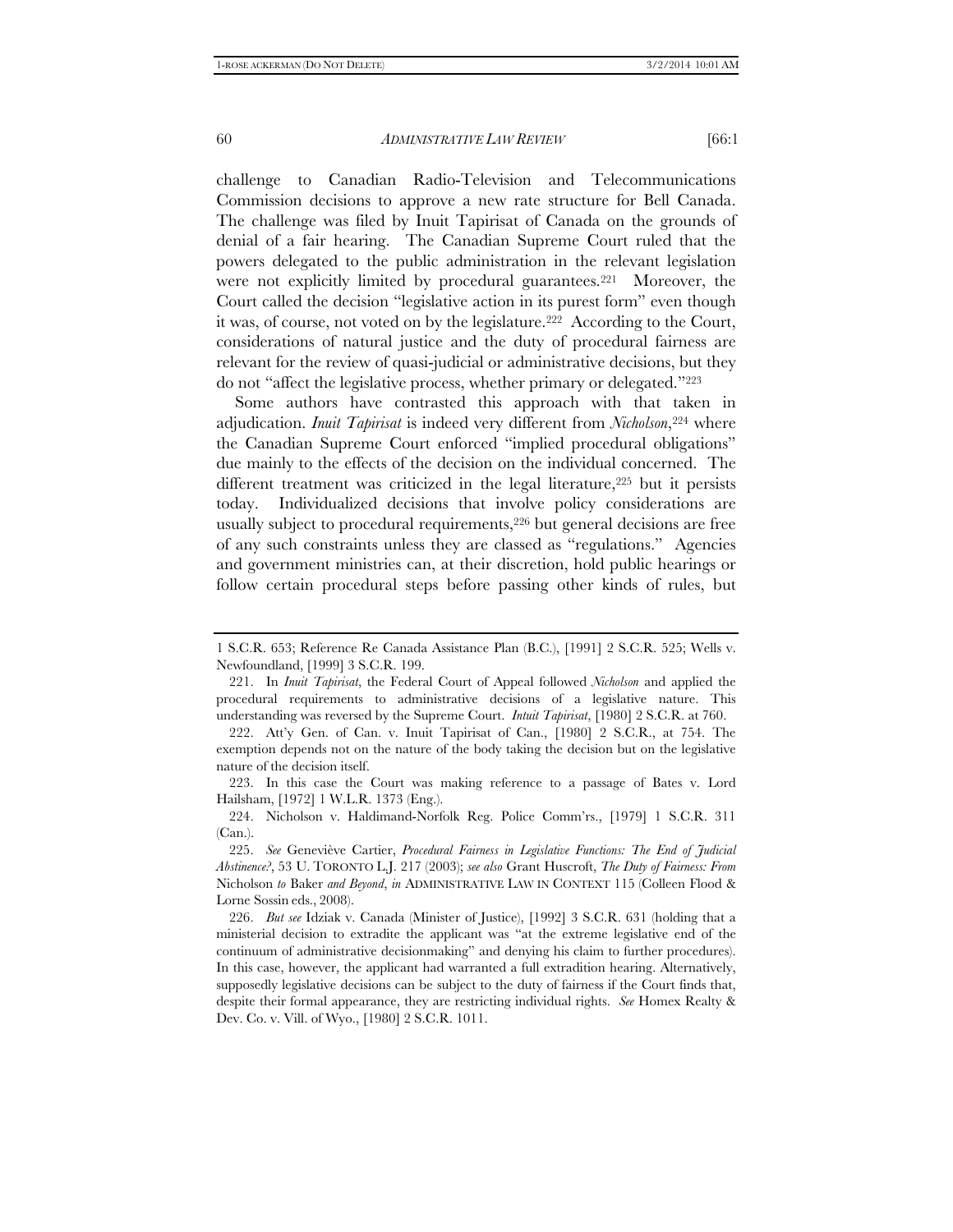challenge to Canadian Radio-Television and Telecommunications Commission decisions to approve a new rate structure for Bell Canada. The challenge was filed by Inuit Tapirisat of Canada on the grounds of denial of a fair hearing. The Canadian Supreme Court ruled that the powers delegated to the public administration in the relevant legislation were not explicitly limited by procedural guarantees.[221] Moreover, the Court called the decision "legislative action in its purest form" even though it was, of course, not voted on by the legislature.[222] According to the Court, considerations of natural justice and the duty of procedural fairness are relevant for the review of quasi-judicial or administrative decisions, but they do not "affect the legislative process, whether primary or delegated."[223]

Some authors have contrasted this approach with that taken in adjudication. *Inuit Tapirisat* is indeed very different from *Nicholson*,[224] where the Canadian Supreme Court enforced "implied procedural obligations" due mainly to the effects of the decision on the individual concerned. The different treatment was criticized in the legal literature,[225] but it persists today. Individualized decisions that involve policy considerations are usually subject to procedural requirements,[226] but general decisions are free of any such constraints unless they are classed as "regulations." Agencies and government ministries can, at their discretion, hold public hearings or follow certain procedural steps before passing other kinds of rules, but

---

1 S.C.R. 653; Reference Re Canada Assistance Plan (B.C.), [1991] 2 S.C.R. 525; Wells v. Newfoundland, [1999] 3 S.C.R. 199.

221. In *Inuit Tapirisat*, the Federal Court of Appeal followed *Nicholson* and applied the procedural requirements to administrative decisions of a legislative nature. This understanding was reversed by the Supreme Court. *Intuit Tapirisat*, [1980] 2 S.C.R. at 760.

222. Att'y Gen. of Can. v. Inuit Tapirisat of Can., [1980] 2 S.C.R., at 754. The exemption depends not on the nature of the body taking the decision but on the legislative nature of the decision itself.

223. In this case the Court was making reference to a passage of Bates v. Lord Hailsham, [1972] 1 W.L.R. 1373 (Eng.).

224. Nicholson v. Haldimand-Norfolk Reg. Police Comm'rs., [1979] 1 S.C.R. 311 (Can.).

225. *See* Geneviève Cartier, *Procedural Fairness in Legislative Functions: The End of Judicial Abstinence?*, 53 U. TORONTO L.J. 217 (2003); *see also* Grant Huscroft, *The Duty of Fairness: From* Nicholson *to* Baker *and Beyond*, *in* ADMINISTRATIVE LAW IN CONTEXT 115 (Colleen Flood & Lorne Sossin eds., 2008).

226. *But see* Idziak v. Canada (Minister of Justice), [1992] 3 S.C.R. 631 (holding that a ministerial decision to extradite the applicant was "at the extreme legislative end of the continuum of administrative decisionmaking" and denying his claim to further procedures). In this case, however, the applicant had warranted a full extradition hearing. Alternatively, supposedly legislative decisions can be subject to the duty of fairness if the Court finds that, despite their formal appearance, they are restricting individual rights. *See* Homex Realty & Dev. Co. v. Vill. of Wyo., [1980] 2 S.C.R. 1011.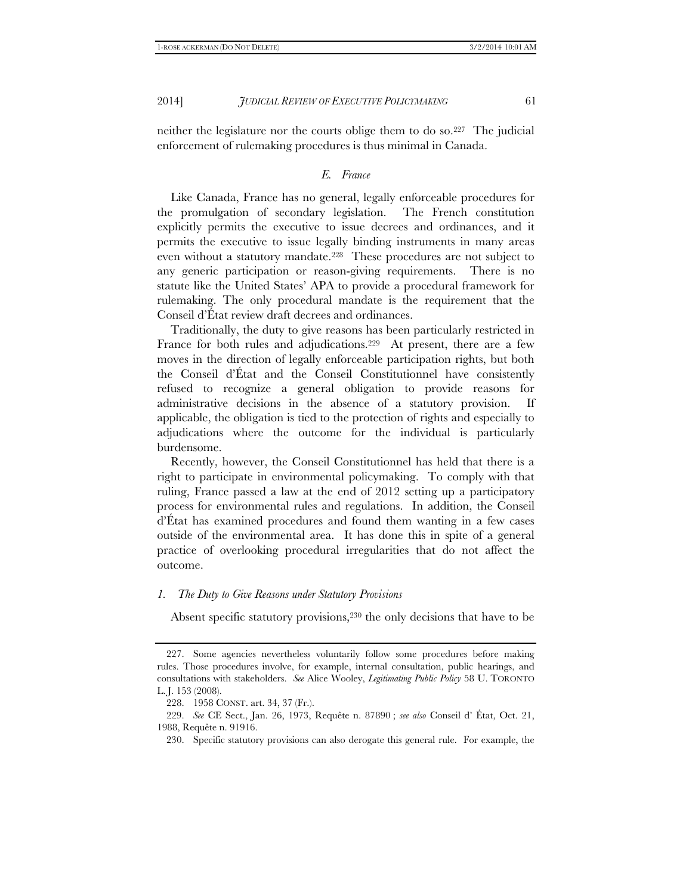neither the legislature nor the courts oblige them to do so.[227] The judicial enforcement of rulemaking procedures is thus minimal in Canada.

### *E. France*

Like Canada, France has no general, legally enforceable procedures for the promulgation of secondary legislation. The French constitution explicitly permits the executive to issue decrees and ordinances, and it permits the executive to issue legally binding instruments in many areas even without a statutory mandate.[228] These procedures are not subject to any generic participation or reason-giving requirements. There is no statute like the United States' APA to provide a procedural framework for rulemaking. The only procedural mandate is the requirement that the Conseil d'État review draft decrees and ordinances.

Traditionally, the duty to give reasons has been particularly restricted in France for both rules and adjudications.[229] At present, there are a few moves in the direction of legally enforceable participation rights, but both the Conseil d'État and the Conseil Constitutionnel have consistently refused to recognize a general obligation to provide reasons for administrative decisions in the absence of a statutory provision. If applicable, the obligation is tied to the protection of rights and especially to adjudications where the outcome for the individual is particularly burdensome.

Recently, however, the Conseil Constitutionnel has held that there is a right to participate in environmental policymaking. To comply with that ruling, France passed a law at the end of 2012 setting up a participatory process for environmental rules and regulations. In addition, the Conseil d'État has examined procedures and found them wanting in a few cases outside of the environmental area. It has done this in spite of a general practice of overlooking procedural irregularities that do not affect the outcome.

#### *1. The Duty to Give Reasons under Statutory Provisions*

Absent specific statutory provisions,[230] the only decisions that have to be

---

227. Some agencies nevertheless voluntarily follow some procedures before making rules. Those procedures involve, for example, internal consultation, public hearings, and consultations with stakeholders. *See* Alice Wooley, *Legitimating Public Policy* 58 U. TORONTO L.J. 153 (2008).

228. 1958 CONST. art. 34, 37 (Fr.).

229. *See* CE Sect., Jan. 26, 1973, Requête n. 87890 ; *see also* Conseil d' État, Oct. 21, 1988, Requête n. 91916.

230. Specific statutory provisions can also derogate this general rule. For example, the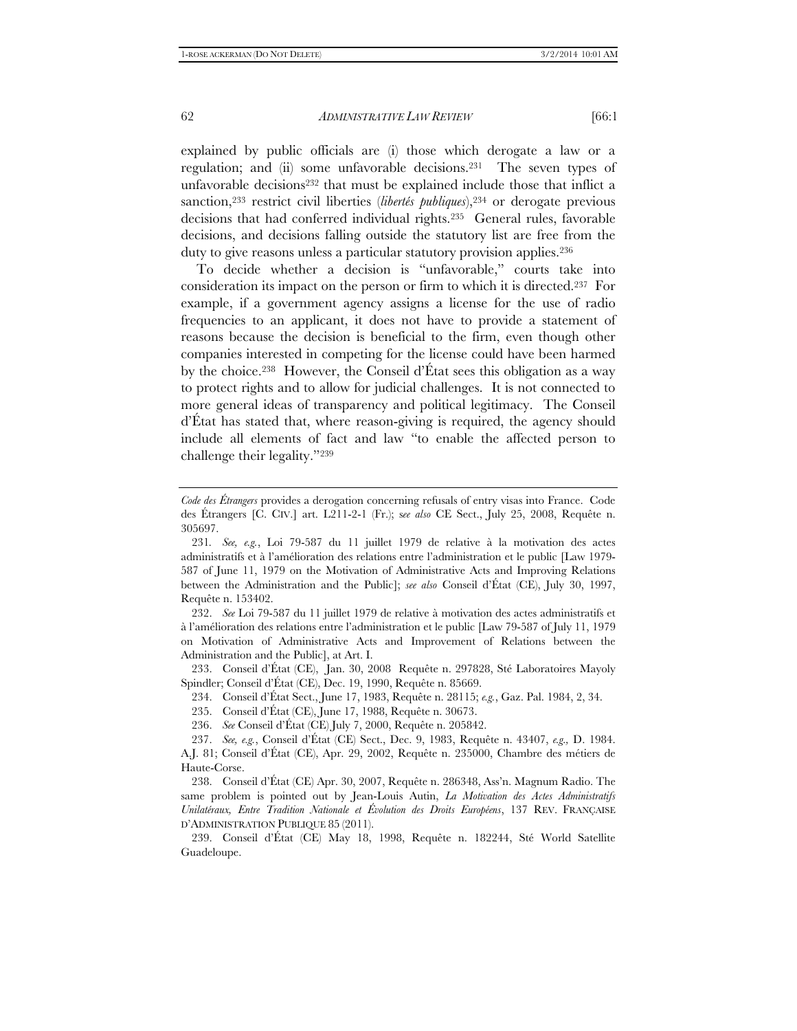explained by public officials are (i) those which derogate a law or a regulation; and (ii) some unfavorable decisions.[231] The seven types of unfavorable decisions[232] that must be explained include those that inflict a sanction,[233] restrict civil liberties (*libertés publiques*),[234] or derogate previous decisions that had conferred individual rights.[235] General rules, favorable decisions, and decisions falling outside the statutory list are free from the duty to give reasons unless a particular statutory provision applies.[236]

To decide whether a decision is "unfavorable," courts take into consideration its impact on the person or firm to which it is directed.[237] For example, if a government agency assigns a license for the use of radio frequencies to an applicant, it does not have to provide a statement of reasons because the decision is beneficial to the firm, even though other companies interested in competing for the license could have been harmed by the choice.[238] However, the Conseil d'État sees this obligation as a way to protect rights and to allow for judicial challenges. It is not connected to more general ideas of transparency and political legitimacy. The Conseil d'État has stated that, where reason-giving is required, the agency should include all elements of fact and law "to enable the affected person to challenge their legality."[239]

---

*Code des Étrangers* provides a derogation concerning refusals of entry visas into France. Code des Étrangers [C. CIV.] art. L211-2-1 (Fr.); *see also* CE Sect., July 25, 2008, Requête n. 305697.

231. *See, e.g.*, Loi 79-587 du 11 juillet 1979 de relative à la motivation des actes administratifs et à l'amélioration des relations entre l'administration et le public [Law 1979-587 of June 11, 1979 on the Motivation of Administrative Acts and Improving Relations between the Administration and the Public]; *see also* Conseil d'État (CE), July 30, 1997, Requête n. 153402.

232. *See* Loi 79-587 du 11 juillet 1979 de relative à motivation des actes administratifs et à l'amélioration des relations entre l'administration et le public [Law 79-587 of July 11, 1979 on Motivation of Administrative Acts and Improvement of Relations between the Administration and the Public], at Art. I.

233. Conseil d'État (CE), Jan. 30, 2008 Requête n. 297828, Sté Laboratoires Mayoly Spindler; Conseil d'État (CE), Dec. 19, 1990, Requête n. 85669.

234. Conseil d'État Sect., June 17, 1983, Requête n. 28115; *e.g.*, Gaz. Pal. 1984, 2, 34.

235. Conseil d'État (CE), June 17, 1988, Requête n. 30673.

236. *See* Conseil d'État (CE) July 7, 2000, Requête n. 205842.

237. *See, e.g.*, Conseil d'État (CE) Sect., Dec. 9, 1983, Requête n. 43407, *e.g.*, D. 1984. A.J. 81; Conseil d'État (CE), Apr. 29, 2002, Requête n. 235000, Chambre des métiers de Haute-Corse.

238. Conseil d'État (CE) Apr. 30, 2007, Requête n. 286348, Ass'n. Magnum Radio. The same problem is pointed out by Jean-Louis Autin, *La Motivation des Actes Administratifs Unilatéraux, Entre Tradition Nationale et Évolution des Droits Européens*, 137 REV. FRANÇAISE D'ADMINISTRATION PUBLIQUE 85 (2011).

239. Conseil d'État (CE) May 18, 1998, Requête n. 182244, Sté World Satellite Guadeloupe.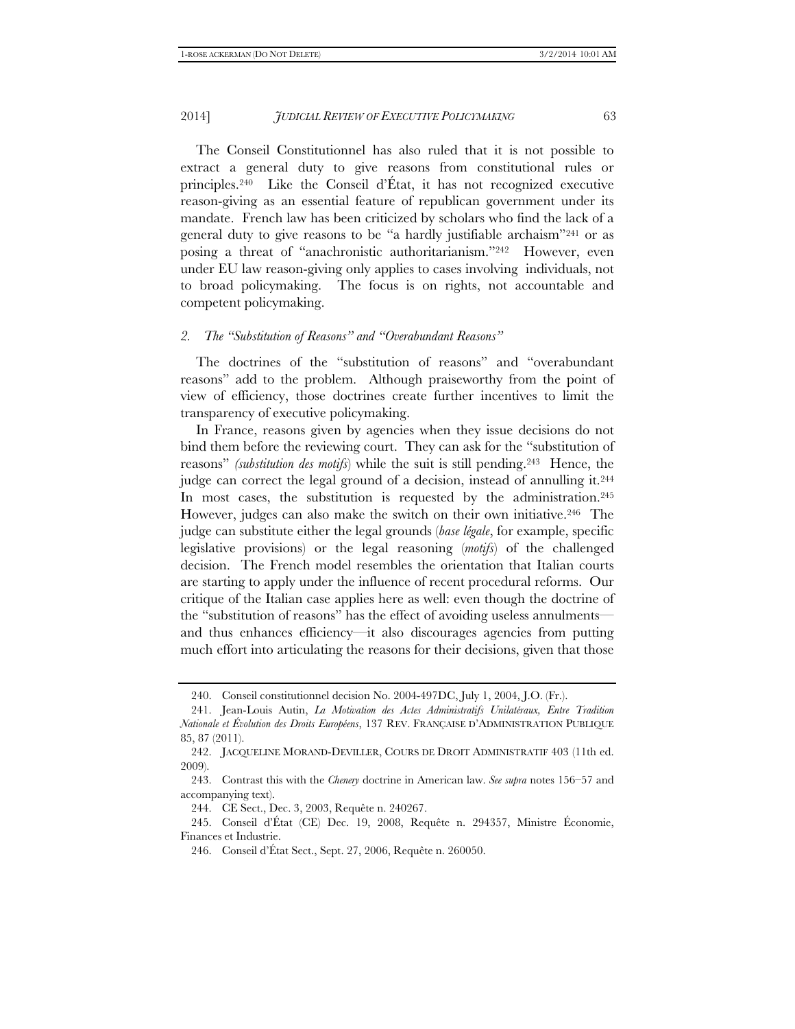The Conseil Constitutionnel has also ruled that it is not possible to extract a general duty to give reasons from constitutional rules or principles.[240] Like the Conseil d'État, it has not recognized executive reason-giving as an essential feature of republican government under its mandate. French law has been criticized by scholars who find the lack of a general duty to give reasons to be "a hardly justifiable archaism"[241] or as posing a threat of "anachronistic authoritarianism."[242] However, even under EU law reason-giving only applies to cases involving individuals, not to broad policymaking. The focus is on rights, not accountable and competent policymaking.

### 2. *The "Substitution of Reasons" and "Overabundant Reasons"*

The doctrines of the "substitution of reasons" and "overabundant reasons" add to the problem. Although praiseworthy from the point of view of efficiency, those doctrines create further incentives to limit the transparency of executive policymaking.

In France, reasons given by agencies when they issue decisions do not bind them before the reviewing court. They can ask for the "substitution of reasons" *(substitution des motifs*) while the suit is still pending.[243] Hence, the judge can correct the legal ground of a decision, instead of annulling it.[244] In most cases, the substitution is requested by the administration.[245] However, judges can also make the switch on their own initiative.[246] The judge can substitute either the legal grounds (*base légale*, for example, specific legislative provisions) or the legal reasoning (*motifs*) of the challenged decision. The French model resembles the orientation that Italian courts are starting to apply under the influence of recent procedural reforms. Our critique of the Italian case applies here as well: even though the doctrine of the "substitution of reasons" has the effect of avoiding useless annulments—and thus enhances efficiency—it also discourages agencies from putting much effort into articulating the reasons for their decisions, given that those

---

240. Conseil constitutionnel decision No. 2004-497DC, July 1, 2004, J.O. (Fr.).

241. Jean-Louis Autin, *La Motivation des Actes Administratifs Unilatéraux, Entre Tradition Nationale et Évolution des Droits Européens*, 137 REV. FRANÇAISE D'ADMINISTRATION PUBLIQUE 85, 87 (2011).

242. JACQUELINE MORAND-DEVILLER, COURS DE DROIT ADMINISTRATIF 403 (11th ed. 2009).

243. Contrast this with the *Chenery* doctrine in American law. *See supra* notes 156–57 and accompanying text).

244. CE Sect., Dec. 3, 2003, Requête n. 240267.

245. Conseil d'État (CE) Dec. 19, 2008, Requête n. 294357, Ministre Économie, Finances et Industrie.

246. Conseil d'État Sect., Sept. 27, 2006, Requête n. 260050.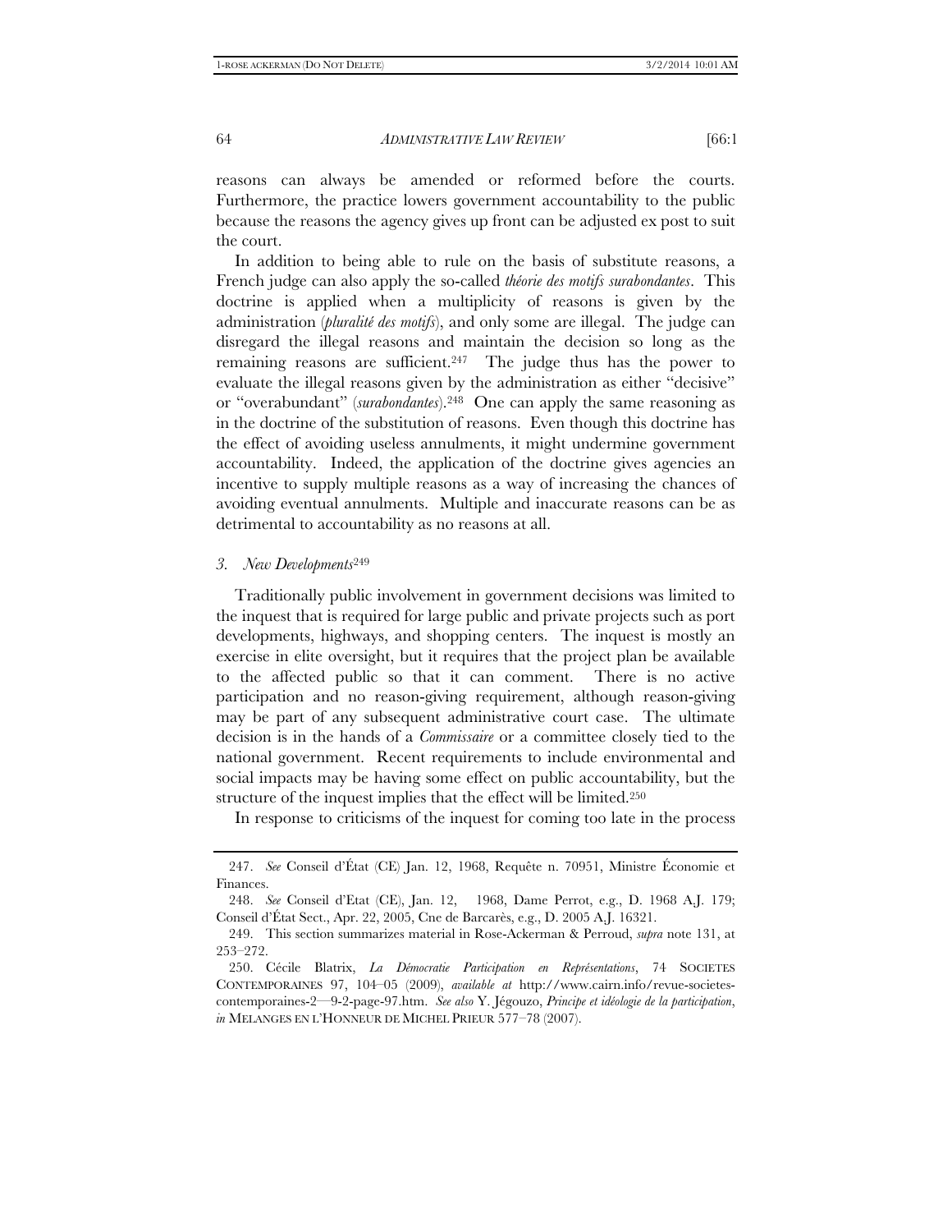reasons can always be amended or reformed before the courts. Furthermore, the practice lowers government accountability to the public because the reasons the agency gives up front can be adjusted ex post to suit the court.

In addition to being able to rule on the basis of substitute reasons, a French judge can also apply the so-called *théorie des motifs surabondantes*. This doctrine is applied when a multiplicity of reasons is given by the administration (*pluralité des motifs*), and only some are illegal. The judge can disregard the illegal reasons and maintain the decision so long as the remaining reasons are sufficient.[247] The judge thus has the power to evaluate the illegal reasons given by the administration as either "decisive" or "overabundant" (*surabondantes*).[248] One can apply the same reasoning as in the doctrine of the substitution of reasons. Even though this doctrine has the effect of avoiding useless annulments, it might undermine government accountability. Indeed, the application of the doctrine gives agencies an incentive to supply multiple reasons as a way of increasing the chances of avoiding eventual annulments. Multiple and inaccurate reasons can be as detrimental to accountability as no reasons at all.

### *3. New Developments*[249]

Traditionally public involvement in government decisions was limited to the inquest that is required for large public and private projects such as port developments, highways, and shopping centers. The inquest is mostly an exercise in elite oversight, but it requires that the project plan be available to the affected public so that it can comment. There is no active participation and no reason-giving requirement, although reason-giving may be part of any subsequent administrative court case. The ultimate decision is in the hands of a *Commissaire* or a committee closely tied to the national government. Recent requirements to include environmental and social impacts may be having some effect on public accountability, but the structure of the inquest implies that the effect will be limited.[250]

In response to criticisms of the inquest for coming too late in the process

---

247. *See* Conseil d'État (CE) Jan. 12, 1968, Requête n. 70951, Ministre Économie et Finances.

248. *See* Conseil d'Etat (CE), Jan. 12, 1968, Dame Perrot, e.g., D. 1968 A.J. 179; Conseil d'État Sect., Apr. 22, 2005, Cne de Barcarès, e.g., D. 2005 A.J. 16321.

249. This section summarizes material in Rose-Ackerman & Perroud, *supra* note 131, at 253–272.

250. Cécile Blatrix, *La Démocratie Participation en Représentations*, 74 SOCIETES CONTEMPORAINES 97, 104–05 (2009), *available at* http://www.cairn.info/revue-societes-contemporaines-2—9-2-page-97.htm. *See also* Y. Jégouzo, *Principe et idéologie de la participation*, *in* MELANGES EN L'HONNEUR DE MICHEL PRIEUR 577–78 (2007).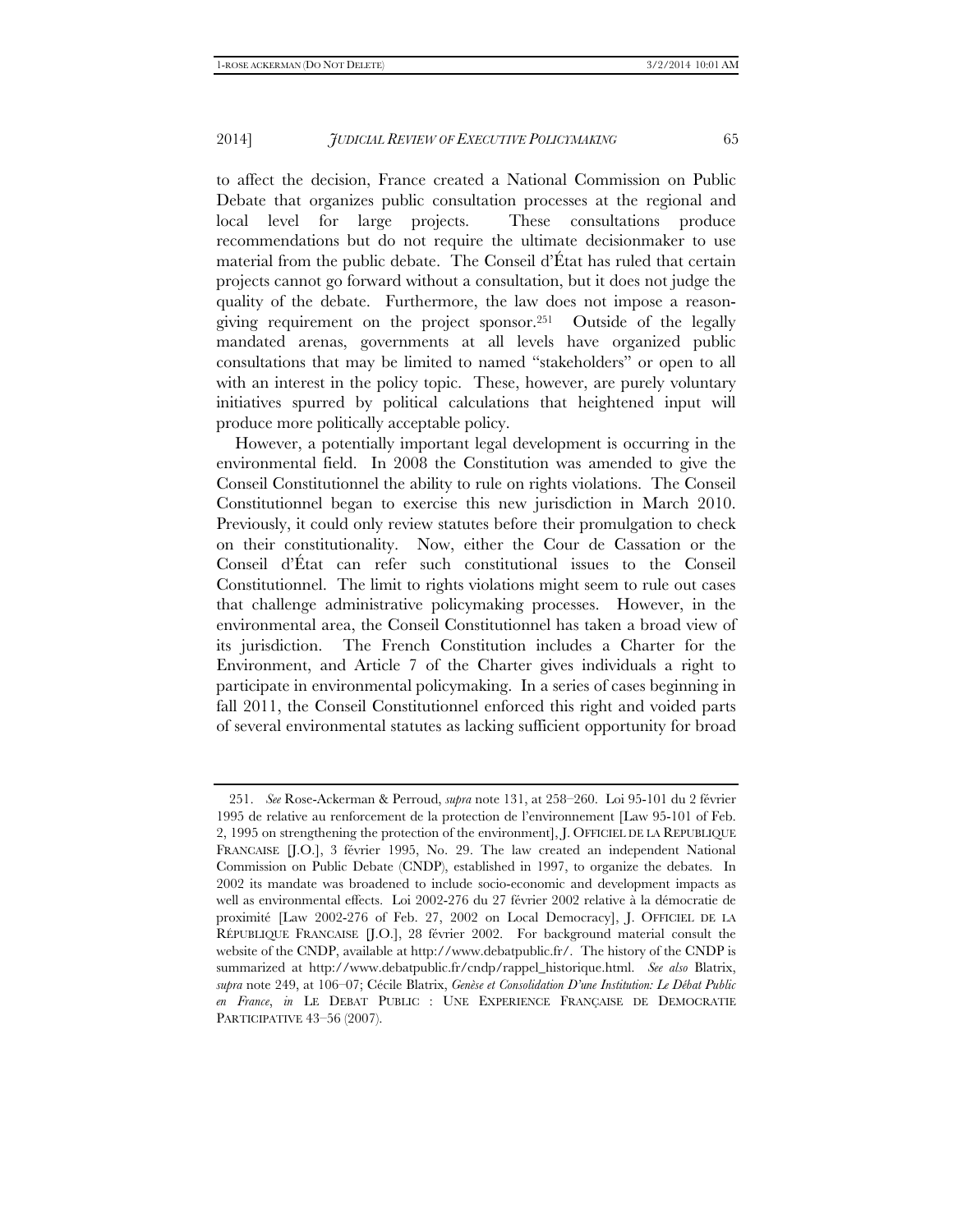to affect the decision, France created a National Commission on Public Debate that organizes public consultation processes at the regional and local level for large projects. These consultations produce recommendations but do not require the ultimate decisionmaker to use material from the public debate. The Conseil d'État has ruled that certain projects cannot go forward without a consultation, but it does not judge the quality of the debate. Furthermore, the law does not impose a reason-giving requirement on the project sponsor.[251] Outside of the legally mandated arenas, governments at all levels have organized public consultations that may be limited to named "stakeholders" or open to all with an interest in the policy topic. These, however, are purely voluntary initiatives spurred by political calculations that heightened input will produce more politically acceptable policy.

However, a potentially important legal development is occurring in the environmental field. In 2008 the Constitution was amended to give the Conseil Constitutionnel the ability to rule on rights violations. The Conseil Constitutionnel began to exercise this new jurisdiction in March 2010. Previously, it could only review statutes before their promulgation to check on their constitutionality. Now, either the Cour de Cassation or the Conseil d'État can refer such constitutional issues to the Conseil Constitutionnel. The limit to rights violations might seem to rule out cases that challenge administrative policymaking processes. However, in the environmental area, the Conseil Constitutionnel has taken a broad view of its jurisdiction. The French Constitution includes a Charter for the Environment, and Article 7 of the Charter gives individuals a right to participate in environmental policymaking. In a series of cases beginning in fall 2011, the Conseil Constitutionnel enforced this right and voided parts of several environmental statutes as lacking sufficient opportunity for broad

---

251. *See* Rose-Ackerman & Perroud, *supra* note 131, at 258–260. Loi 95-101 du 2 février 1995 de relative au renforcement de la protection de l'environnement [Law 95-101 of Feb. 2, 1995 on strengthening the protection of the environment], J. OFFICIEL DE LA REPUBLIQUE FRANCAISE [J.O.], 3 février 1995, No. 29. The law created an independent National Commission on Public Debate (CNDP), established in 1997, to organize the debates. In 2002 its mandate was broadened to include socio-economic and development impacts as well as environmental effects. Loi 2002-276 du 27 février 2002 relative à la démocratie de proximité [Law 2002-276 of Feb. 27, 2002 on Local Democracy], J. OFFICIEL DE LA RÉPUBLIQUE FRANCAISE [J.O.], 28 février 2002. For background material consult the website of the CNDP, available at http://www.debatpublic.fr/. The history of the CNDP is summarized at http://www.debatpublic.fr/cndp/rappel_historique.html. *See also* Blatrix, *supra* note 249, at 106–07; Cécile Blatrix, *Genèse et Consolidation D'une Institution: Le Débat Public en France*, *in* LE DEBAT PUBLIC : UNE EXPERIENCE FRANÇAISE DE DEMOCRATIE PARTICIPATIVE 43–56 (2007).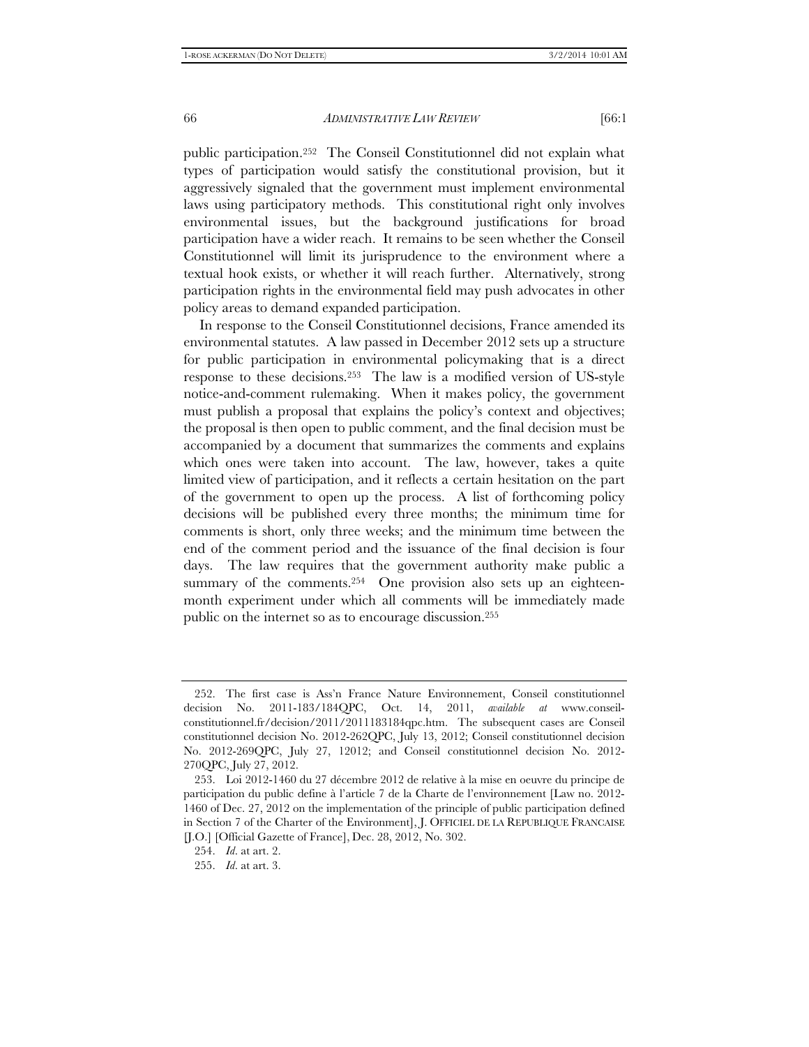public participation.[252] The Conseil Constitutionnel did not explain what types of participation would satisfy the constitutional provision, but it aggressively signaled that the government must implement environmental laws using participatory methods. This constitutional right only involves environmental issues, but the background justifications for broad participation have a wider reach. It remains to be seen whether the Conseil Constitutionnel will limit its jurisprudence to the environment where a textual hook exists, or whether it will reach further. Alternatively, strong participation rights in the environmental field may push advocates in other policy areas to demand expanded participation.

In response to the Conseil Constitutionnel decisions, France amended its environmental statutes. A law passed in December 2012 sets up a structure for public participation in environmental policymaking that is a direct response to these decisions.[253] The law is a modified version of US-style notice-and-comment rulemaking. When it makes policy, the government must publish a proposal that explains the policy's context and objectives; the proposal is then open to public comment, and the final decision must be accompanied by a document that summarizes the comments and explains which ones were taken into account. The law, however, takes a quite limited view of participation, and it reflects a certain hesitation on the part of the government to open up the process. A list of forthcoming policy decisions will be published every three months; the minimum time for comments is short, only three weeks; and the minimum time between the end of the comment period and the issuance of the final decision is four days. The law requires that the government authority make public a summary of the comments.[254] One provision also sets up an eighteen-month experiment under which all comments will be immediately made public on the internet so as to encourage discussion.[255]

---

252. The first case is Ass'n France Nature Environnement, Conseil constitutionnel decision No. 2011-183/184QPC, Oct. 14, 2011, *available at* www.conseil-constitutionnel.fr/decision/2011/2011183184qpc.htm. The subsequent cases are Conseil constitutionnel decision No. 2012-262QPC, July 13, 2012; Conseil constitutionnel decision No. 2012-269QPC, July 27, 12012; and Conseil constitutionnel decision No. 2012-270QPC, July 27, 2012.

253. Loi 2012-1460 du 27 décembre 2012 de relative à la mise en oeuvre du principe de participation du public define à l'article 7 de la Charte de l'environnement [Law no. 2012-1460 of Dec. 27, 2012 on the implementation of the principle of public participation defined in Section 7 of the Charter of the Environment], J. OFFICIEL DE LA REPUBLIQUE FRANCAISE [J.O.] [Official Gazette of France], Dec. 28, 2012, No. 302.

254. *Id.* at art. 2.

255. *Id.* at art. 3.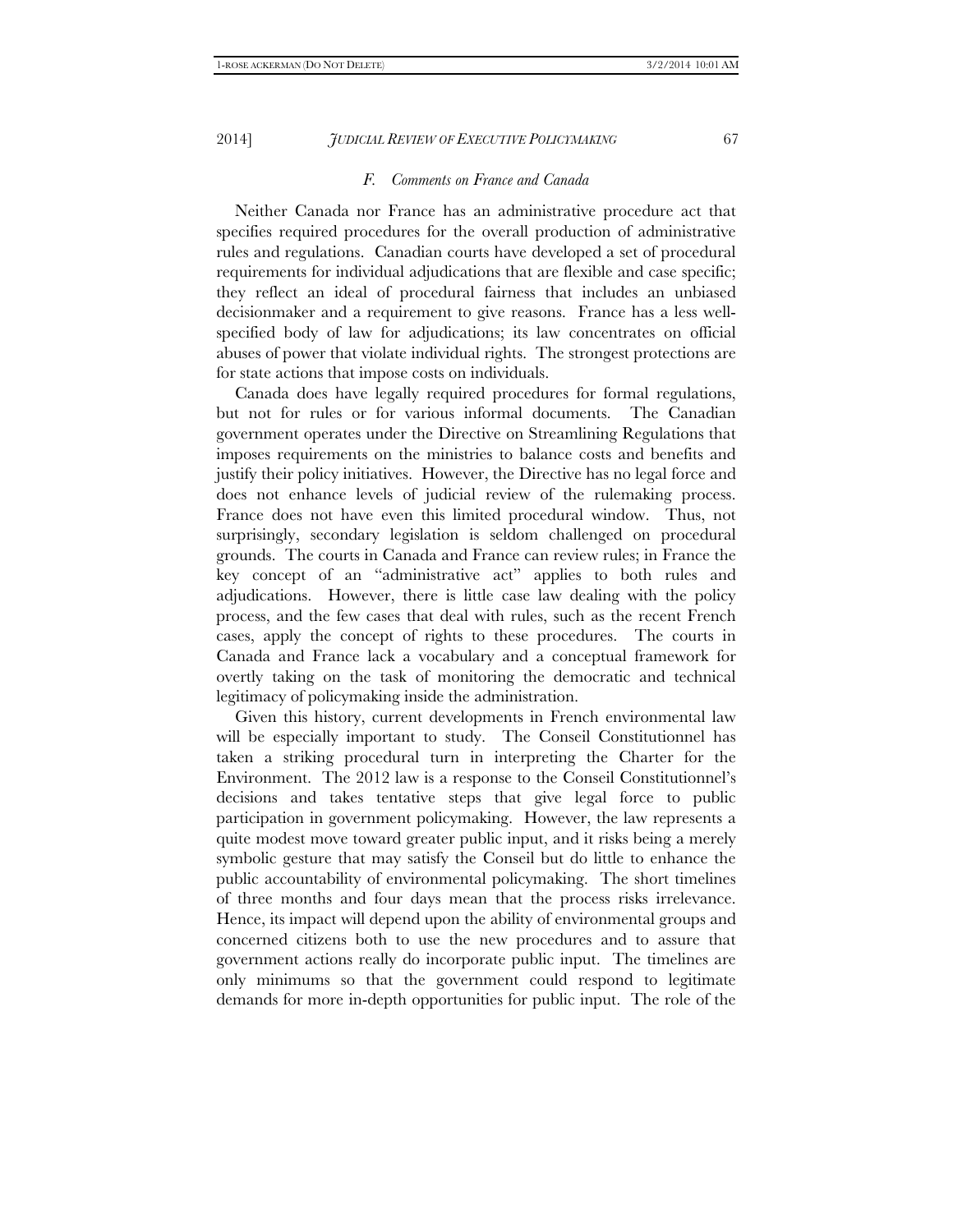### *F. Comments on France and Canada*

Neither Canada nor France has an administrative procedure act that specifies required procedures for the overall production of administrative rules and regulations. Canadian courts have developed a set of procedural requirements for individual adjudications that are flexible and case specific; they reflect an ideal of procedural fairness that includes an unbiased decisionmaker and a requirement to give reasons. France has a less well-specified body of law for adjudications; its law concentrates on official abuses of power that violate individual rights. The strongest protections are for state actions that impose costs on individuals.

Canada does have legally required procedures for formal regulations, but not for rules or for various informal documents. The Canadian government operates under the Directive on Streamlining Regulations that imposes requirements on the ministries to balance costs and benefits and justify their policy initiatives. However, the Directive has no legal force and does not enhance levels of judicial review of the rulemaking process. France does not have even this limited procedural window. Thus, not surprisingly, secondary legislation is seldom challenged on procedural grounds. The courts in Canada and France can review rules; in France the key concept of an "administrative act" applies to both rules and adjudications. However, there is little case law dealing with the policy process, and the few cases that deal with rules, such as the recent French cases, apply the concept of rights to these procedures. The courts in Canada and France lack a vocabulary and a conceptual framework for overtly taking on the task of monitoring the democratic and technical legitimacy of policymaking inside the administration.

Given this history, current developments in French environmental law will be especially important to study. The Conseil Constitutionnel has taken a striking procedural turn in interpreting the Charter for the Environment. The 2012 law is a response to the Conseil Constitutionnel's decisions and takes tentative steps that give legal force to public participation in government policymaking. However, the law represents a quite modest move toward greater public input, and it risks being a merely symbolic gesture that may satisfy the Conseil but do little to enhance the public accountability of environmental policymaking. The short timelines of three months and four days mean that the process risks irrelevance. Hence, its impact will depend upon the ability of environmental groups and concerned citizens both to use the new procedures and to assure that government actions really do incorporate public input. The timelines are only minimums so that the government could respond to legitimate demands for more in-depth opportunities for public input. The role of the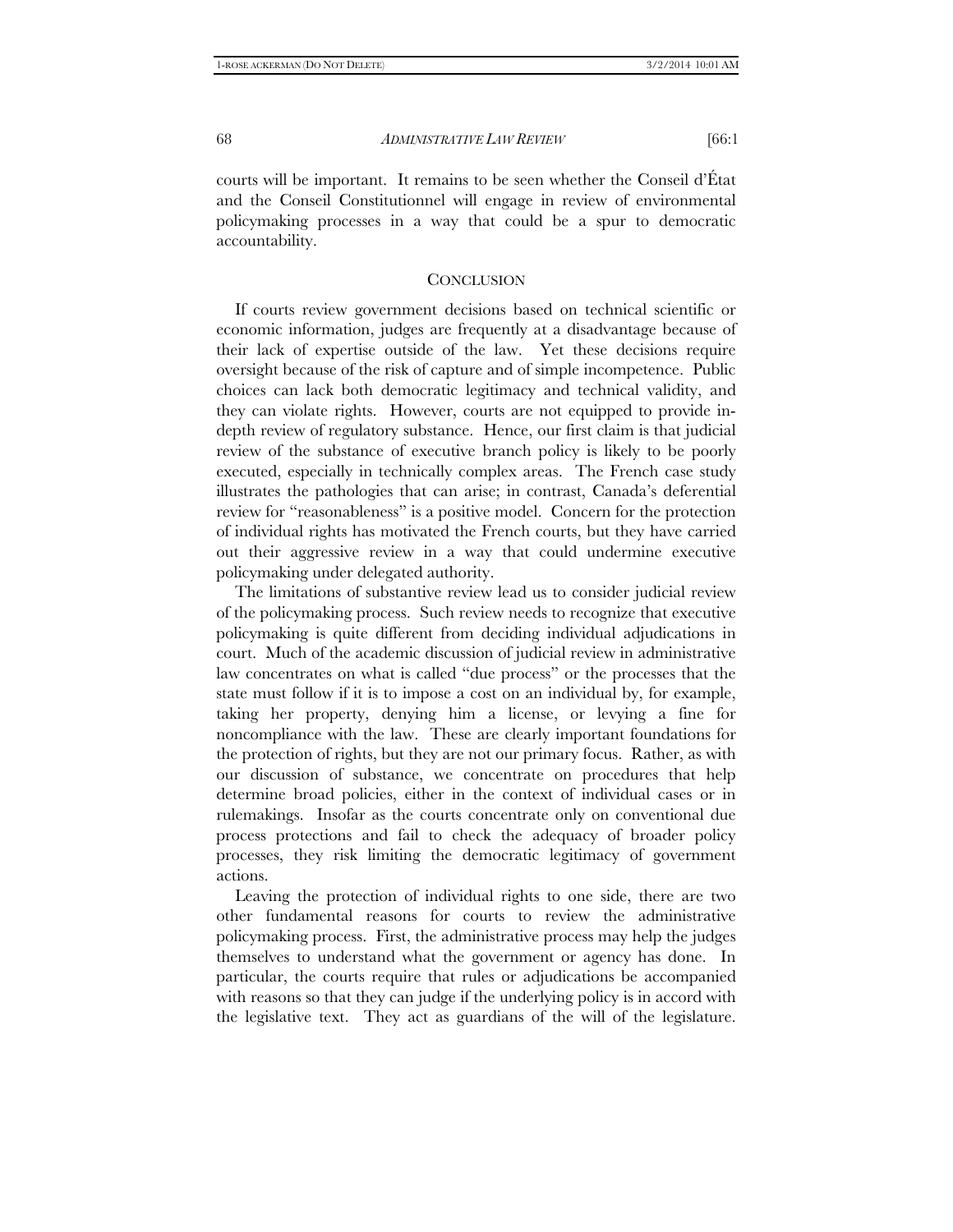courts will be important. It remains to be seen whether the Conseil d'État and the Conseil Constitutionnel will engage in review of environmental policymaking processes in a way that could be a spur to democratic accountability.

## CONCLUSION

If courts review government decisions based on technical scientific or economic information, judges are frequently at a disadvantage because of their lack of expertise outside of the law. Yet these decisions require oversight because of the risk of capture and of simple incompetence. Public choices can lack both democratic legitimacy and technical validity, and they can violate rights. However, courts are not equipped to provide in-depth review of regulatory substance. Hence, our first claim is that judicial review of the substance of executive branch policy is likely to be poorly executed, especially in technically complex areas. The French case study illustrates the pathologies that can arise; in contrast, Canada's deferential review for "reasonableness" is a positive model. Concern for the protection of individual rights has motivated the French courts, but they have carried out their aggressive review in a way that could undermine executive policymaking under delegated authority.

The limitations of substantive review lead us to consider judicial review of the policymaking process. Such review needs to recognize that executive policymaking is quite different from deciding individual adjudications in court. Much of the academic discussion of judicial review in administrative law concentrates on what is called "due process" or the processes that the state must follow if it is to impose a cost on an individual by, for example, taking her property, denying him a license, or levying a fine for noncompliance with the law. These are clearly important foundations for the protection of rights, but they are not our primary focus. Rather, as with our discussion of substance, we concentrate on procedures that help determine broad policies, either in the context of individual cases or in rulemakings. Insofar as the courts concentrate only on conventional due process protections and fail to check the adequacy of broader policy processes, they risk limiting the democratic legitimacy of government actions.

Leaving the protection of individual rights to one side, there are two other fundamental reasons for courts to review the administrative policymaking process. First, the administrative process may help the judges themselves to understand what the government or agency has done. In particular, the courts require that rules or adjudications be accompanied with reasons so that they can judge if the underlying policy is in accord with the legislative text. They act as guardians of the will of the legislature.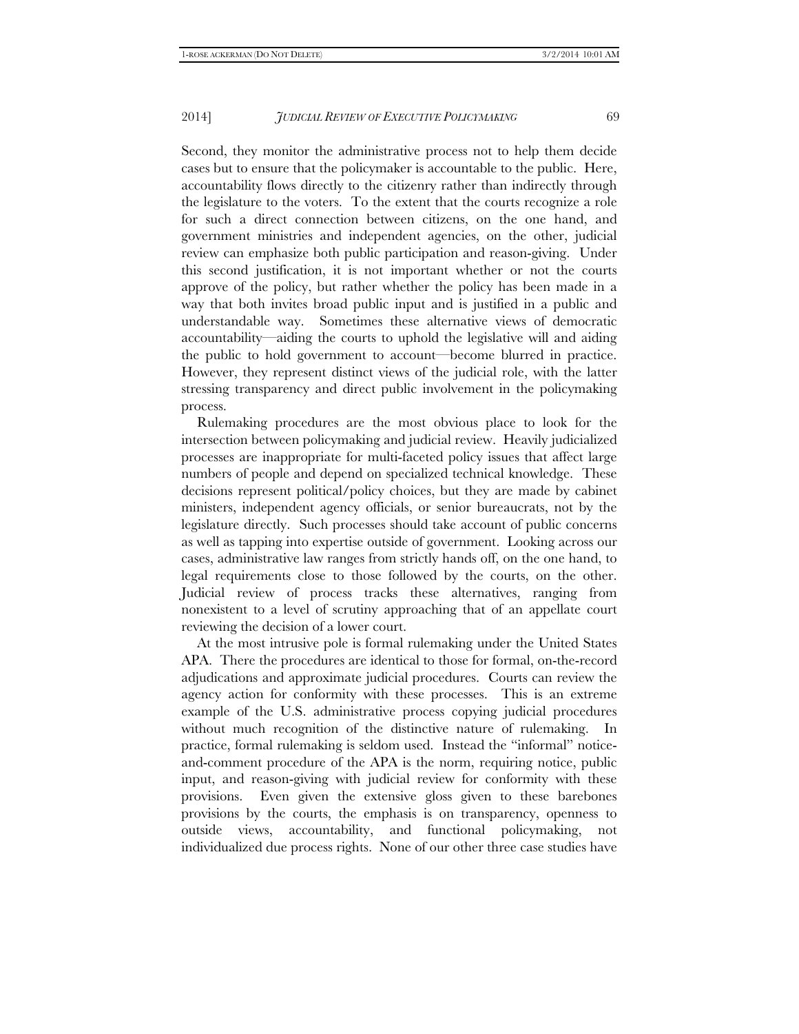Second, they monitor the administrative process not to help them decide cases but to ensure that the policymaker is accountable to the public. Here, accountability flows directly to the citizenry rather than indirectly through the legislature to the voters. To the extent that the courts recognize a role for such a direct connection between citizens, on the one hand, and government ministries and independent agencies, on the other, judicial review can emphasize both public participation and reason-giving. Under this second justification, it is not important whether or not the courts approve of the policy, but rather whether the policy has been made in a way that both invites broad public input and is justified in a public and understandable way. Sometimes these alternative views of democratic accountability—aiding the courts to uphold the legislative will and aiding the public to hold government to account—become blurred in practice. However, they represent distinct views of the judicial role, with the latter stressing transparency and direct public involvement in the policymaking process.

Rulemaking procedures are the most obvious place to look for the intersection between policymaking and judicial review. Heavily judicialized processes are inappropriate for multi-faceted policy issues that affect large numbers of people and depend on specialized technical knowledge. These decisions represent political/policy choices, but they are made by cabinet ministers, independent agency officials, or senior bureaucrats, not by the legislature directly. Such processes should take account of public concerns as well as tapping into expertise outside of government. Looking across our cases, administrative law ranges from strictly hands off, on the one hand, to legal requirements close to those followed by the courts, on the other. Judicial review of process tracks these alternatives, ranging from nonexistent to a level of scrutiny approaching that of an appellate court reviewing the decision of a lower court.

At the most intrusive pole is formal rulemaking under the United States APA. There the procedures are identical to those for formal, on-the-record adjudications and approximate judicial procedures. Courts can review the agency action for conformity with these processes. This is an extreme example of the U.S. administrative process copying judicial procedures without much recognition of the distinctive nature of rulemaking. In practice, formal rulemaking is seldom used. Instead the "informal" notice-and-comment procedure of the APA is the norm, requiring notice, public input, and reason-giving with judicial review for conformity with these provisions. Even given the extensive gloss given to these barebones provisions by the courts, the emphasis is on transparency, openness to outside views, accountability, and functional policymaking, not individualized due process rights. None of our other three case studies have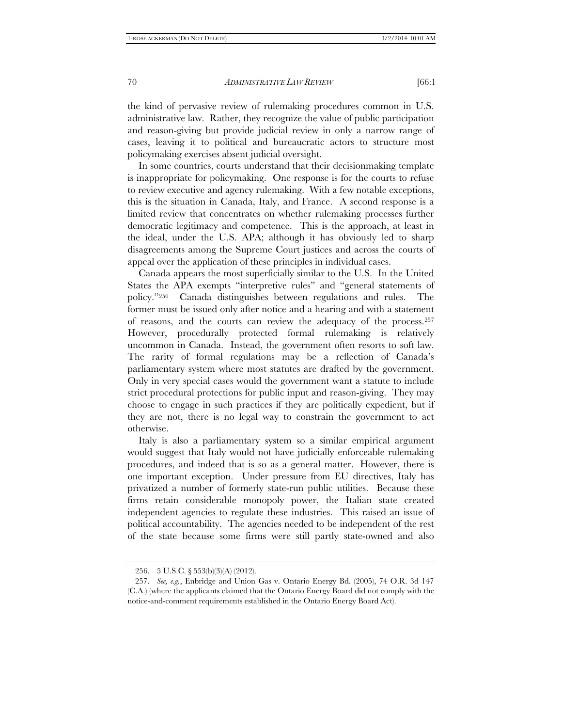the kind of pervasive review of rulemaking procedures common in U.S. administrative law. Rather, they recognize the value of public participation and reason-giving but provide judicial review in only a narrow range of cases, leaving it to political and bureaucratic actors to structure most policymaking exercises absent judicial oversight.

In some countries, courts understand that their decisionmaking template is inappropriate for policymaking. One response is for the courts to refuse to review executive and agency rulemaking. With a few notable exceptions, this is the situation in Canada, Italy, and France. A second response is a limited review that concentrates on whether rulemaking processes further democratic legitimacy and competence. This is the approach, at least in the ideal, under the U.S. APA; although it has obviously led to sharp disagreements among the Supreme Court justices and across the courts of appeal over the application of these principles in individual cases.

Canada appears the most superficially similar to the U.S. In the United States the APA exempts "interpretive rules" and "general statements of policy."[256] Canada distinguishes between regulations and rules. The former must be issued only after notice and a hearing and with a statement of reasons, and the courts can review the adequacy of the process.[257] However, procedurally protected formal rulemaking is relatively uncommon in Canada. Instead, the government often resorts to soft law. The rarity of formal regulations may be a reflection of Canada's parliamentary system where most statutes are drafted by the government. Only in very special cases would the government want a statute to include strict procedural protections for public input and reason-giving. They may choose to engage in such practices if they are politically expedient, but if they are not, there is no legal way to constrain the government to act otherwise.

Italy is also a parliamentary system so a similar empirical argument would suggest that Italy would not have judicially enforceable rulemaking procedures, and indeed that is so as a general matter. However, there is one important exception. Under pressure from EU directives, Italy has privatized a number of formerly state-run public utilities. Because these firms retain considerable monopoly power, the Italian state created independent agencies to regulate these industries. This raised an issue of political accountability. The agencies needed to be independent of the rest of the state because some firms were still partly state-owned and also

---

256. 5 U.S.C. § 553(b)(3)(A) (2012).

257. *See, e.g.*, Enbridge and Union Gas v. Ontario Energy Bd. (2005), 74 O.R. 3d 147 (C.A.) (where the applicants claimed that the Ontario Energy Board did not comply with the notice-and-comment requirements established in the Ontario Energy Board Act).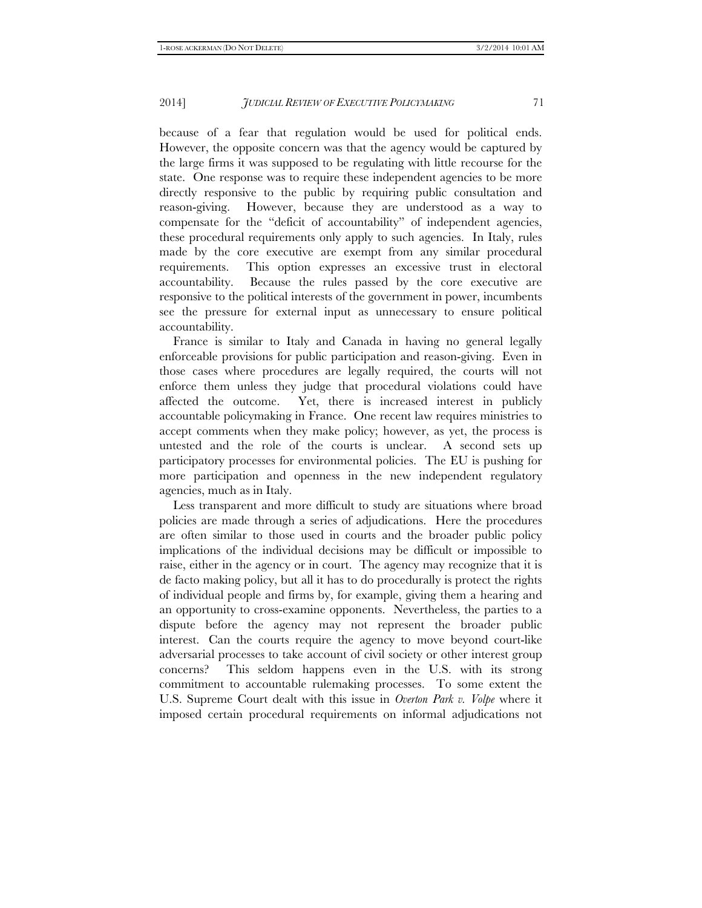because of a fear that regulation would be used for political ends. However, the opposite concern was that the agency would be captured by the large firms it was supposed to be regulating with little recourse for the state. One response was to require these independent agencies to be more directly responsive to the public by requiring public consultation and reason-giving. However, because they are understood as a way to compensate for the "deficit of accountability" of independent agencies, these procedural requirements only apply to such agencies. In Italy, rules made by the core executive are exempt from any similar procedural requirements. This option expresses an excessive trust in electoral accountability. Because the rules passed by the core executive are responsive to the political interests of the government in power, incumbents see the pressure for external input as unnecessary to ensure political accountability.

France is similar to Italy and Canada in having no general legally enforceable provisions for public participation and reason-giving. Even in those cases where procedures are legally required, the courts will not enforce them unless they judge that procedural violations could have affected the outcome. Yet, there is increased interest in publicly accountable policymaking in France. One recent law requires ministries to accept comments when they make policy; however, as yet, the process is untested and the role of the courts is unclear. A second sets up participatory processes for environmental policies. The EU is pushing for more participation and openness in the new independent regulatory agencies, much as in Italy.

Less transparent and more difficult to study are situations where broad policies are made through a series of adjudications. Here the procedures are often similar to those used in courts and the broader public policy implications of the individual decisions may be difficult or impossible to raise, either in the agency or in court. The agency may recognize that it is de facto making policy, but all it has to do procedurally is protect the rights of individual people and firms by, for example, giving them a hearing and an opportunity to cross-examine opponents. Nevertheless, the parties to a dispute before the agency may not represent the broader public interest. Can the courts require the agency to move beyond court-like adversarial processes to take account of civil society or other interest group concerns? This seldom happens even in the U.S. with its strong commitment to accountable rulemaking processes. To some extent the U.S. Supreme Court dealt with this issue in *Overton Park v. Volpe* where it imposed certain procedural requirements on informal adjudications not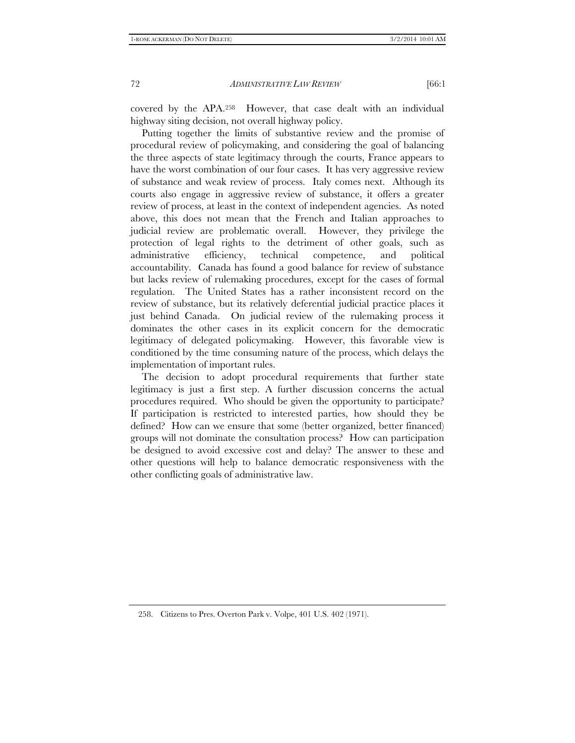covered by the APA.[258] However, that case dealt with an individual highway siting decision, not overall highway policy.

Putting together the limits of substantive review and the promise of procedural review of policymaking, and considering the goal of balancing the three aspects of state legitimacy through the courts, France appears to have the worst combination of our four cases. It has very aggressive review of substance and weak review of process. Italy comes next. Although its courts also engage in aggressive review of substance, it offers a greater review of process, at least in the context of independent agencies. As noted above, this does not mean that the French and Italian approaches to judicial review are problematic overall. However, they privilege the protection of legal rights to the detriment of other goals, such as administrative efficiency, technical competence, and political accountability. Canada has found a good balance for review of substance but lacks review of rulemaking procedures, except for the cases of formal regulation. The United States has a rather inconsistent record on the review of substance, but its relatively deferential judicial practice places it just behind Canada. On judicial review of the rulemaking process it dominates the other cases in its explicit concern for the democratic legitimacy of delegated policymaking. However, this favorable view is conditioned by the time consuming nature of the process, which delays the implementation of important rules.

The decision to adopt procedural requirements that further state legitimacy is just a first step. A further discussion concerns the actual procedures required. Who should be given the opportunity to participate? If participation is restricted to interested parties, how should they be defined? How can we ensure that some (better organized, better financed) groups will not dominate the consultation process? How can participation be designed to avoid excessive cost and delay? The answer to these and other questions will help to balance democratic responsiveness with the other conflicting goals of administrative law.

---

258. Citizens to Pres. Overton Park v. Volpe, 401 U.S. 402 (1971).